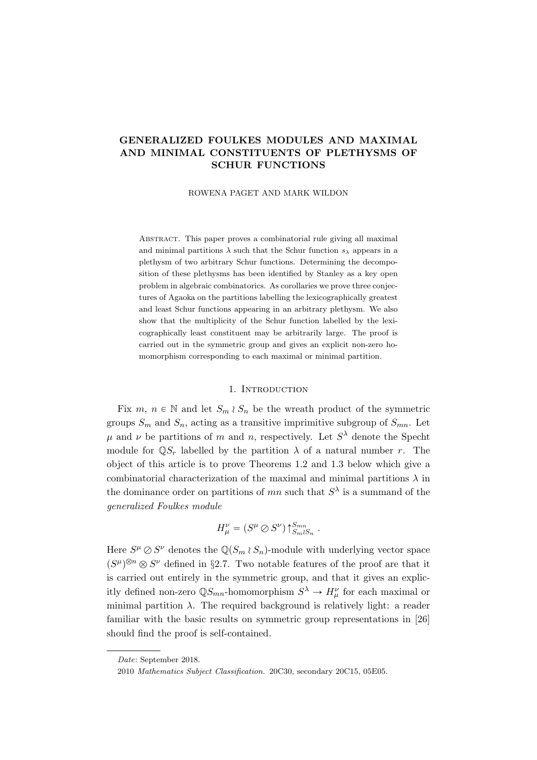# GENERALIZED FOULKES MODULES AND MAXIMAL AND MINIMAL CONSTITUENTS OF PLETHYSMS OF SCHUR FUNCTIONS

ROWENA PAGET AND MARK WILDON

Abstract. This paper proves a combinatorial rule giving all maximal and minimal partitions $\lambda$ such that the Schur function $s_\lambda$ appears in a plethysm of two arbitrary Schur functions. Determining the decomposition of these plethysms has been identified by Stanley as a key open problem in algebraic combinatorics. As corollaries we prove three conjectures of Agaoka on the partitions labelling the lexicographically greatest and least Schur functions appearing in an arbitrary plethysm. We also show that the multiplicity of the Schur function labelled by the lexicographically least constituent may be arbitrarily large. The proof is carried out in the symmetric group and gives an explicit non-zero homomorphism corresponding to each maximal or minimal partition.

## 1. Introduction

Fix $m$, $n \in \mathbb{N}$ and let $S_m \wr S_n$ be the wreath product of the symmetric groups $S_m$ and $S_n$, acting as a transitive imprimitive subgroup of $S_{mn}$. Let $\mu$ and $\nu$ be partitions of $m$ and $n$, respectively. Let $S^\lambda$ denote the Specht module for $\mathbb{Q}S_r$ labelled by the partition $\lambda$ of a natural number $r$. The object of this article is to prove Theorems 1.2 and 1.3 below which give a combinatorial characterization of the maximal and minimal partitions $\lambda$ in the dominance order on partitions of $mn$ such that $S^\lambda$ is a summand of the *generalized Foulkes module*

$$H^\nu_\mu = (S^\mu \oslash S^\nu)\big\uparrow^{S_{mn}}_{S_m \wr S_n}.$$

Here $S^\mu \oslash S^\nu$ denotes the $\mathbb{Q}(S_m \wr S_n)$-module with underlying vector space $(S^\mu)^{\otimes n} \otimes S^\nu$ defined in §2.7. Two notable features of the proof are that it is carried out entirely in the symmetric group, and that it gives an explicitly defined non-zero $\mathbb{Q}S_{mn}$-homomorphism $S^\lambda \to H^\nu_\mu$ for each maximal or minimal partition $\lambda$. The required background is relatively light: a reader familiar with the basic results on symmetric group representations in [26] should find the proof is self-contained.

*Date*: September 2018.

2010 *Mathematics Subject Classification.* 20C30, secondary 20C15, 05E05.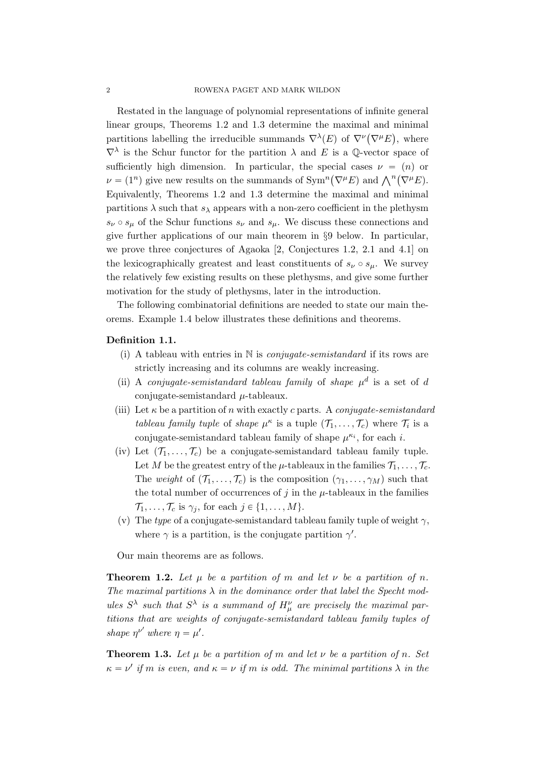Restated in the language of polynomial representations of infinite general linear groups, Theorems 1.2 and 1.3 determine the maximal and minimal partitions labelling the irreducible summands $\nabla^\lambda(E)$ of $\nabla^\nu(\nabla^\mu E)$, where $\nabla^\lambda$ is the Schur functor for the partition $\lambda$ and $E$ is a $\mathbb{Q}$-vector space of sufficiently high dimension. In particular, the special cases $\nu = (n)$ or $\nu = (1^n)$ give new results on the summands of $\mathrm{Sym}^n(\nabla^\mu E)$ and $\bigwedge^n(\nabla^\mu E)$. Equivalently, Theorems 1.2 and 1.3 determine the maximal and minimal partitions $\lambda$ such that $s_\lambda$ appears with a non-zero coefficient in the plethysm $s_\nu \circ s_\mu$ of the Schur functions $s_\nu$ and $s_\mu$. We discuss these connections and give further applications of our main theorem in §9 below. In particular, we prove three conjectures of Agaoka [2, Conjectures 1.2, 2.1 and 4.1] on the lexicographically greatest and least constituents of $s_\nu \circ s_\mu$. We survey the relatively few existing results on these plethysms, and give some further motivation for the study of plethysms, later in the introduction.

The following combinatorial definitions are needed to state our main theorems. Example 1.4 below illustrates these definitions and theorems.

**Definition 1.1.**

(i) A tableau with entries in $\mathbb{N}$ is *conjugate-semistandard* if its rows are strictly increasing and its columns are weakly increasing.

(ii) A *conjugate-semistandard tableau family* of *shape* $\mu^d$ is a set of $d$ conjugate-semistandard $\mu$-tableaux.

(iii) Let $\kappa$ be a partition of $n$ with exactly $c$ parts. A *conjugate-semistandard tableau family tuple* of *shape* $\mu^\kappa$ is a tuple $(\mathcal{T}_1, \ldots, \mathcal{T}_c)$ where $\mathcal{T}_i$ is a conjugate-semistandard tableau family of shape $\mu^{\kappa_i}$, for each $i$.

(iv) Let $(\mathcal{T}_1, \ldots, \mathcal{T}_c)$ be a conjugate-semistandard tableau family tuple. Let $M$ be the greatest entry of the $\mu$-tableaux in the families $\mathcal{T}_1, \ldots, \mathcal{T}_c$. The *weight* of $(\mathcal{T}_1, \ldots, \mathcal{T}_c)$ is the composition $(\gamma_1, \ldots, \gamma_M)$ such that the total number of occurrences of $j$ in the $\mu$-tableaux in the families $\mathcal{T}_1, \ldots, \mathcal{T}_c$ is $\gamma_j$, for each $j \in \{1, \ldots, M\}$.

(v) The *type* of a conjugate-semistandard tableau family tuple of weight $\gamma$, where $\gamma$ is a partition, is the conjugate partition $\gamma'$.

Our main theorems are as follows.

**Theorem 1.2.** *Let $\mu$ be a partition of $m$ and let $\nu$ be a partition of $n$. The maximal partitions $\lambda$ in the dominance order that label the Specht modules $S^\lambda$ such that $S^\lambda$ is a summand of $H^\nu_\mu$ are precisely the maximal partitions that are weights of conjugate-semistandard tableau family tuples of shape $\eta^{\nu'}$ where $\eta = \mu'$.*

**Theorem 1.3.** *Let $\mu$ be a partition of $m$ and let $\nu$ be a partition of $n$. Set $\kappa = \nu'$ if $m$ is even, and $\kappa = \nu$ if $m$ is odd. The minimal partitions $\lambda$ in the*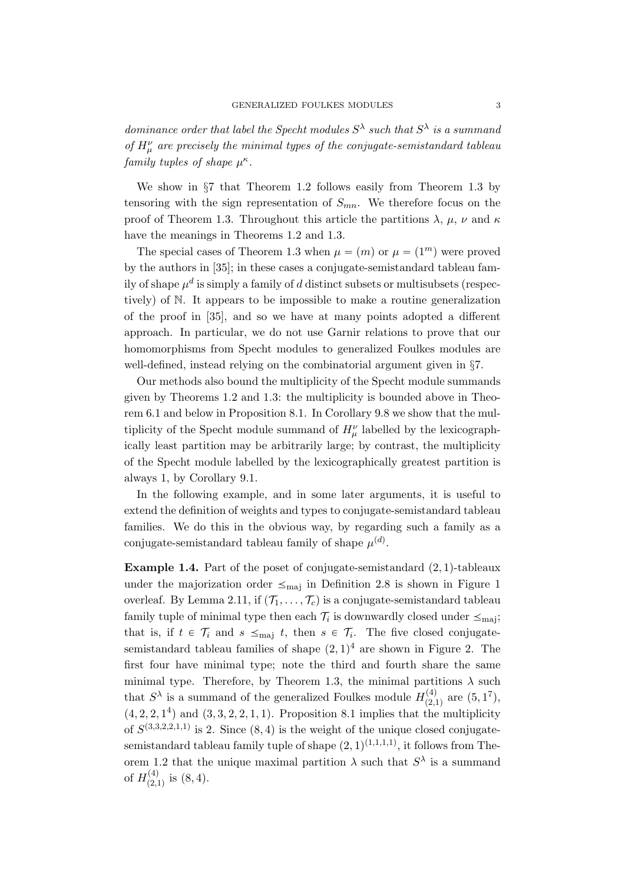*dominance order that label the Specht modules $S^\lambda$ such that $S^\lambda$ is a summand of $H^\nu_\mu$ are precisely the minimal types of the conjugate-semistandard tableau family tuples of shape $\mu^\kappa$.*

We show in §7 that Theorem 1.2 follows easily from Theorem 1.3 by tensoring with the sign representation of $S_{mn}$. We therefore focus on the proof of Theorem 1.3. Throughout this article the partitions $\lambda$, $\mu$, $\nu$ and $\kappa$ have the meanings in Theorems 1.2 and 1.3.

The special cases of Theorem 1.3 when $\mu = (m)$ or $\mu = (1^m)$ were proved by the authors in [35]; in these cases a conjugate-semistandard tableau family of shape $\mu^d$ is simply a family of $d$ distinct subsets or multisubsets (respectively) of $\mathbb{N}$. It appears to be impossible to make a routine generalization of the proof in [35], and so we have at many points adopted a different approach. In particular, we do not use Garnir relations to prove that our homomorphisms from Specht modules to generalized Foulkes modules are well-defined, instead relying on the combinatorial argument given in §7.

Our methods also bound the multiplicity of the Specht module summands given by Theorems 1.2 and 1.3: the multiplicity is bounded above in Theorem 6.1 and below in Proposition 8.1. In Corollary 9.8 we show that the multiplicity of the Specht module summand of $H^\nu_\mu$ labelled by the lexicographically least partition may be arbitrarily large; by contrast, the multiplicity of the Specht module labelled by the lexicographically greatest partition is always 1, by Corollary 9.1.

In the following example, and in some later arguments, it is useful to extend the definition of weights and types to conjugate-semistandard tableau families. We do this in the obvious way, by regarding such a family as a conjugate-semistandard tableau family of shape $\mu^{(d)}$.

**Example 1.4.** Part of the poset of conjugate-semistandard $(2,1)$-tableaux under the majorization order $\preceq_{\mathrm{maj}}$ in Definition 2.8 is shown in Figure 1 overleaf. By Lemma 2.11, if $(\mathcal{T}_1, \ldots, \mathcal{T}_c)$ is a conjugate-semistandard tableau family tuple of minimal type then each $\mathcal{T}_i$ is downwardly closed under $\preceq_{\mathrm{maj}}$; that is, if $t \in \mathcal{T}_i$ and $s \preceq_{\mathrm{maj}} t$, then $s \in \mathcal{T}_i$. The five closed conjugate-semistandard tableau families of shape $(2,1)^4$ are shown in Figure 2. The first four have minimal type; note the third and fourth share the same minimal type. Therefore, by Theorem 1.3, the minimal partitions $\lambda$ such that $S^\lambda$ is a summand of the generalized Foulkes module $H^{(4)}_{(2,1)}$ are $(5,1^7)$, $(4,2,2,1^4)$ and $(3,3,2,2,1,1)$. Proposition 8.1 implies that the multiplicity of $S^{(3,3,2,2,1,1)}$ is 2. Since $(8,4)$ is the weight of the unique closed conjugate-semistandard tableau family tuple of shape $(2,1)^{(1,1,1,1)}$, it follows from Theorem 1.2 that the unique maximal partition $\lambda$ such that $S^\lambda$ is a summand of $H^{(4)}_{(2,1)}$ is $(8,4)$.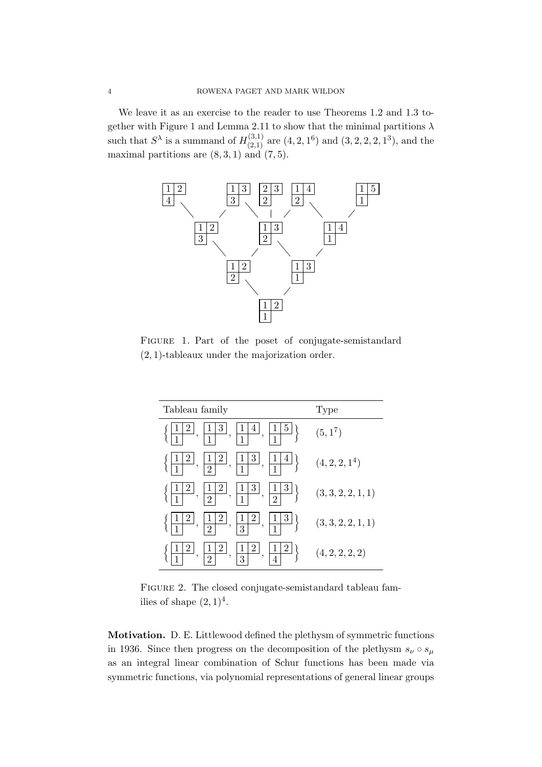We leave it as an exercise to the reader to use Theorems 1.2 and 1.3 together with Figure 1 and Lemma 2.11 to show that the minimal partitions $\lambda$ such that $S^\lambda$ is a summand of $H^{(3,1)}_{(2,1)}$ are $(4,2,1^6)$ and $(3,2,2,2,1^3)$, and the maximal partitions are $(8,3,1)$ and $(7,5)$.

FIGURE 1. Part of the poset of conjugate-semistandard $(2,1)$-tableaux under the majorization order.

| Tableau family | Type |
|---|---|
| $\left\{ \begin{smallmatrix}1&2\\1\end{smallmatrix}, \begin{smallmatrix}1&3\\1\end{smallmatrix}, \begin{smallmatrix}1&4\\1\end{smallmatrix}, \begin{smallmatrix}1&5\\1\end{smallmatrix} \right\}$ | $(5,1^7)$ |
| $\left\{ \begin{smallmatrix}1&2\\1\end{smallmatrix}, \begin{smallmatrix}1&2\\2\end{smallmatrix}, \begin{smallmatrix}1&3\\1\end{smallmatrix}, \begin{smallmatrix}1&4\\1\end{smallmatrix} \right\}$ | $(4,2,2,1^4)$ |
| $\left\{ \begin{smallmatrix}1&2\\1\end{smallmatrix}, \begin{smallmatrix}1&2\\2\end{smallmatrix}, \begin{smallmatrix}1&3\\1\end{smallmatrix}, \begin{smallmatrix}1&3\\2\end{smallmatrix} \right\}$ | $(3,3,2,2,1,1)$ |
| $\left\{ \begin{smallmatrix}1&2\\1\end{smallmatrix}, \begin{smallmatrix}1&2\\2\end{smallmatrix}, \begin{smallmatrix}1&2\\3\end{smallmatrix}, \begin{smallmatrix}1&3\\1\end{smallmatrix} \right\}$ | $(3,3,2,2,1,1)$ |
| $\left\{ \begin{smallmatrix}1&2\\1\end{smallmatrix}, \begin{smallmatrix}1&2\\2\end{smallmatrix}, \begin{smallmatrix}1&2\\3\end{smallmatrix}, \begin{smallmatrix}1&2\\4\end{smallmatrix} \right\}$ | $(4,2,2,2,2)$ |

FIGURE 2. The closed conjugate-semistandard tableau families of shape $(2,1)^4$.

**Motivation.** D. E. Littlewood defined the plethysm of symmetric functions in 1936. Since then progress on the decomposition of the plethysm $s_\nu \circ s_\mu$ as an integral linear combination of Schur functions has been made via symmetric functions, via polynomial representations of general linear groups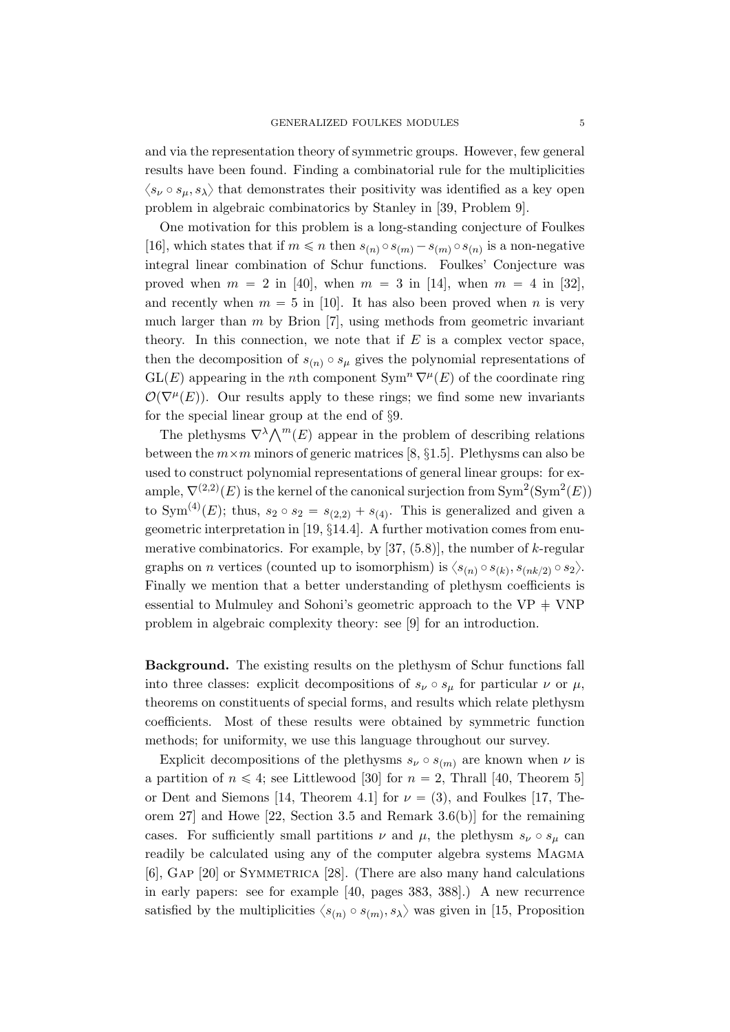and via the representation theory of symmetric groups. However, few general results have been found. Finding a combinatorial rule for the multiplicities $\langle s_\nu \circ s_\mu, s_\lambda \rangle$ that demonstrates their positivity was identified as a key open problem in algebraic combinatorics by Stanley in [39, Problem 9].

One motivation for this problem is a long-standing conjecture of Foulkes [16], which states that if $m \leqslant n$ then $s_{(n)} \circ s_{(m)} - s_{(m)} \circ s_{(n)}$ is a non-negative integral linear combination of Schur functions. Foulkes' Conjecture was proved when $m = 2$ in [40], when $m = 3$ in [14], when $m = 4$ in [32], and recently when $m = 5$ in [10]. It has also been proved when $n$ is very much larger than $m$ by Brion [7], using methods from geometric invariant theory. In this connection, we note that if $E$ is a complex vector space, then the decomposition of $s_{(n)} \circ s_\mu$ gives the polynomial representations of $\mathrm{GL}(E)$ appearing in the $n$th component $\mathrm{Sym}^n \nabla^\mu(E)$ of the coordinate ring $\mathcal{O}(\nabla^\mu(E))$. Our results apply to these rings; we find some new invariants for the special linear group at the end of §9.

The plethysms $\nabla^\lambda \bigwedge^m(E)$ appear in the problem of describing relations between the $m \times m$ minors of generic matrices [8, §1.5]. Plethysms can also be used to construct polynomial representations of general linear groups: for example, $\nabla^{(2,2)}(E)$ is the kernel of the canonical surjection from $\mathrm{Sym}^2(\mathrm{Sym}^2(E))$ to $\mathrm{Sym}^{(4)}(E)$; thus, $s_2 \circ s_2 = s_{(2,2)} + s_{(4)}$. This is generalized and given a geometric interpretation in [19, §14.4]. A further motivation comes from enumerative combinatorics. For example, by [37, (5.8)], the number of $k$-regular graphs on $n$ vertices (counted up to isomorphism) is $\langle s_{(n)} \circ s_{(k)}, s_{(nk/2)} \circ s_2 \rangle$. Finally we mention that a better understanding of plethysm coefficients is essential to Mulmuley and Sohoni's geometric approach to the $\mathrm{VP} \neq \mathrm{VNP}$ problem in algebraic complexity theory: see [9] for an introduction.

**Background.** The existing results on the plethysm of Schur functions fall into three classes: explicit decompositions of $s_\nu \circ s_\mu$ for particular $\nu$ or $\mu$, theorems on constituents of special forms, and results which relate plethysm coefficients. Most of these results were obtained by symmetric function methods; for uniformity, we use this language throughout our survey.

Explicit decompositions of the plethysms $s_\nu \circ s_{(m)}$ are known when $\nu$ is a partition of $n \leqslant 4$; see Littlewood [30] for $n = 2$, Thrall [40, Theorem 5] or Dent and Siemons [14, Theorem 4.1] for $\nu = (3)$, and Foulkes [17, Theorem 27] and Howe [22, Section 3.5 and Remark 3.6(b)] for the remaining cases. For sufficiently small partitions $\nu$ and $\mu$, the plethysm $s_\nu \circ s_\mu$ can readily be calculated using any of the computer algebra systems MAGMA [6], GAP [20] or SYMMETRICA [28]. (There are also many hand calculations in early papers: see for example [40, pages 383, 388].) A new recurrence satisfied by the multiplicities $\langle s_{(n)} \circ s_{(m)}, s_\lambda \rangle$ was given in [15, Proposition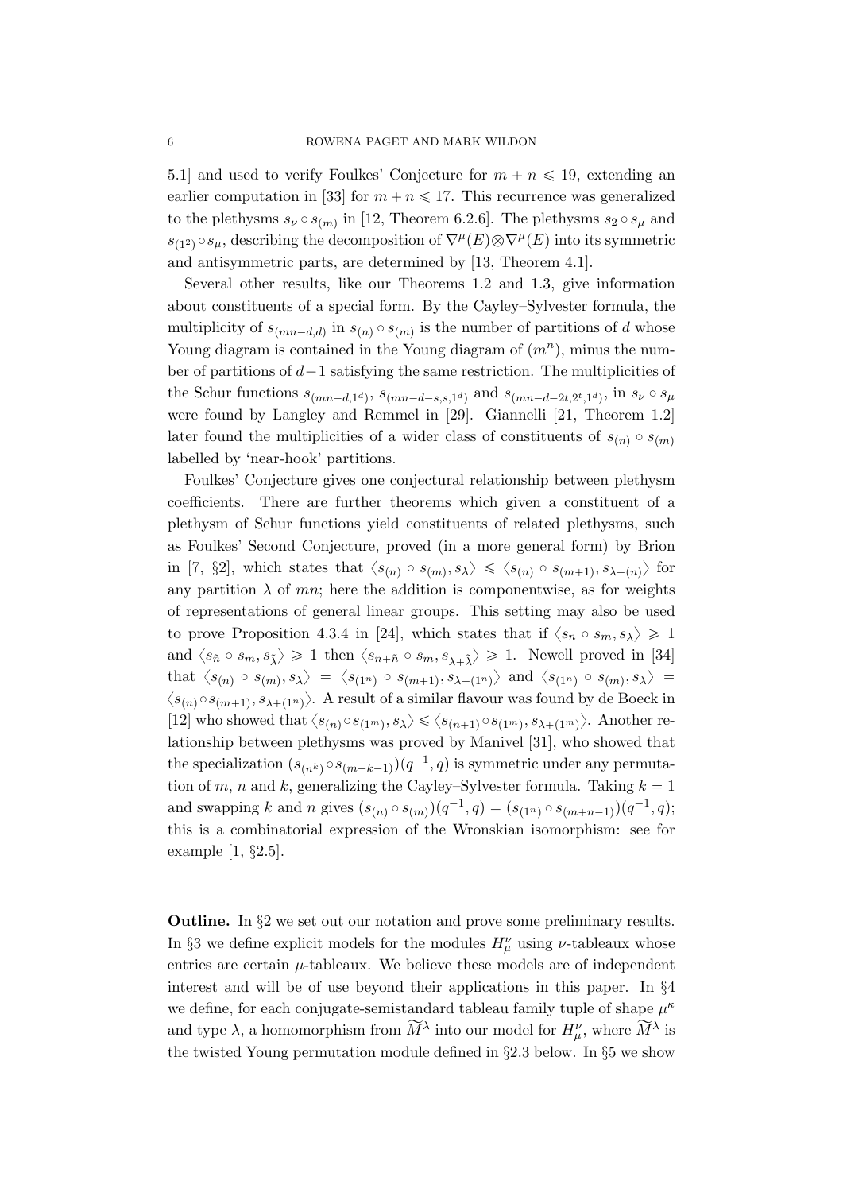5.1] and used to verify Foulkes' Conjecture for $m + n \leqslant 19$, extending an earlier computation in [33] for $m + n \leqslant 17$. This recurrence was generalized to the plethysms $s_\nu \circ s_{(m)}$ in [12, Theorem 6.2.6]. The plethysms $s_2 \circ s_\mu$ and $s_{(1^2)} \circ s_\mu$, describing the decomposition of $\nabla^\mu(E) \otimes \nabla^\mu(E)$ into its symmetric and antisymmetric parts, are determined by [13, Theorem 4.1].

Several other results, like our Theorems 1.2 and 1.3, give information about constituents of a special form. By the Cayley–Sylvester formula, the multiplicity of $s_{(mn-d,d)}$ in $s_{(n)} \circ s_{(m)}$ is the number of partitions of $d$ whose Young diagram is contained in the Young diagram of $(m^n)$, minus the number of partitions of $d-1$ satisfying the same restriction. The multiplicities of the Schur functions $s_{(mn-d,1^d)}$, $s_{(mn-d-s,s,1^d)}$ and $s_{(mn-d-2t,2^t,1^d)}$, in $s_\nu \circ s_\mu$ were found by Langley and Remmel in [29]. Giannelli [21, Theorem 1.2] later found the multiplicities of a wider class of constituents of $s_{(n)} \circ s_{(m)}$ labelled by 'near-hook' partitions.

Foulkes' Conjecture gives one conjectural relationship between plethysm coefficients. There are further theorems which given a constituent of a plethysm of Schur functions yield constituents of related plethysms, such as Foulkes' Second Conjecture, proved (in a more general form) by Brion in [7, §2], which states that $\langle s_{(n)} \circ s_{(m)}, s_\lambda \rangle \leqslant \langle s_{(n)} \circ s_{(m+1)}, s_{\lambda+(n)} \rangle$ for any partition $\lambda$ of $mn$; here the addition is componentwise, as for weights of representations of general linear groups. This setting may also be used to prove Proposition 4.3.4 in [24], which states that if $\langle s_n \circ s_m, s_\lambda \rangle \geqslant 1$ and $\langle s_{\tilde{n}} \circ s_m, s_{\tilde{\lambda}} \rangle \geqslant 1$ then $\langle s_{n+\tilde{n}} \circ s_m, s_{\lambda+\tilde{\lambda}} \rangle \geqslant 1$. Newell proved in [34] that $\langle s_{(n)} \circ s_{(m)}, s_\lambda \rangle = \langle s_{(1^n)} \circ s_{(m+1)}, s_{\lambda+(1^n)} \rangle$ and $\langle s_{(1^n)} \circ s_{(m)}, s_\lambda \rangle = \langle s_{(n)} \circ s_{(m+1)}, s_{\lambda+(1^n)} \rangle$. A result of a similar flavour was found by de Boeck in [12] who showed that $\langle s_{(n)} \circ s_{(1^m)}, s_\lambda \rangle \leqslant \langle s_{(n+1)} \circ s_{(1^m)}, s_{\lambda+(1^m)} \rangle$. Another relationship between plethysms was proved by Manivel [31], who showed that the specialization $(s_{(n^k)} \circ s_{(m+k-1)})(q^{-1}, q)$ is symmetric under any permutation of $m$, $n$ and $k$, generalizing the Cayley–Sylvester formula. Taking $k = 1$ and swapping $k$ and $n$ gives $(s_{(n)} \circ s_{(m)})(q^{-1}, q) = (s_{(1^n)} \circ s_{(m+n-1)})(q^{-1}, q)$; this is a combinatorial expression of the Wronskian isomorphism: see for example [1, §2.5].

**Outline.** In §2 we set out our notation and prove some preliminary results. In §3 we define explicit models for the modules $H^\nu_\mu$ using $\nu$-tableaux whose entries are certain $\mu$-tableaux. We believe these models are of independent interest and will be of use beyond their applications in this paper. In §4 we define, for each conjugate-semistandard tableau family tuple of shape $\mu^\kappa$ and type $\lambda$, a homomorphism from $\widetilde{M}^\lambda$ into our model for $H^\nu_\mu$, where $\widetilde{M}^\lambda$ is the twisted Young permutation module defined in §2.3 below. In §5 we show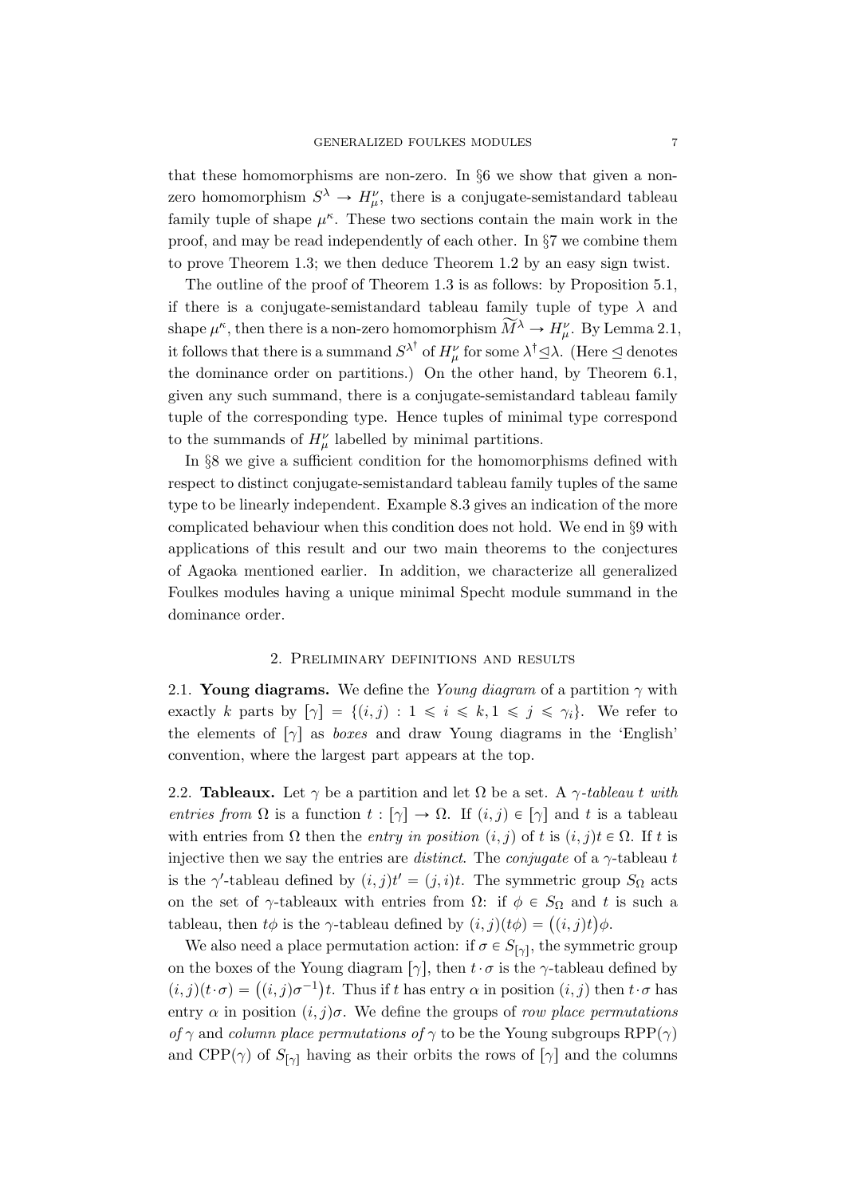that these homomorphisms are non-zero. In §6 we show that given a non-zero homomorphism $S^\lambda \to H^\nu_\mu$, there is a conjugate-semistandard tableau family tuple of shape $\mu^\kappa$. These two sections contain the main work in the proof, and may be read independently of each other. In §7 we combine them to prove Theorem 1.3; we then deduce Theorem 1.2 by an easy sign twist.

The outline of the proof of Theorem 1.3 is as follows: by Proposition 5.1, if there is a conjugate-semistandard tableau family tuple of type $\lambda$ and shape $\mu^\kappa$, then there is a non-zero homomorphism $\widetilde{M}^\lambda \to H^\nu_\mu$. By Lemma 2.1, it follows that there is a summand $S^{\lambda^\dagger}$ of $H^\nu_\mu$ for some $\lambda^\dagger \trianglelefteq \lambda$. (Here $\trianglelefteq$ denotes the dominance order on partitions.) On the other hand, by Theorem 6.1, given any such summand, there is a conjugate-semistandard tableau family tuple of the corresponding type. Hence tuples of minimal type correspond to the summands of $H^\nu_\mu$ labelled by minimal partitions.

In §8 we give a sufficient condition for the homomorphisms defined with respect to distinct conjugate-semistandard tableau family tuples of the same type to be linearly independent. Example 8.3 gives an indication of the more complicated behaviour when this condition does not hold. We end in §9 with applications of this result and our two main theorems to the conjectures of Agaoka mentioned earlier. In addition, we characterize all generalized Foulkes modules having a unique minimal Specht module summand in the dominance order.

## 2. Preliminary definitions and results

2.1. **Young diagrams.** We define the *Young diagram* of a partition $\gamma$ with exactly $k$ parts by $[\gamma] = \{(i,j) : 1 \leqslant i \leqslant k, 1 \leqslant j \leqslant \gamma_i\}$. We refer to the elements of $[\gamma]$ as *boxes* and draw Young diagrams in the 'English' convention, where the largest part appears at the top.

2.2. **Tableaux.** Let $\gamma$ be a partition and let $\Omega$ be a set. A *$\gamma$-tableau $t$ with entries from* $\Omega$ is a function $t : [\gamma] \to \Omega$. If $(i,j) \in [\gamma]$ and $t$ is a tableau with entries from $\Omega$ then the *entry in position* $(i,j)$ of $t$ is $(i,j)t \in \Omega$. If $t$ is injective then we say the entries are *distinct*. The *conjugate* of a $\gamma$-tableau $t$ is the $\gamma'$-tableau defined by $(i,j)t' = (j,i)t$. The symmetric group $S_\Omega$ acts on the set of $\gamma$-tableaux with entries from $\Omega$: if $\phi \in S_\Omega$ and $t$ is such a tableau, then $t\phi$ is the $\gamma$-tableau defined by $(i,j)(t\phi) = \big((i,j)t\big)\phi$.

We also need a place permutation action: if $\sigma \in S_{[\gamma]}$, the symmetric group on the boxes of the Young diagram $[\gamma]$, then $t \cdot \sigma$ is the $\gamma$-tableau defined by $(i,j)(t \cdot \sigma) = \big((i,j)\sigma^{-1}\big)t$. Thus if $t$ has entry $\alpha$ in position $(i,j)$ then $t \cdot \sigma$ has entry $\alpha$ in position $(i,j)\sigma$. We define the groups of *row place permutations of* $\gamma$ and *column place permutations of* $\gamma$ to be the Young subgroups $\mathrm{RPP}(\gamma)$ and $\mathrm{CPP}(\gamma)$ of $S_{[\gamma]}$ having as their orbits the rows of $[\gamma]$ and the columns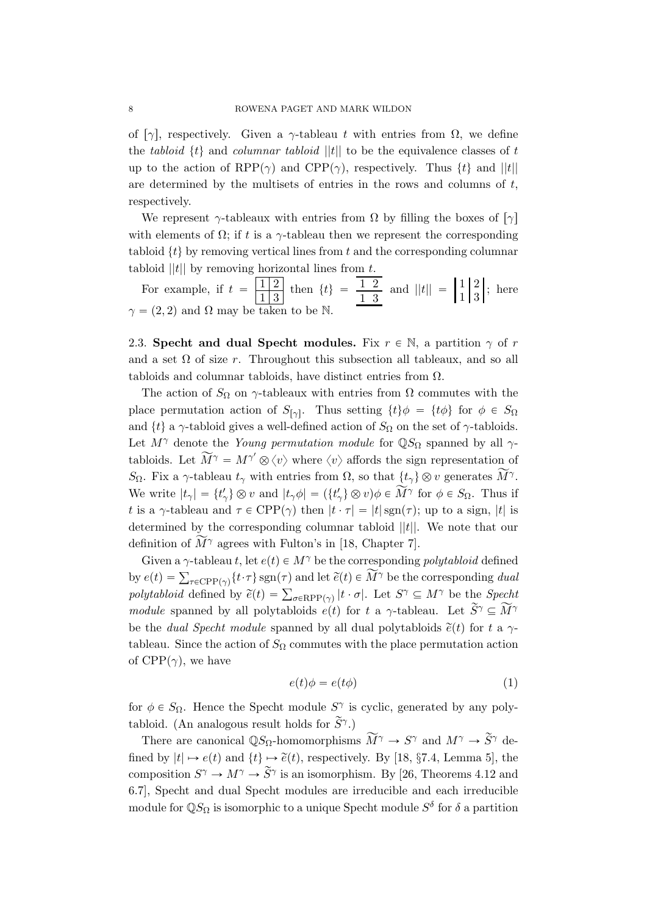of $[\gamma]$, respectively. Given a $\gamma$-tableau $t$ with entries from $\Omega$, we define the *tabloid* $\{t\}$ and *columnar tabloid* $||t||$ to be the equivalence classes of $t$ up to the action of $\mathrm{RPP}(\gamma)$ and $\mathrm{CPP}(\gamma)$, respectively. Thus $\{t\}$ and $||t||$ are determined by the multisets of entries in the rows and columns of $t$, respectively.

We represent $\gamma$-tableaux with entries from $\Omega$ by filling the boxes of $[\gamma]$ with elements of $\Omega$; if $t$ is a $\gamma$-tableau then we represent the corresponding tabloid $\{t\}$ by removing vertical lines from $t$ and the corresponding columnar tabloid $||t||$ by removing horizontal lines from $t$.

For example, if $t = \begin{array}{|c|c|}\hline 1 & 2 \\ \hline 1 & 3 \\ \hline \end{array}$ then $\{t\} = \begin{array}{cc}\hline 1 & 2 \\ \hline 1 & 3 \\ \hline \end{array}$ and $||t|| = \begin{array}{|c|c|} 1 & 2 \\ 1 & 3 \end{array}$; here $\gamma = (2, 2)$ and $\Omega$ may be taken to be $\mathbb{N}$.

## 2.3. Specht and dual Specht modules.

Fix $r \in \mathbb{N}$, a partition $\gamma$ of $r$ and a set $\Omega$ of size $r$. Throughout this subsection all tableaux, and so all tabloids and columnar tabloids, have distinct entries from $\Omega$.

The action of $S_\Omega$ on $\gamma$-tableaux with entries from $\Omega$ commutes with the place permutation action of $S_{[\gamma]}$. Thus setting $\{t\}\phi = \{t\phi\}$ for $\phi \in S_\Omega$ and $\{t\}$ a $\gamma$-tabloid gives a well-defined action of $S_\Omega$ on the set of $\gamma$-tabloids. Let $M^\gamma$ denote the *Young permutation module* for $\mathbb{Q}S_\Omega$ spanned by all $\gamma$-tabloids. Let $\widetilde{M}^\gamma = M^{\gamma'} \otimes \langle v \rangle$ where $\langle v \rangle$ affords the sign representation of $S_\Omega$. Fix a $\gamma$-tableau $t_\gamma$ with entries from $\Omega$, so that $\{t_\gamma\} \otimes v$ generates $\widetilde{M}^\gamma$. We write $|t_\gamma| = \{t'_\gamma\} \otimes v$ and $|t_\gamma\phi| = (\{t'_\gamma\} \otimes v)\phi \in \widetilde{M}^\gamma$ for $\phi \in S_\Omega$. Thus if $t$ is a $\gamma$-tableau and $\tau \in \mathrm{CPP}(\gamma)$ then $|t \cdot \tau| = |t| \operatorname{sgn}(\tau)$; up to a sign, $|t|$ is determined by the corresponding columnar tabloid $||t||$. We note that our definition of $\widetilde{M}^\gamma$ agrees with Fulton's in [18, Chapter 7].

Given a $\gamma$-tableau $t$, let $e(t) \in M^\gamma$ be the corresponding *polytabloid* defined by $e(t) = \sum_{\tau \in \mathrm{CPP}(\gamma)} \{t \cdot \tau\} \operatorname{sgn}(\tau)$ and let $\widetilde{e}(t) \in \widetilde{M}^\gamma$ be the corresponding *dual polytabloid* defined by $\widetilde{e}(t) = \sum_{\sigma \in \mathrm{RPP}(\gamma)} |t \cdot \sigma|$. Let $S^\gamma \subseteq M^\gamma$ be the *Specht module* spanned by all polytabloids $e(t)$ for $t$ a $\gamma$-tableau. Let $\widetilde{S}^\gamma \subseteq \widetilde{M}^\gamma$ be the *dual Specht module* spanned by all dual polytabloids $\widetilde{e}(t)$ for $t$ a $\gamma$-tableau. Since the action of $S_\Omega$ commutes with the place permutation action of $\mathrm{CPP}(\gamma)$, we have

$$e(t)\phi = e(t\phi) \tag{1}$$

for $\phi \in S_\Omega$. Hence the Specht module $S^\gamma$ is cyclic, generated by any polytabloid. (An analogous result holds for $\widetilde{S}^\gamma$.)

There are canonical $\mathbb{Q}S_\Omega$-homomorphisms $\widetilde{M}^\gamma \to S^\gamma$ and $M^\gamma \to \widetilde{S}^\gamma$ defined by $|t| \mapsto e(t)$ and $\{t\} \mapsto \widetilde{e}(t)$, respectively. By [18, §7.4, Lemma 5], the composition $S^\gamma \to M^\gamma \to \widetilde{S}^\gamma$ is an isomorphism. By [26, Theorems 4.12 and 6.7], Specht and dual Specht modules are irreducible and each irreducible module for $\mathbb{Q}S_\Omega$ is isomorphic to a unique Specht module $S^\delta$ for $\delta$ a partition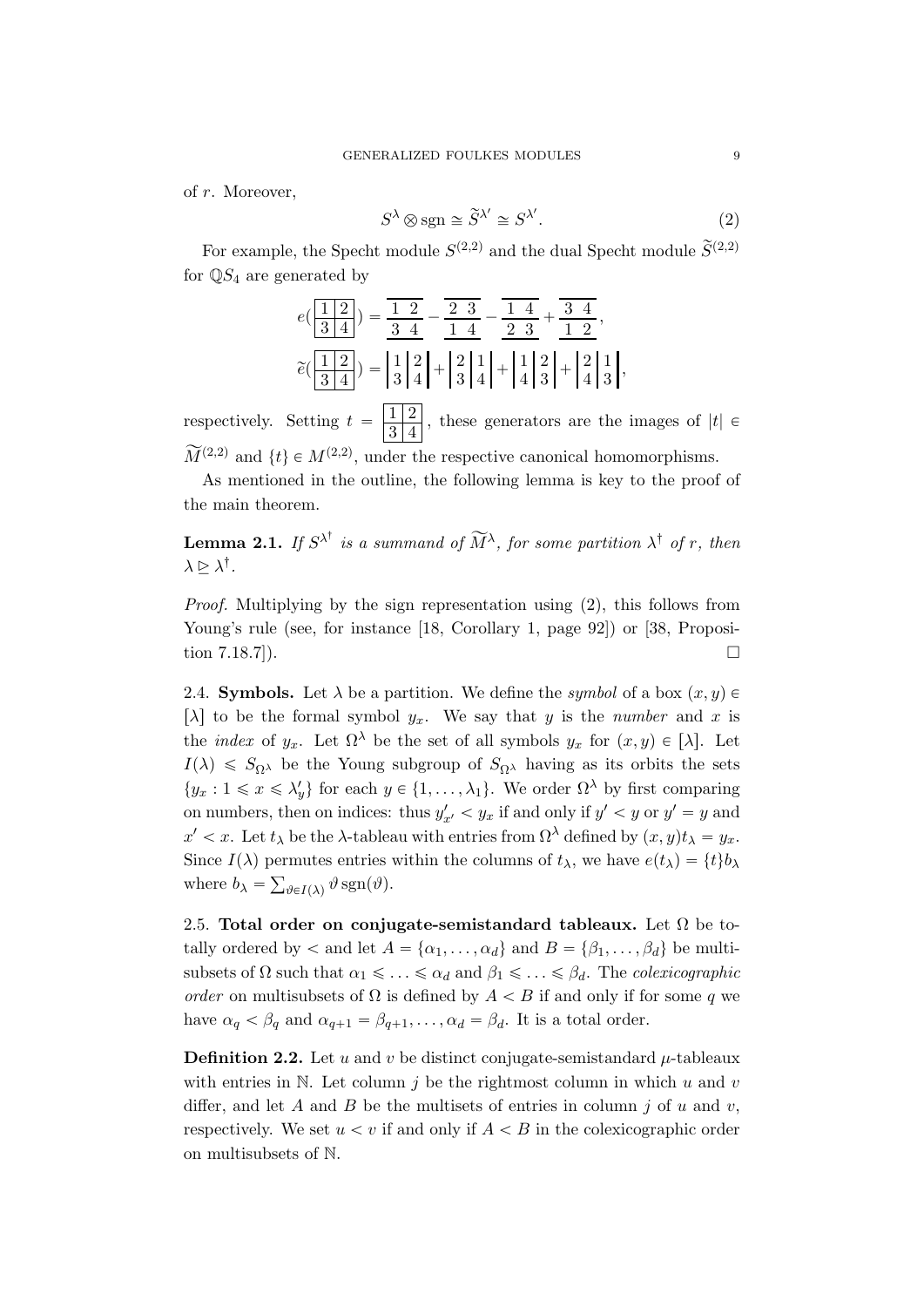of $r$. Moreover,

$$S^{\lambda} \otimes \mathrm{sgn} \cong \widetilde{S}^{\lambda'} \cong S^{\lambda'}. \tag{2}$$

For example, the Specht module $S^{(2,2)}$ and the dual Specht module $\widetilde{S}^{(2,2)}$ for $\mathbb{Q}S_4$ are generated by

$$e\left(\begin{array}{|c|c|}\hline 1 & 2 \\ \hline 3 & 4 \\ \hline\end{array}\right) = \frac{\overline{\;1\;\;2\;}}{\;3\;\;4\;} - \frac{\overline{\;2\;\;3\;}}{\;1\;\;4\;} - \frac{\overline{\;1\;\;4\;}}{\;2\;\;3\;} + \frac{\overline{\;3\;\;4\;}}{\;1\;\;2\;},$$

$$\widetilde{e}\left(\begin{array}{|c|c|}\hline 1 & 2 \\ \hline 3 & 4 \\ \hline\end{array}\right) = \left|\begin{matrix}1\\3\end{matrix}\right|\begin{matrix}2\\4\end{matrix}\right| + \left|\begin{matrix}2\\3\end{matrix}\right|\begin{matrix}1\\4\end{matrix}\right| + \left|\begin{matrix}1\\4\end{matrix}\right|\begin{matrix}2\\3\end{matrix}\right| + \left|\begin{matrix}2\\4\end{matrix}\right|\begin{matrix}1\\3\end{matrix}\right|,$$

respectively. Setting $t = \begin{array}{|c|c|}\hline 1 & 2 \\ \hline 3 & 4 \\ \hline\end{array}$, these generators are the images of $|t| \in \widetilde{M}^{(2,2)}$ and $\{t\} \in M^{(2,2)}$, under the respective canonical homomorphisms.

As mentioned in the outline, the following lemma is key to the proof of the main theorem.

**Lemma 2.1.** *If $S^{\lambda^\dagger}$ is a summand of $\widetilde{M}^{\lambda}$, for some partition $\lambda^\dagger$ of $r$, then $\lambda \trianglerighteq \lambda^\dagger$.*

*Proof.* Multiplying by the sign representation using (2), this follows from Young's rule (see, for instance [18, Corollary 1, page 92]) or [38, Proposition 7.18.7]). □

2.4. **Symbols.** Let $\lambda$ be a partition. We define the *symbol* of a box $(x, y) \in [\lambda]$ to be the formal symbol $y_x$. We say that $y$ is the *number* and $x$ is the *index* of $y_x$. Let $\Omega^\lambda$ be the set of all symbols $y_x$ for $(x, y) \in [\lambda]$. Let $I(\lambda) \leqslant S_{\Omega^\lambda}$ be the Young subgroup of $S_{\Omega^\lambda}$ having as its orbits the sets $\{y_x : 1 \leqslant x \leqslant \lambda'_y\}$ for each $y \in \{1, \ldots, \lambda_1\}$. We order $\Omega^\lambda$ by first comparing on numbers, then on indices: thus $y'_{x'} < y_x$ if and only if $y' < y$ or $y' = y$ and $x' < x$. Let $t_\lambda$ be the $\lambda$-tableau with entries from $\Omega^\lambda$ defined by $(x, y)t_\lambda = y_x$. Since $I(\lambda)$ permutes entries within the columns of $t_\lambda$, we have $e(t_\lambda) = \{t\}b_\lambda$ where $b_\lambda = \sum_{\vartheta \in I(\lambda)} \vartheta \,\mathrm{sgn}(\vartheta)$.

2.5. **Total order on conjugate-semistandard tableaux.** Let $\Omega$ be totally ordered by $<$ and let $A = \{\alpha_1, \ldots, \alpha_d\}$ and $B = \{\beta_1, \ldots, \beta_d\}$ be multisubsets of $\Omega$ such that $\alpha_1 \leqslant \ldots \leqslant \alpha_d$ and $\beta_1 \leqslant \ldots \leqslant \beta_d$. The *colexicographic order* on multisubsets of $\Omega$ is defined by $A < B$ if and only if for some $q$ we have $\alpha_q < \beta_q$ and $\alpha_{q+1} = \beta_{q+1}, \ldots, \alpha_d = \beta_d$. It is a total order.

**Definition 2.2.** Let $u$ and $v$ be distinct conjugate-semistandard $\mu$-tableaux with entries in $\mathbb{N}$. Let column $j$ be the rightmost column in which $u$ and $v$ differ, and let $A$ and $B$ be the multisets of entries in column $j$ of $u$ and $v$, respectively. We set $u < v$ if and only if $A < B$ in the colexicographic order on multisubsets of $\mathbb{N}$.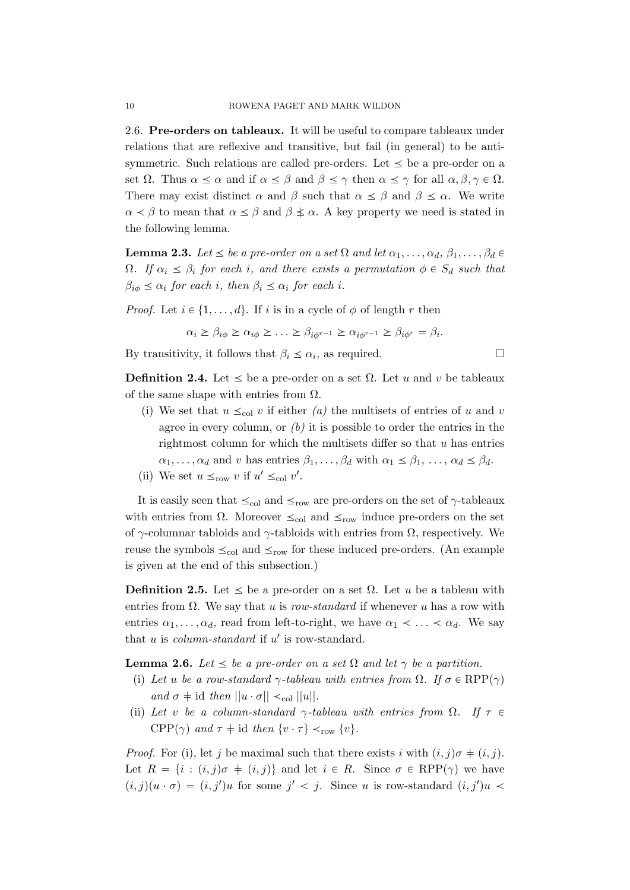2.6. **Pre-orders on tableaux.** It will be useful to compare tableaux under relations that are reflexive and transitive, but fail (in general) to be anti-symmetric. Such relations are called pre-orders. Let $\preceq$ be a pre-order on a set $\Omega$. Thus $\alpha \preceq \alpha$ and if $\alpha \preceq \beta$ and $\beta \preceq \gamma$ then $\alpha \preceq \gamma$ for all $\alpha, \beta, \gamma \in \Omega$. There may exist distinct $\alpha$ and $\beta$ such that $\alpha \preceq \beta$ and $\beta \preceq \alpha$. We write $\alpha \prec \beta$ to mean that $\alpha \preceq \beta$ and $\beta \npreceq \alpha$. A key property we need is stated in the following lemma.

**Lemma 2.3.** *Let $\preceq$ be a pre-order on a set $\Omega$ and let $\alpha_1, \ldots, \alpha_d, \beta_1, \ldots, \beta_d \in \Omega$. If $\alpha_i \preceq \beta_i$ for each $i$, and there exists a permutation $\phi \in S_d$ such that $\beta_{i\phi} \preceq \alpha_i$ for each $i$, then $\beta_i \preceq \alpha_i$ for each $i$.*

*Proof.* Let $i \in \{1, \ldots, d\}$. If $i$ is in a cycle of $\phi$ of length $r$ then

$$\alpha_i \succeq \beta_{i\phi} \succeq \alpha_{i\phi} \succeq \ldots \succeq \beta_{i\phi^{r-1}} \succeq \alpha_{i\phi^{r-1}} \succeq \beta_{i\phi^r} = \beta_i.$$

By transitivity, it follows that $\beta_i \preceq \alpha_i$, as required. □

**Definition 2.4.** Let $\preceq$ be a pre-order on a set $\Omega$. Let $u$ and $v$ be tableaux of the same shape with entries from $\Omega$.

- (i) We set that $u \preceq_{\mathrm{col}} v$ if either *(a)* the multisets of entries of $u$ and $v$ agree in every column, or *(b)* it is possible to order the entries in the rightmost column for which the multisets differ so that $u$ has entries $\alpha_1, \ldots, \alpha_d$ and $v$ has entries $\beta_1, \ldots, \beta_d$ with $\alpha_1 \preceq \beta_1, \ldots, \alpha_d \preceq \beta_d$.
- (ii) We set $u \preceq_{\mathrm{row}} v$ if $u' \preceq_{\mathrm{col}} v'$.

It is easily seen that $\preceq_{\mathrm{col}}$ and $\preceq_{\mathrm{row}}$ are pre-orders on the set of $\gamma$-tableaux with entries from $\Omega$. Moreover $\preceq_{\mathrm{col}}$ and $\preceq_{\mathrm{row}}$ induce pre-orders on the set of $\gamma$-columnar tabloids and $\gamma$-tabloids with entries from $\Omega$, respectively. We reuse the symbols $\preceq_{\mathrm{col}}$ and $\preceq_{\mathrm{row}}$ for these induced pre-orders. (An example is given at the end of this subsection.)

**Definition 2.5.** Let $\preceq$ be a pre-order on a set $\Omega$. Let $u$ be a tableau with entries from $\Omega$. We say that $u$ is *row-standard* if whenever $u$ has a row with entries $\alpha_1, \ldots, \alpha_d$, read from left-to-right, we have $\alpha_1 \prec \ldots \prec \alpha_d$. We say that $u$ is *column-standard* if $u'$ is row-standard.

**Lemma 2.6.** *Let $\preceq$ be a pre-order on a set $\Omega$ and let $\gamma$ be a partition.*

- (i) *Let $u$ be a row-standard $\gamma$-tableau with entries from $\Omega$. If $\sigma \in \mathrm{RPP}(\gamma)$ and $\sigma \neq \mathrm{id}$ then $||u \cdot \sigma|| \prec_{\mathrm{col}} ||u||$.*
- (ii) *Let $v$ be a column-standard $\gamma$-tableau with entries from $\Omega$. If $\tau \in \mathrm{CPP}(\gamma)$ and $\tau \neq \mathrm{id}$ then $\{v \cdot \tau\} \prec_{\mathrm{row}} \{v\}$.*

*Proof.* For (i), let $j$ be maximal such that there exists $i$ with $(i,j)\sigma \neq (i,j)$. Let $R = \{i : (i,j)\sigma \neq (i,j)\}$ and let $i \in R$. Since $\sigma \in \mathrm{RPP}(\gamma)$ we have $(i,j)(u \cdot \sigma) = (i,j')u$ for some $j' < j$. Since $u$ is row-standard $(i,j')u \prec$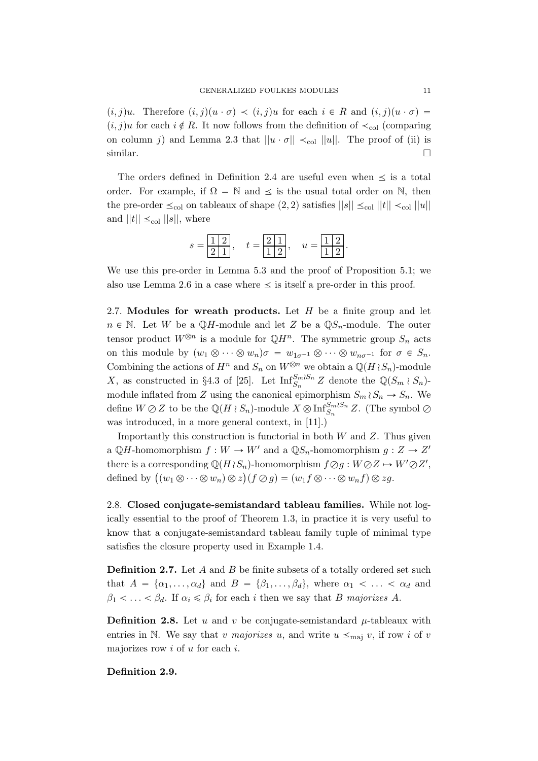$(i,j)u$. Therefore $(i,j)(u \cdot \sigma) < (i,j)u$ for each $i \in R$ and $(i,j)(u \cdot \sigma) = (i,j)u$ for each $i \notin R$. It now follows from the definition of $\prec_{\mathrm{col}}$ (comparing on column $j$) and Lemma 2.3 that $||u \cdot \sigma|| \prec_{\mathrm{col}} ||u||$. The proof of (ii) is similar. $\square$

The orders defined in Definition 2.4 are useful even when $\preceq$ is a total order. For example, if $\Omega = \mathbb{N}$ and $\preceq$ is the usual total order on $\mathbb{N}$, then the pre-order $\preceq_{\mathrm{col}}$ on tableaux of shape $(2,2)$ satisfies $||s|| \preceq_{\mathrm{col}} ||t|| \prec_{\mathrm{col}} ||u||$ and $||t|| \preceq_{\mathrm{col}} ||s||$, where

$$s = \begin{array}{|c|c|} \hline 1 & 2 \\ \hline 2 & 1 \\ \hline \end{array}, \quad t = \begin{array}{|c|c|} \hline 2 & 1 \\ \hline 1 & 2 \\ \hline \end{array}, \quad u = \begin{array}{|c|c|} \hline 1 & 2 \\ \hline 1 & 2 \\ \hline \end{array}.$$

We use this pre-order in Lemma 5.3 and the proof of Proposition 5.1; we also use Lemma 2.6 in a case where $\preceq$ is itself a pre-order in this proof.

## 2.7. Modules for wreath products.

Let $H$ be a finite group and let $n \in \mathbb{N}$. Let $W$ be a $\mathbb{Q}H$-module and let $Z$ be a $\mathbb{Q}S_n$-module. The outer tensor product $W^{\otimes n}$ is a module for $\mathbb{Q}H^n$. The symmetric group $S_n$ acts on this module by $(w_1 \otimes \cdots \otimes w_n)\sigma = w_{1\sigma^{-1}} \otimes \cdots \otimes w_{n\sigma^{-1}}$ for $\sigma \in S_n$. Combining the actions of $H^n$ and $S_n$ on $W^{\otimes n}$ we obtain a $\mathbb{Q}(H \wr S_n)$-module $X$, as constructed in §4.3 of [25]. Let $\mathrm{Inf}_{S_n}^{S_m \wr S_n} Z$ denote the $\mathbb{Q}(S_m \wr S_n)$-module inflated from $Z$ using the canonical epimorphism $S_m \wr S_n \to S_n$. We define $W \oslash Z$ to be the $\mathbb{Q}(H \wr S_n)$-module $X \otimes \mathrm{Inf}_{S_n}^{S_m \wr S_n} Z$. (The symbol $\oslash$ was introduced, in a more general context, in [11].)

Importantly this construction is functorial in both $W$ and $Z$. Thus given a $\mathbb{Q}H$-homomorphism $f : W \to W'$ and a $\mathbb{Q}S_n$-homomorphism $g : Z \to Z'$ there is a corresponding $\mathbb{Q}(H \wr S_n)$-homomorphism $f \oslash g : W \oslash Z \mapsto W' \oslash Z'$, defined by $\big((w_1 \otimes \cdots \otimes w_n) \otimes z\big)(f \oslash g) = (w_1 f \otimes \cdots \otimes w_n f) \otimes zg$.

## 2.8. Closed conjugate-semistandard tableau families.

While not logically essential to the proof of Theorem 1.3, in practice it is very useful to know that a conjugate-semistandard tableau family tuple of minimal type satisfies the closure property used in Example 1.4.

**Definition 2.7.** Let $A$ and $B$ be finite subsets of a totally ordered set such that $A = \{\alpha_1, \ldots, \alpha_d\}$ and $B = \{\beta_1, \ldots, \beta_d\}$, where $\alpha_1 < \ldots < \alpha_d$ and $\beta_1 < \ldots < \beta_d$. If $\alpha_i \leqslant \beta_i$ for each $i$ then we say that $B$ *majorizes* $A$.

**Definition 2.8.** Let $u$ and $v$ be conjugate-semistandard $\mu$-tableaux with entries in $\mathbb{N}$. We say that $v$ *majorizes* $u$, and write $u \preceq_{\mathrm{maj}} v$, if row $i$ of $v$ majorizes row $i$ of $u$ for each $i$.

**Definition 2.9.**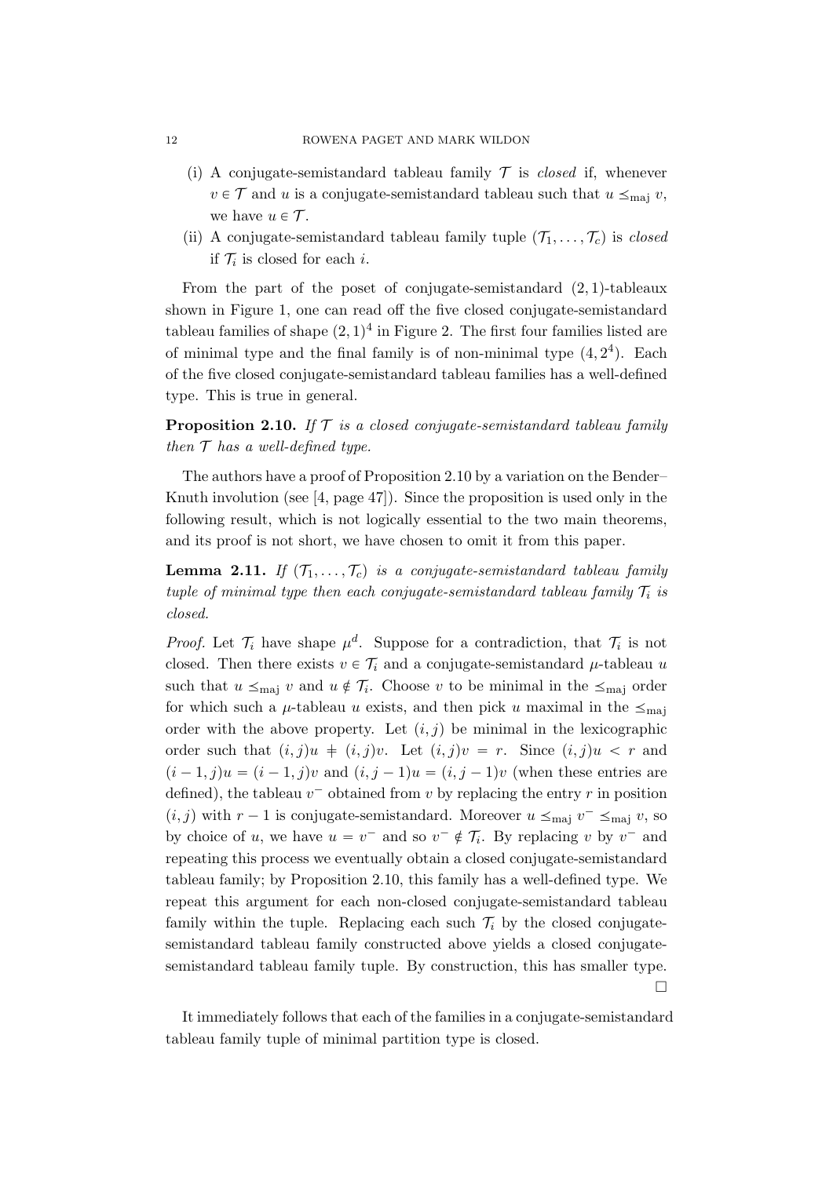(i) A conjugate-semistandard tableau family $\mathcal{T}$ is *closed* if, whenever $v \in \mathcal{T}$ and $u$ is a conjugate-semistandard tableau such that $u \preceq_{\mathrm{maj}} v$, we have $u \in \mathcal{T}$.

(ii) A conjugate-semistandard tableau family tuple $(\mathcal{T}_1, \ldots, \mathcal{T}_c)$ is *closed* if $\mathcal{T}_i$ is closed for each $i$.

From the part of the poset of conjugate-semistandard $(2,1)$-tableaux shown in Figure 1, one can read off the five closed conjugate-semistandard tableau families of shape $(2,1)^4$ in Figure 2. The first four families listed are of minimal type and the final family is of non-minimal type $(4,2^4)$. Each of the five closed conjugate-semistandard tableau families has a well-defined type. This is true in general.

**Proposition 2.10.** *If $\mathcal{T}$ is a closed conjugate-semistandard tableau family then $\mathcal{T}$ has a well-defined type.*

The authors have a proof of Proposition 2.10 by a variation on the Bender–Knuth involution (see [4, page 47]). Since the proposition is used only in the following result, which is not logically essential to the two main theorems, and its proof is not short, we have chosen to omit it from this paper.

**Lemma 2.11.** *If $(\mathcal{T}_1, \ldots, \mathcal{T}_c)$ is a conjugate-semistandard tableau family tuple of minimal type then each conjugate-semistandard tableau family $\mathcal{T}_i$ is closed.*

*Proof.* Let $\mathcal{T}_i$ have shape $\mu^d$. Suppose for a contradiction, that $\mathcal{T}_i$ is not closed. Then there exists $v \in \mathcal{T}_i$ and a conjugate-semistandard $\mu$-tableau $u$ such that $u \preceq_{\mathrm{maj}} v$ and $u \notin \mathcal{T}_i$. Choose $v$ to be minimal in the $\preceq_{\mathrm{maj}}$ order for which such a $\mu$-tableau $u$ exists, and then pick $u$ maximal in the $\preceq_{\mathrm{maj}}$ order with the above property. Let $(i,j)$ be minimal in the lexicographic order such that $(i,j)u \neq (i,j)v$. Let $(i,j)v = r$. Since $(i,j)u < r$ and $(i-1,j)u = (i-1,j)v$ and $(i,j-1)u = (i,j-1)v$ (when these entries are defined), the tableau $v^-$ obtained from $v$ by replacing the entry $r$ in position $(i,j)$ with $r-1$ is conjugate-semistandard. Moreover $u \preceq_{\mathrm{maj}} v^- \preceq_{\mathrm{maj}} v$, so by choice of $u$, we have $u = v^-$ and so $v^- \notin \mathcal{T}_i$. By replacing $v$ by $v^-$ and repeating this process we eventually obtain a closed conjugate-semistandard tableau family; by Proposition 2.10, this family has a well-defined type. We repeat this argument for each non-closed conjugate-semistandard tableau family within the tuple. Replacing each such $\mathcal{T}_i$ by the closed conjugate-semistandard tableau family constructed above yields a closed conjugate-semistandard tableau family tuple. By construction, this has smaller type. $\square$

It immediately follows that each of the families in a conjugate-semistandard tableau family tuple of minimal partition type is closed.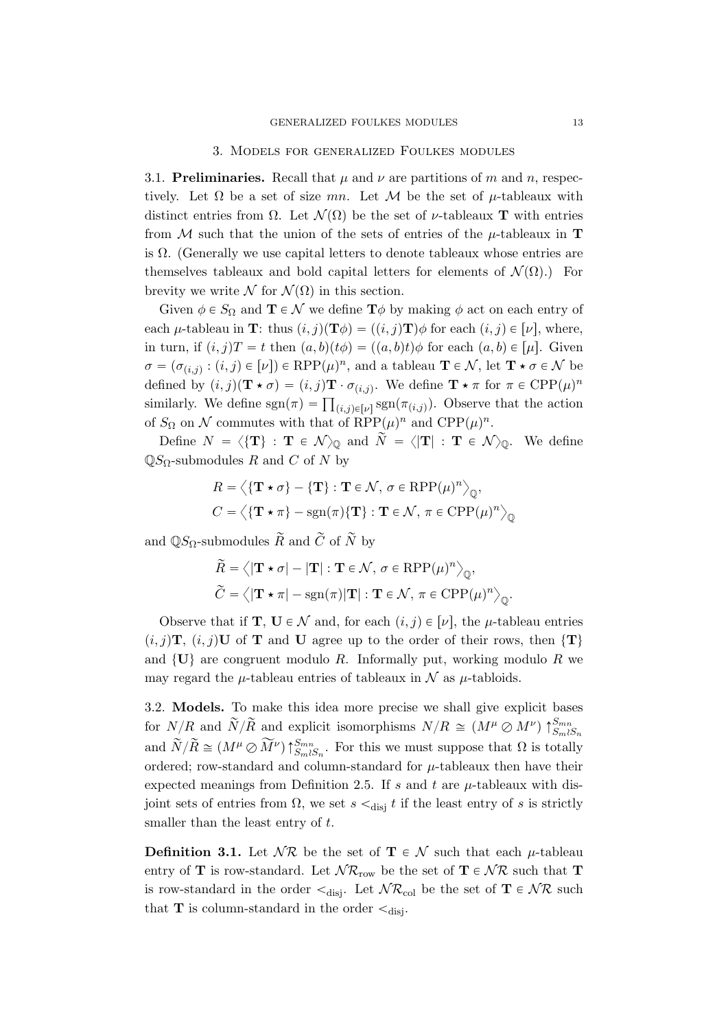## 3. Models for generalized Foulkes modules

**3.1. Preliminaries.** Recall that $\mu$ and $\nu$ are partitions of $m$ and $n$, respectively. Let $\Omega$ be a set of size $mn$. Let $\mathcal{M}$ be the set of $\mu$-tableaux with distinct entries from $\Omega$. Let $\mathcal{N}(\Omega)$ be the set of $\nu$-tableaux $\mathbf{T}$ with entries from $\mathcal{M}$ such that the union of the sets of entries of the $\mu$-tableaux in $\mathbf{T}$ is $\Omega$. (Generally we use capital letters to denote tableaux whose entries are themselves tableaux and bold capital letters for elements of $\mathcal{N}(\Omega)$.) For brevity we write $\mathcal{N}$ for $\mathcal{N}(\Omega)$ in this section.

Given $\phi \in S_\Omega$ and $\mathbf{T} \in \mathcal{N}$ we define $\mathbf{T}\phi$ by making $\phi$ act on each entry of each $\mu$-tableau in $\mathbf{T}$: thus $(i,j)(\mathbf{T}\phi) = ((i,j)\mathbf{T})\phi$ for each $(i,j) \in [\nu]$, where, in turn, if $(i,j)T = t$ then $(a,b)(t\phi) = ((a,b)t)\phi$ for each $(a,b) \in [\mu]$. Given $\sigma = (\sigma_{(i,j)} : (i,j) \in [\nu]) \in \mathrm{RPP}(\mu)^n$, and a tableau $\mathbf{T} \in \mathcal{N}$, let $\mathbf{T} \star \sigma \in \mathcal{N}$ be defined by $(i,j)(\mathbf{T} \star \sigma) = (i,j)\mathbf{T} \cdot \sigma_{(i,j)}$. We define $\mathbf{T} \star \pi$ for $\pi \in \mathrm{CPP}(\mu)^n$ similarly. We define $\mathrm{sgn}(\pi) = \prod_{(i,j)\in[\nu]} \mathrm{sgn}(\pi_{(i,j)})$. Observe that the action of $S_\Omega$ on $\mathcal{N}$ commutes with that of $\mathrm{RPP}(\mu)^n$ and $\mathrm{CPP}(\mu)^n$.

Define $N = \langle \{\mathbf{T}\} : \mathbf{T} \in \mathcal{N} \rangle_{\mathbb{Q}}$ and $\widetilde{N} = \langle |\mathbf{T}| : \mathbf{T} \in \mathcal{N} \rangle_{\mathbb{Q}}$. We define $\mathbb{Q}S_\Omega$-submodules $R$ and $C$ of $N$ by

$$R = \big\langle \{\mathbf{T} \star \sigma\} - \{\mathbf{T}\} : \mathbf{T} \in \mathcal{N},\, \sigma \in \mathrm{RPP}(\mu)^n \big\rangle_{\mathbb{Q}},$$
$$C = \big\langle \{\mathbf{T} \star \pi\} - \mathrm{sgn}(\pi)\{\mathbf{T}\} : \mathbf{T} \in \mathcal{N},\, \pi \in \mathrm{CPP}(\mu)^n \big\rangle_{\mathbb{Q}}$$

and $\mathbb{Q}S_\Omega$-submodules $\widetilde{R}$ and $\widetilde{C}$ of $\widetilde{N}$ by

$$\widetilde{R} = \big\langle |\mathbf{T} \star \sigma| - |\mathbf{T}| : \mathbf{T} \in \mathcal{N},\, \sigma \in \mathrm{RPP}(\mu)^n \big\rangle_{\mathbb{Q}},$$
$$\widetilde{C} = \big\langle |\mathbf{T} \star \pi| - \mathrm{sgn}(\pi)|\mathbf{T}| : \mathbf{T} \in \mathcal{N},\, \pi \in \mathrm{CPP}(\mu)^n \big\rangle_{\mathbb{Q}}.$$

Observe that if $\mathbf{T}$, $\mathbf{U} \in \mathcal{N}$ and, for each $(i,j) \in [\nu]$, the $\mu$-tableau entries $(i,j)\mathbf{T}$, $(i,j)\mathbf{U}$ of $\mathbf{T}$ and $\mathbf{U}$ agree up to the order of their rows, then $\{\mathbf{T}\}$ and $\{\mathbf{U}\}$ are congruent modulo $R$. Informally put, working modulo $R$ we may regard the $\mu$-tableau entries of tableaux in $\mathcal{N}$ as $\mu$-tabloids.

**3.2. Models.** To make this idea more precise we shall give explicit bases for $N/R$ and $\widetilde{N}/\widetilde{R}$ and explicit isomorphisms $N/R \cong (M^\mu \oslash M^\nu)\big\uparrow_{S_m \wr S_n}^{S_{mn}}$ and $\widetilde{N}/\widetilde{R} \cong (M^\mu \oslash \widetilde{M}^\nu)\big\uparrow_{S_m \wr S_n}^{S_{mn}}$. For this we must suppose that $\Omega$ is totally ordered; row-standard and column-standard for $\mu$-tableaux then have their expected meanings from Definition 2.5. If $s$ and $t$ are $\mu$-tableaux with disjoint sets of entries from $\Omega$, we set $s <_{\mathrm{disj}} t$ if the least entry of $s$ is strictly smaller than the least entry of $t$.

**Definition 3.1.** Let $\mathcal{NR}$ be the set of $\mathbf{T} \in \mathcal{N}$ such that each $\mu$-tableau entry of $\mathbf{T}$ is row-standard. Let $\mathcal{NR}_{\mathrm{row}}$ be the set of $\mathbf{T} \in \mathcal{NR}$ such that $\mathbf{T}$ is row-standard in the order $<_{\mathrm{disj}}$. Let $\mathcal{NR}_{\mathrm{col}}$ be the set of $\mathbf{T} \in \mathcal{NR}$ such that $\mathbf{T}$ is column-standard in the order $<_{\mathrm{disj}}$.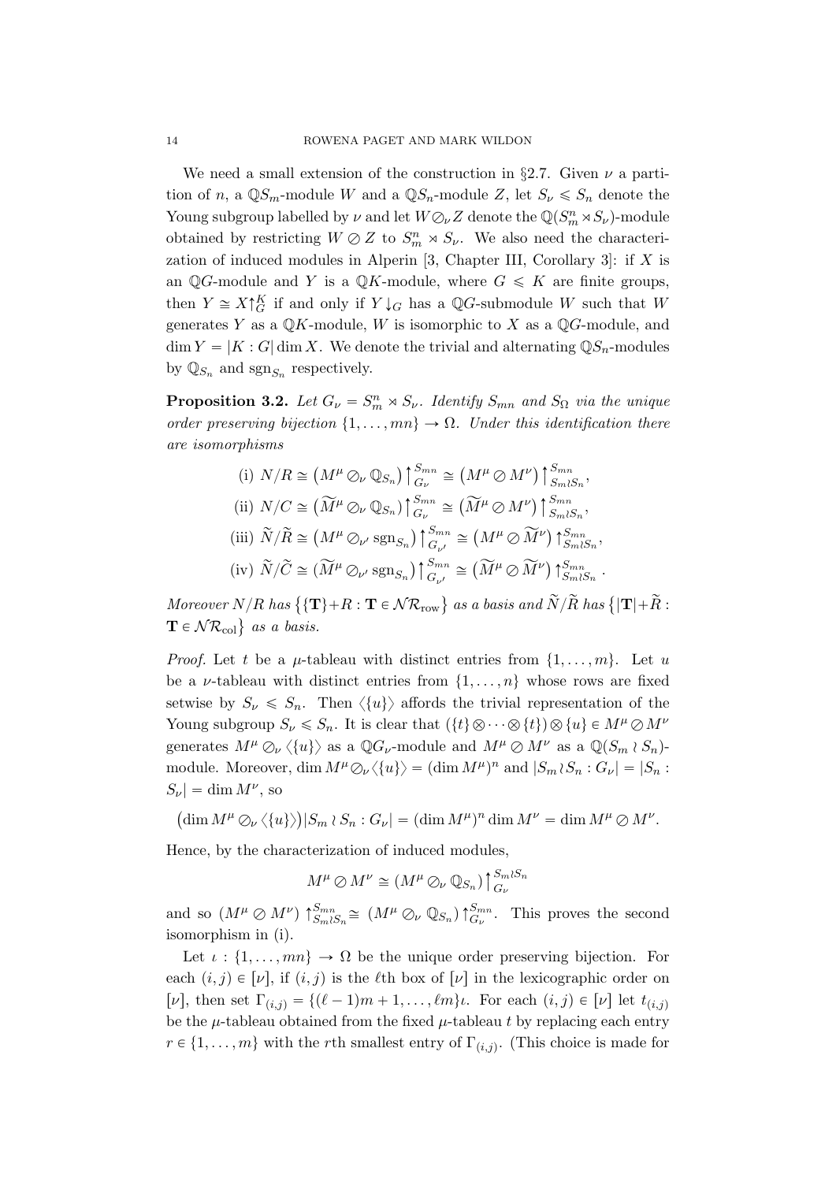We need a small extension of the construction in §2.7. Given $\nu$ a partition of $n$, a $\mathbb{Q}S_m$-module $W$ and a $\mathbb{Q}S_n$-module $Z$, let $S_\nu \leqslant S_n$ denote the Young subgroup labelled by $\nu$ and let $W \oslash_\nu Z$ denote the $\mathbb{Q}(S_m^n \rtimes S_\nu)$-module obtained by restricting $W \oslash Z$ to $S_m^n \rtimes S_\nu$. We also need the characterization of induced modules in Alperin [3, Chapter III, Corollary 3]: if $X$ is an $\mathbb{Q}G$-module and $Y$ is a $\mathbb{Q}K$-module, where $G \leqslant K$ are finite groups, then $Y \cong X\big\uparrow_G^K$ if and only if $Y\big\downarrow_G$ has a $\mathbb{Q}G$-submodule $W$ such that $W$ generates $Y$ as a $\mathbb{Q}K$-module, $W$ is isomorphic to $X$ as a $\mathbb{Q}G$-module, and $\dim Y = |K : G| \dim X$. We denote the trivial and alternating $\mathbb{Q}S_n$-modules by $\mathbb{Q}_{S_n}$ and $\mathrm{sgn}_{S_n}$ respectively.

**Proposition 3.2.** *Let $G_\nu = S_m^n \rtimes S_\nu$. Identify $S_{mn}$ and $S_\Omega$ via the unique order preserving bijection $\{1, \ldots, mn\} \to \Omega$. Under this identification there are isomorphisms*

$$\text{(i) } N/R \cong \big(M^\mu \oslash_\nu \mathbb{Q}_{S_n}\big)\big\uparrow_{G_\nu}^{S_{mn}} \cong \big(M^\mu \oslash M^\nu\big)\big\uparrow_{S_m \wr S_n}^{S_{mn}},$$

$$\text{(ii) } N/C \cong \big(\widetilde{M}^\mu \oslash_\nu \mathbb{Q}_{S_n}\big)\big\uparrow_{G_\nu}^{S_{mn}} \cong \big(\widetilde{M}^\mu \oslash M^\nu\big)\big\uparrow_{S_m \wr S_n}^{S_{mn}},$$

$$\text{(iii) } \widetilde{N}/\widetilde{R} \cong \big(M^\mu \oslash_{\nu'} \mathrm{sgn}_{S_n}\big)\big\uparrow_{G_{\nu'}}^{S_{mn}} \cong \big(M^\mu \oslash \widetilde{M}^\nu\big)\big\uparrow_{S_m \wr S_n}^{S_{mn}},$$

$$\text{(iv) } \widetilde{N}/\widetilde{C} \cong \big(\widetilde{M}^\mu \oslash_{\nu'} \mathrm{sgn}_{S_n}\big)\big\uparrow_{G_{\nu'}}^{S_{mn}} \cong \big(\widetilde{M}^\mu \oslash \widetilde{M}^\nu\big)\big\uparrow_{S_m \wr S_n}^{S_{mn}}.$$

*Moreover $N/R$ has $\big\{\{\mathbf{T}\} + R : \mathbf{T} \in \mathcal{NR}_{\mathrm{row}}\big\}$ as a basis and $\widetilde{N}/\widetilde{R}$ has $\big\{|\mathbf{T}| + \widetilde{R} : \mathbf{T} \in \mathcal{NR}_{\mathrm{col}}\big\}$ as a basis.*

*Proof.* Let $t$ be a $\mu$-tableau with distinct entries from $\{1, \ldots, m\}$. Let $u$ be a $\nu$-tableau with distinct entries from $\{1, \ldots, n\}$ whose rows are fixed setwise by $S_\nu \leqslant S_n$. Then $\langle\{u\}\rangle$ affords the trivial representation of the Young subgroup $S_\nu \leqslant S_n$. It is clear that $(\{t\} \otimes \cdots \otimes \{t\}) \otimes \{u\} \in M^\mu \oslash M^\nu$ generates $M^\mu \oslash_\nu \langle\{u\}\rangle$ as a $\mathbb{Q}G_\nu$-module and $M^\mu \oslash M^\nu$ as a $\mathbb{Q}(S_m \wr S_n)$-module. Moreover, $\dim M^\mu \oslash_\nu \langle\{u\}\rangle = (\dim M^\mu)^n$ and $|S_m \wr S_n : G_\nu| = |S_n : S_\nu| = \dim M^\nu$, so

$$\big(\dim M^\mu \oslash_\nu \langle\{u\}\rangle\big)|S_m \wr S_n : G_\nu| = (\dim M^\mu)^n \dim M^\nu = \dim M^\mu \oslash M^\nu.$$

Hence, by the characterization of induced modules,

$$M^\mu \oslash M^\nu \cong (M^\mu \oslash_\nu \mathbb{Q}_{S_n})\big\uparrow_{G_\nu}^{S_m \wr S_n}$$

and so $(M^\mu \oslash M^\nu)\big\uparrow_{S_m \wr S_n}^{S_{mn}} \cong (M^\mu \oslash_\nu \mathbb{Q}_{S_n})\big\uparrow_{G_\nu}^{S_{mn}}$. This proves the second isomorphism in (i).

Let $\iota : \{1, \ldots, mn\} \to \Omega$ be the unique order preserving bijection. For each $(i,j) \in [\nu]$, if $(i,j)$ is the $\ell$th box of $[\nu]$ in the lexicographic order on $[\nu]$, then set $\Gamma_{(i,j)} = \{(\ell-1)m + 1, \ldots, \ell m\}\iota$. For each $(i,j) \in [\nu]$ let $t_{(i,j)}$ be the $\mu$-tableau obtained from the fixed $\mu$-tableau $t$ by replacing each entry $r \in \{1, \ldots, m\}$ with the $r$th smallest entry of $\Gamma_{(i,j)}$. (This choice is made for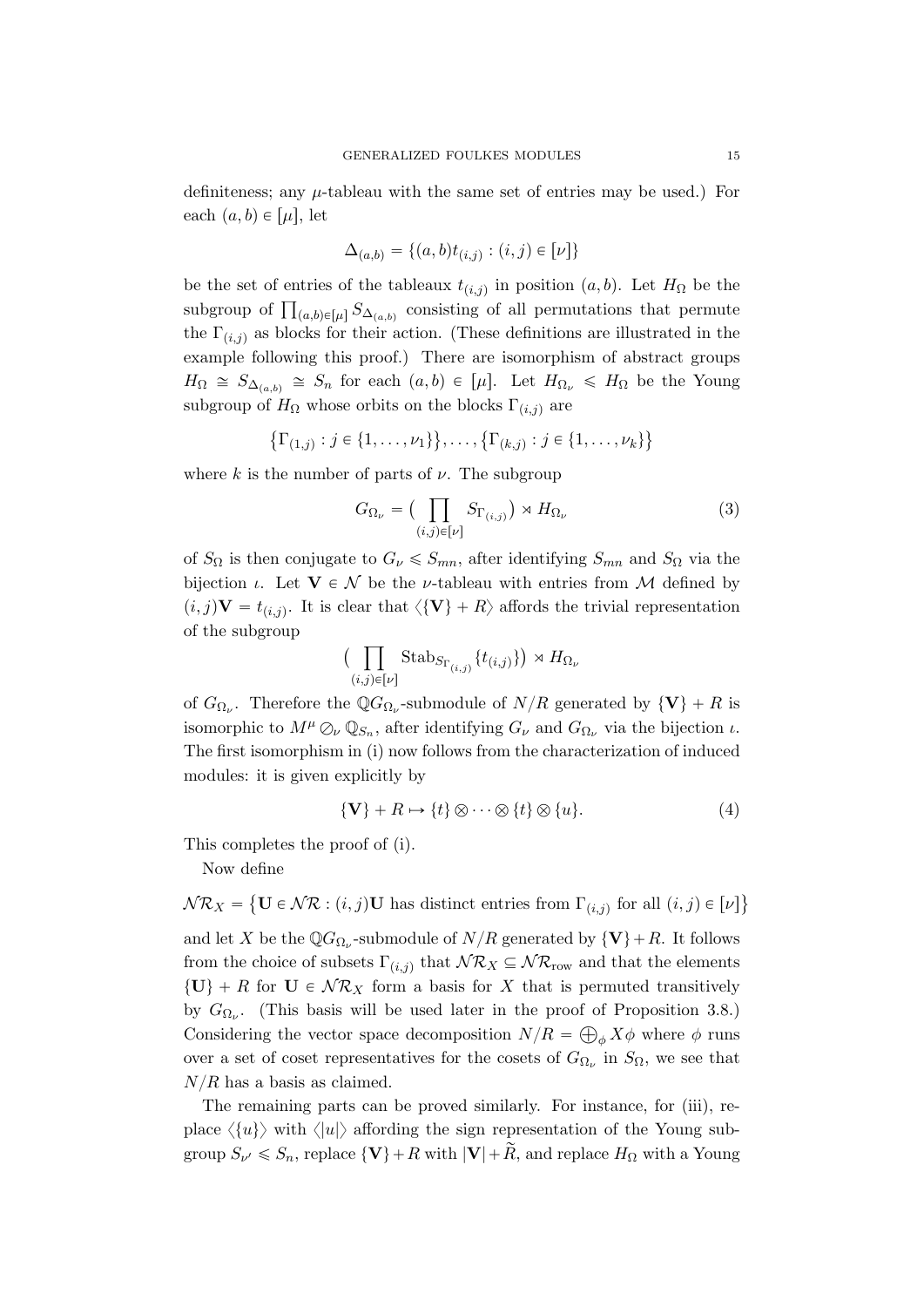definiteness; any $\mu$-tableau with the same set of entries may be used.) For each $(a,b) \in [\mu]$, let

$$\Delta_{(a,b)} = \{(a,b)t_{(i,j)} : (i,j) \in [\nu]\}$$

be the set of entries of the tableaux $t_{(i,j)}$ in position $(a,b)$. Let $H_\Omega$ be the subgroup of $\prod_{(a,b)\in[\mu]} S_{\Delta_{(a,b)}}$ consisting of all permutations that permute the $\Gamma_{(i,j)}$ as blocks for their action. (These definitions are illustrated in the example following this proof.) There are isomorphism of abstract groups $H_\Omega \cong S_{\Delta_{(a,b)}} \cong S_n$ for each $(a,b) \in [\mu]$. Let $H_{\Omega_\nu} \leqslant H_\Omega$ be the Young subgroup of $H_\Omega$ whose orbits on the blocks $\Gamma_{(i,j)}$ are

$$\big\{\Gamma_{(1,j)} : j \in \{1,\ldots,\nu_1\}\big\}, \ldots, \big\{\Gamma_{(k,j)} : j \in \{1,\ldots,\nu_k\}\big\}$$

where $k$ is the number of parts of $\nu$. The subgroup

$$G_{\Omega_\nu} = \big(\prod_{(i,j)\in[\nu]} S_{\Gamma_{(i,j)}}\big) \rtimes H_{\Omega_\nu} \tag{3}$$

of $S_\Omega$ is then conjugate to $G_\nu \leqslant S_{mn}$, after identifying $S_{mn}$ and $S_\Omega$ via the bijection $\iota$. Let $\mathbf{V} \in \mathcal{N}$ be the $\nu$-tableau with entries from $\mathcal{M}$ defined by $(i,j)\mathbf{V} = t_{(i,j)}$. It is clear that $\langle \{\mathbf{V}\} + R\rangle$ affords the trivial representation of the subgroup

$$\big(\prod_{(i,j)\in[\nu]} \mathrm{Stab}_{S_{\Gamma_{(i,j)}}}\{t_{(i,j)}\}\big) \rtimes H_{\Omega_\nu}$$

of $G_{\Omega_\nu}$. Therefore the $\mathbb{Q}G_{\Omega_\nu}$-submodule of $N/R$ generated by $\{\mathbf{V}\} + R$ is isomorphic to $M^\mu \oslash_\nu \mathbb{Q}_{S_n}$, after identifying $G_\nu$ and $G_{\Omega_\nu}$ via the bijection $\iota$. The first isomorphism in (i) now follows from the characterization of induced modules: it is given explicitly by

$$\{\mathbf{V}\} + R \mapsto \{t\} \otimes \cdots \otimes \{t\} \otimes \{u\}. \tag{4}$$

This completes the proof of (i).

Now define

$$\mathcal{NR}_X = \big\{\mathbf{U} \in \mathcal{NR} : (i,j)\mathbf{U} \text{ has distinct entries from } \Gamma_{(i,j)} \text{ for all } (i,j) \in [\nu]\big\}$$

and let $X$ be the $\mathbb{Q}G_{\Omega_\nu}$-submodule of $N/R$ generated by $\{\mathbf{V}\}+R$. It follows from the choice of subsets $\Gamma_{(i,j)}$ that $\mathcal{NR}_X \subseteq \mathcal{NR}_{\mathrm{row}}$ and that the elements $\{\mathbf{U}\} + R$ for $\mathbf{U} \in \mathcal{NR}_X$ form a basis for $X$ that is permuted transitively by $G_{\Omega_\nu}$. (This basis will be used later in the proof of Proposition 3.8.) Considering the vector space decomposition $N/R = \bigoplus_\phi X\phi$ where $\phi$ runs over a set of coset representatives for the cosets of $G_{\Omega_\nu}$ in $S_\Omega$, we see that $N/R$ has a basis as claimed.

The remaining parts can be proved similarly. For instance, for (iii), replace $\langle\{u\}\rangle$ with $\langle|u|\rangle$ affording the sign representation of the Young subgroup $S_{\nu'} \leqslant S_n$, replace $\{\mathbf{V}\}+R$ with $|\mathbf{V}|+\widetilde{R}$, and replace $H_\Omega$ with a Young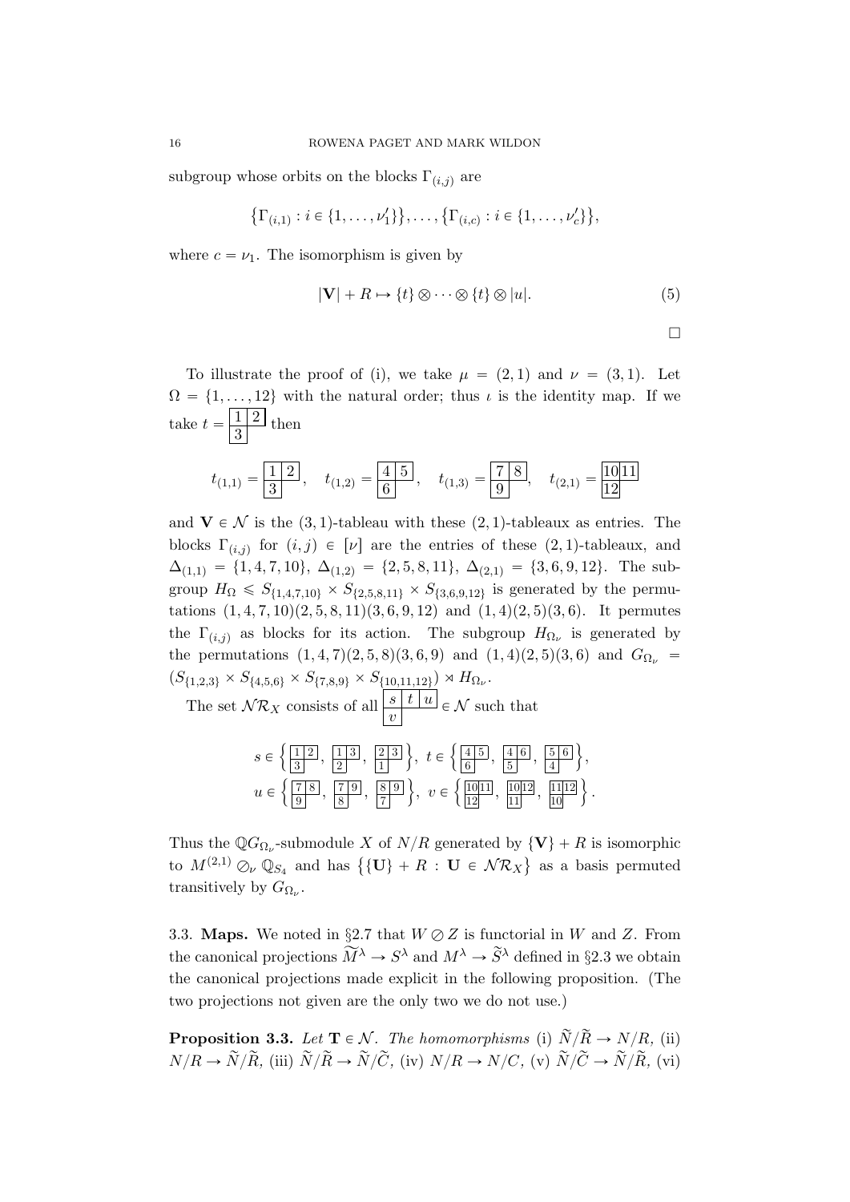subgroup whose orbits on the blocks $\Gamma_{(i,j)}$ are

$$\big\{\Gamma_{(i,1)} : i \in \{1,\ldots,\nu'_1\}\big\}, \ldots, \big\{\Gamma_{(i,c)} : i \in \{1,\ldots,\nu'_c\}\big\},$$

where $c = \nu_1$. The isomorphism is given by

$$|\mathbf{V}| + R \mapsto \{t\} \otimes \cdots \otimes \{t\} \otimes |u|. \tag{5}$$

□

To illustrate the proof of (i), we take $\mu = (2,1)$ and $\nu = (3,1)$. Let $\Omega = \{1,\ldots,12\}$ with the natural order; thus $\iota$ is the identity map. If we take $t = \begin{array}{|c|c|}\hline 1 & 2 \\ \hline 3 \\ \cline{1-1}\end{array}$ then

$$t_{(1,1)} = \begin{array}{|c|c|}\hline 1 & 2 \\ \hline 3 \\ \cline{1-1}\end{array}, \quad t_{(1,2)} = \begin{array}{|c|c|}\hline 4 & 5 \\ \hline 6 \\ \cline{1-1}\end{array}, \quad t_{(1,3)} = \begin{array}{|c|c|}\hline 7 & 8 \\ \hline 9 \\ \cline{1-1}\end{array}, \quad t_{(2,1)} = \begin{array}{|c|c|}\hline 10 & 11 \\ \hline 12 \\ \cline{1-1}\end{array}$$

and $\mathbf{V} \in \mathcal{N}$ is the $(3,1)$-tableau with these $(2,1)$-tableaux as entries. The blocks $\Gamma_{(i,j)}$ for $(i,j) \in [\nu]$ are the entries of these $(2,1)$-tableaux, and $\Delta_{(1,1)} = \{1,4,7,10\}$, $\Delta_{(1,2)} = \{2,5,8,11\}$, $\Delta_{(2,1)} = \{3,6,9,12\}$. The subgroup $H_\Omega \leqslant S_{\{1,4,7,10\}} \times S_{\{2,5,8,11\}} \times S_{\{3,6,9,12\}}$ is generated by the permutations $(1,4,7,10)(2,5,8,11)(3,6,9,12)$ and $(1,4)(2,5)(3,6)$. It permutes the $\Gamma_{(i,j)}$ as blocks for its action. The subgroup $H_{\Omega_\nu}$ is generated by the permutations $(1,4,7)(2,5,8)(3,6,9)$ and $(1,4)(2,5)(3,6)$ and $G_{\Omega_\nu} = (S_{\{1,2,3\}} \times S_{\{4,5,6\}} \times S_{\{7,8,9\}} \times S_{\{10,11,12\}}) \rtimes H_{\Omega_\nu}$.

The set $\mathcal{NR}_X$ consists of all $\begin{array}{|c|c|c|}\hline s & t & u \\ \hline v \\ \cline{1-1}\end{array} \in \mathcal{N}$ such that

$$s \in \left\{ \begin{array}{|c|c|}\hline 1 & 2 \\ \hline 3 \\ \cline{1-1}\end{array},\ \begin{array}{|c|c|}\hline 1 & 3 \\ \hline 2 \\ \cline{1-1}\end{array},\ \begin{array}{|c|c|}\hline 2 & 3 \\ \hline 1 \\ \cline{1-1}\end{array} \right\},\ t \in \left\{ \begin{array}{|c|c|}\hline 4 & 5 \\ \hline 6 \\ \cline{1-1}\end{array},\ \begin{array}{|c|c|}\hline 4 & 6 \\ \hline 5 \\ \cline{1-1}\end{array},\ \begin{array}{|c|c|}\hline 5 & 6 \\ \hline 4 \\ \cline{1-1}\end{array} \right\},$$
$$u \in \left\{ \begin{array}{|c|c|}\hline 7 & 8 \\ \hline 9 \\ \cline{1-1}\end{array},\ \begin{array}{|c|c|}\hline 7 & 9 \\ \hline 8 \\ \cline{1-1}\end{array},\ \begin{array}{|c|c|}\hline 8 & 9 \\ \hline 7 \\ \cline{1-1}\end{array} \right\},\ v \in \left\{ \begin{array}{|c|c|}\hline 10 & 11 \\ \hline 12 \\ \cline{1-1}\end{array},\ \begin{array}{|c|c|}\hline 10 & 12 \\ \hline 11 \\ \cline{1-1}\end{array},\ \begin{array}{|c|c|}\hline 11 & 12 \\ \hline 10 \\ \cline{1-1}\end{array} \right\}.$$

Thus the $\mathbb{Q}G_{\Omega_\nu}$-submodule $X$ of $N/R$ generated by $\{\mathbf{V}\} + R$ is isomorphic to $M^{(2,1)} \oslash_\nu \mathbb{Q}_{S_4}$ and has $\big\{\{\mathbf{U}\} + R : \mathbf{U} \in \mathcal{NR}_X\big\}$ as a basis permuted transitively by $G_{\Omega_\nu}$.

### 3.3. Maps.

We noted in §2.7 that $W \oslash Z$ is functorial in $W$ and $Z$. From the canonical projections $\widetilde{M}^\lambda \rightarrow S^\lambda$ and $M^\lambda \rightarrow \widetilde{S}^\lambda$ defined in §2.3 we obtain the canonical projections made explicit in the following proposition. (The two projections not given are the only two we do not use.)

**Proposition 3.3.** *Let* $\mathbf{T} \in \mathcal{N}$. *The homomorphisms* (i) $\widetilde{N}/\widetilde{R} \rightarrow N/R$, (ii) $N/R \rightarrow \widetilde{N}/\widetilde{R}$, (iii) $\widetilde{N}/\widetilde{R} \rightarrow \widetilde{N}/\widetilde{C}$, (iv) $N/R \rightarrow N/C$, (v) $\widetilde{N}/\widetilde{C} \rightarrow \widetilde{N}/\widetilde{R}$, (vi)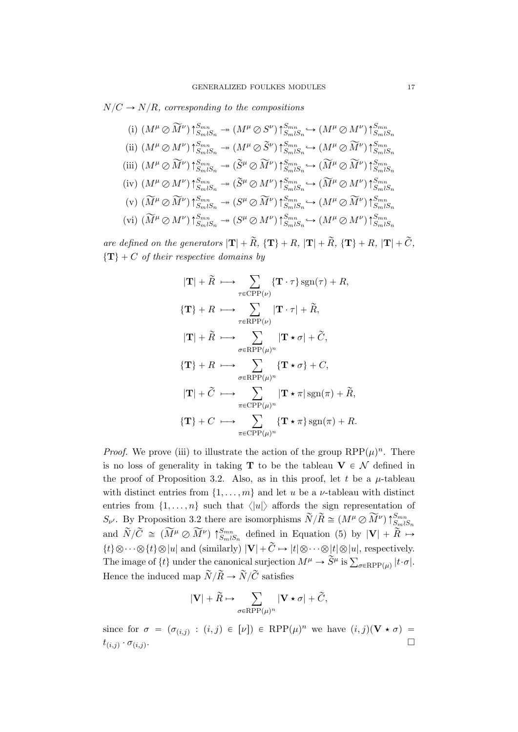*$N/C \to N/R$, corresponding to the compositions*

$$
\begin{aligned}
&\text{(i) } (M^\mu \oslash \widetilde{M}^\nu)\uparrow_{S_m \wr S_n}^{S_{mn}} \twoheadrightarrow (M^\mu \oslash S^\nu)\uparrow_{S_m \wr S_n}^{S_{mn}} \hookrightarrow (M^\mu \oslash M^\nu)\uparrow_{S_m \wr S_n}^{S_{mn}}\\
&\text{(ii) } (M^\mu \oslash M^\nu)\uparrow_{S_m \wr S_n}^{S_{mn}} \twoheadrightarrow (M^\mu \oslash \widetilde{S}^\nu)\uparrow_{S_m \wr S_n}^{S_{mn}} \hookrightarrow (M^\mu \oslash \widetilde{M}^\nu)\uparrow_{S_m \wr S_n}^{S_{mn}}\\
&\text{(iii) } (M^\mu \oslash \widetilde{M}^\nu)\uparrow_{S_m \wr S_n}^{S_{mn}} \twoheadrightarrow (\widetilde{S}^\mu \oslash \widetilde{M}^\nu)\uparrow_{S_m \wr S_n}^{S_{mn}} \hookrightarrow (\widetilde{M}^\mu \oslash \widetilde{M}^\nu)\uparrow_{S_m \wr S_n}^{S_{mn}}\\
&\text{(iv) } (M^\mu \oslash M^\nu)\uparrow_{S_m \wr S_n}^{S_{mn}} \twoheadrightarrow (\widetilde{S}^\mu \oslash M^\nu)\uparrow_{S_m \wr S_n}^{S_{mn}} \hookrightarrow (\widetilde{M}^\mu \oslash M^\nu)\uparrow_{S_m \wr S_n}^{S_{mn}}\\
&\text{(v) } (\widetilde{M}^\mu \oslash \widetilde{M}^\nu)\uparrow_{S_m \wr S_n}^{S_{mn}} \twoheadrightarrow (S^\mu \oslash \widetilde{M}^\nu)\uparrow_{S_m \wr S_n}^{S_{mn}} \hookrightarrow (M^\mu \oslash \widetilde{M}^\nu)\uparrow_{S_m \wr S_n}^{S_{mn}}\\
&\text{(vi) } (\widetilde{M}^\mu \oslash M^\nu)\uparrow_{S_m \wr S_n}^{S_{mn}} \twoheadrightarrow (S^\mu \oslash M^\nu)\uparrow_{S_m \wr S_n}^{S_{mn}} \hookrightarrow (M^\mu \oslash M^\nu)\uparrow_{S_m \wr S_n}^{S_{mn}}
\end{aligned}
$$

*are defined on the generators $|\mathbf{T}| + \widetilde{R}$, $\{\mathbf{T}\} + R$, $|\mathbf{T}| + \widetilde{R}$, $\{\mathbf{T}\} + R$, $|\mathbf{T}| + \widetilde{C}$, $\{\mathbf{T}\} + C$ of their respective domains by*

$$
\begin{aligned}
|\mathbf{T}| + \widetilde{R} &\longmapsto \sum_{\tau \in \mathrm{CPP}(\nu)} \{\mathbf{T}\cdot\tau\}\,\mathrm{sgn}(\tau) + R,\\
\{\mathbf{T}\} + R &\longmapsto \sum_{\tau \in \mathrm{RPP}(\nu)} |\mathbf{T}\cdot\tau| + \widetilde{R},\\
|\mathbf{T}| + \widetilde{R} &\longmapsto \sum_{\sigma \in \mathrm{RPP}(\mu)^n} |\mathbf{T}\star\sigma| + \widetilde{C},\\
\{\mathbf{T}\} + R &\longmapsto \sum_{\sigma \in \mathrm{RPP}(\mu)^n} \{\mathbf{T}\star\sigma\} + C,\\
|\mathbf{T}| + \widetilde{C} &\longmapsto \sum_{\pi \in \mathrm{CPP}(\mu)^n} |\mathbf{T}\star\pi|\,\mathrm{sgn}(\pi) + \widetilde{R},\\
\{\mathbf{T}\} + C &\longmapsto \sum_{\pi \in \mathrm{CPP}(\mu)^n} \{\mathbf{T}\star\pi\}\,\mathrm{sgn}(\pi) + R.
\end{aligned}
$$

*Proof.* We prove (iii) to illustrate the action of the group $\mathrm{RPP}(\mu)^n$. There is no loss of generality in taking $\mathbf{T}$ to be the tableau $\mathbf{V} \in \mathcal{N}$ defined in the proof of Proposition 3.2. Also, as in this proof, let $t$ be a $\mu$-tableau with distinct entries from $\{1,\ldots,m\}$ and let $u$ be a $\nu$-tableau with distinct entries from $\{1,\ldots,n\}$ such that $\langle |u| \rangle$ affords the sign representation of $S_{\nu'}$. By Proposition 3.2 there are isomorphisms $\widetilde{N}/\widetilde{R} \cong (M^\mu \oslash \widetilde{M}^\nu)\uparrow_{S_m \wr S_n}^{S_{mn}}$ and $\widetilde{N}/\widetilde{C} \cong (\widetilde{M}^\mu \oslash \widetilde{M}^\nu)\uparrow_{S_m \wr S_n}^{S_{mn}}$ defined in Equation (5) by $|\mathbf{V}| + \widetilde{R} \mapsto \{t\}\otimes\cdots\otimes\{t\}\otimes|u|$ and (similarly) $|\mathbf{V}| + \widetilde{C} \mapsto |t|\otimes\cdots\otimes|t|\otimes|u|$, respectively. The image of $\{t\}$ under the canonical surjection $M^\mu \to \widetilde{S}^\mu$ is $\sum_{\sigma\in\mathrm{RPP}(\mu)} |t\cdot\sigma|$. Hence the induced map $\widetilde{N}/\widetilde{R} \to \widetilde{N}/\widetilde{C}$ satisfies

$$
|\mathbf{V}| + \widetilde{R} \mapsto \sum_{\sigma \in \mathrm{RPP}(\mu)^n} |\mathbf{V}\star\sigma| + \widetilde{C},
$$

since for $\sigma = (\sigma_{(i,j)} : (i,j) \in [\nu]) \in \mathrm{RPP}(\mu)^n$ we have $(i,j)(\mathbf{V}\star\sigma) = t_{(i,j)}\cdot\sigma_{(i,j)}$. $\square$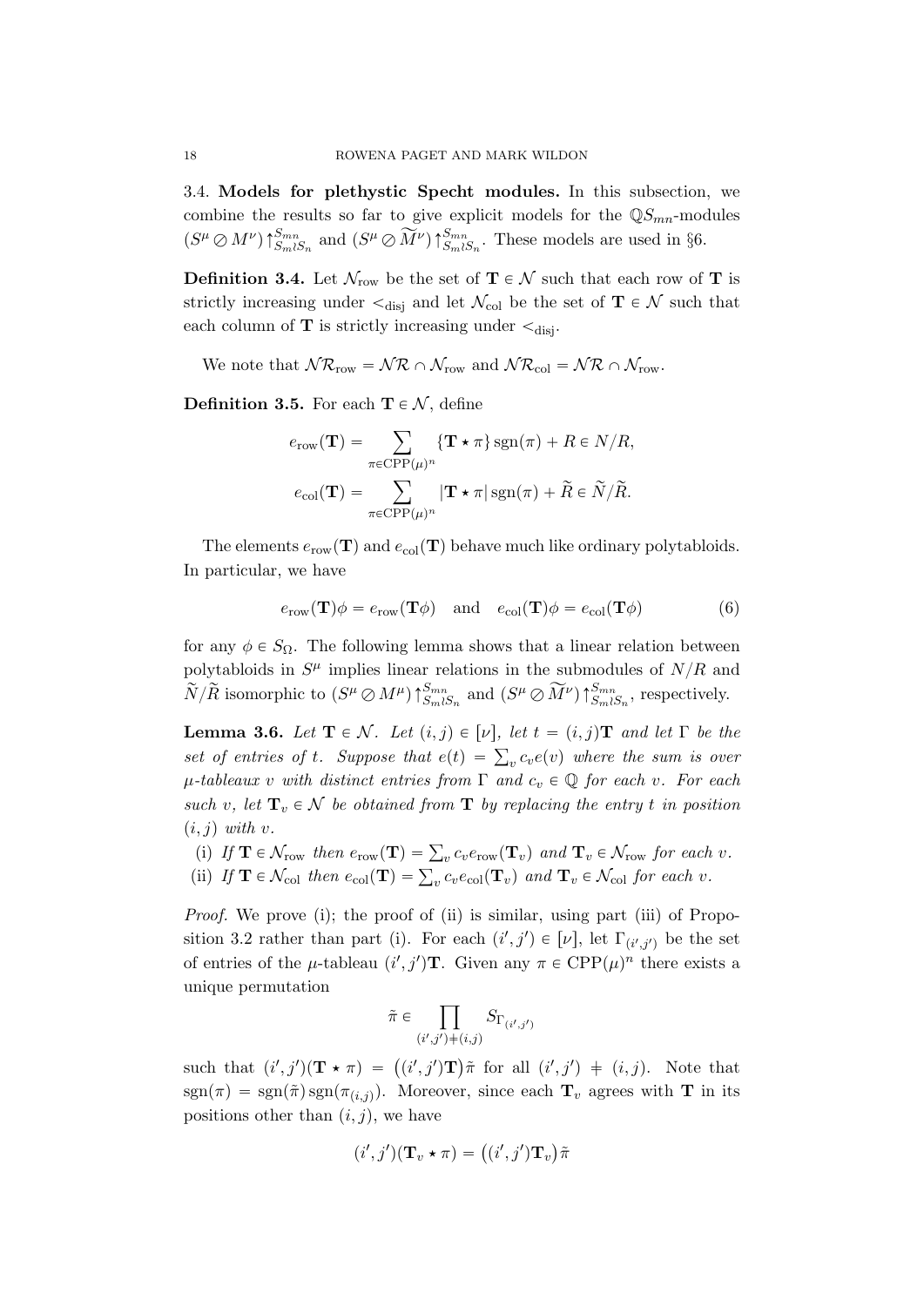3.4. **Models for plethystic Specht modules.** In this subsection, we combine the results so far to give explicit models for the $\mathbb{Q}S_{mn}$-modules $(S^\mu \oslash M^\nu)\big\uparrow_{S_m \wr S_n}^{S_{mn}}$ and $(S^\mu \oslash \widetilde{M}^\nu)\big\uparrow_{S_m \wr S_n}^{S_{mn}}$. These models are used in §6.

**Definition 3.4.** Let $\mathcal{N}_{\text{row}}$ be the set of $\mathbf{T} \in \mathcal{N}$ such that each row of $\mathbf{T}$ is strictly increasing under $<_{\text{disj}}$ and let $\mathcal{N}_{\text{col}}$ be the set of $\mathbf{T} \in \mathcal{N}$ such that each column of $\mathbf{T}$ is strictly increasing under $<_{\text{disj}}$.

We note that $\mathcal{NR}_{\text{row}} = \mathcal{NR} \cap \mathcal{N}_{\text{row}}$ and $\mathcal{NR}_{\text{col}} = \mathcal{NR} \cap \mathcal{N}_{\text{row}}$.

**Definition 3.5.** For each $\mathbf{T} \in \mathcal{N}$, define

$$e_{\text{row}}(\mathbf{T}) = \sum_{\pi \in \text{CPP}(\mu)^n} \{\mathbf{T} \star \pi\} \operatorname{sgn}(\pi) + R \in N/R,$$

$$e_{\text{col}}(\mathbf{T}) = \sum_{\pi \in \text{CPP}(\mu)^n} |\mathbf{T} \star \pi| \operatorname{sgn}(\pi) + \widetilde{R} \in \widetilde{N}/\widetilde{R}.$$

The elements $e_{\text{row}}(\mathbf{T})$ and $e_{\text{col}}(\mathbf{T})$ behave much like ordinary polytabloids. In particular, we have

$$e_{\text{row}}(\mathbf{T})\phi = e_{\text{row}}(\mathbf{T}\phi) \quad \text{and} \quad e_{\text{col}}(\mathbf{T})\phi = e_{\text{col}}(\mathbf{T}\phi) \tag{6}$$

for any $\phi \in S_\Omega$. The following lemma shows that a linear relation between polytabloids in $S^\mu$ implies linear relations in the submodules of $N/R$ and $\widetilde{N}/\widetilde{R}$ isomorphic to $(S^\mu \oslash M^\mu)\big\uparrow_{S_m \wr S_n}^{S_{mn}}$ and $(S^\mu \oslash \widetilde{M}^\nu)\big\uparrow_{S_m \wr S_n}^{S_{mn}}$, respectively.

**Lemma 3.6.** *Let $\mathbf{T} \in \mathcal{N}$. Let $(i,j) \in [\nu]$, let $t = (i,j)\mathbf{T}$ and let $\Gamma$ be the set of entries of $t$. Suppose that $e(t) = \sum_v c_v e(v)$ where the sum is over $\mu$-tableaux $v$ with distinct entries from $\Gamma$ and $c_v \in \mathbb{Q}$ for each $v$. For each such $v$, let $\mathbf{T}_v \in \mathcal{N}$ be obtained from $\mathbf{T}$ by replacing the entry $t$ in position $(i,j)$ with $v$.*

(i) *If $\mathbf{T} \in \mathcal{N}_{\text{row}}$ then $e_{\text{row}}(\mathbf{T}) = \sum_v c_v e_{\text{row}}(\mathbf{T}_v)$ and $\mathbf{T}_v \in \mathcal{N}_{\text{row}}$ for each $v$.*

(ii) *If $\mathbf{T} \in \mathcal{N}_{\text{col}}$ then $e_{\text{col}}(\mathbf{T}) = \sum_v c_v e_{\text{col}}(\mathbf{T}_v)$ and $\mathbf{T}_v \in \mathcal{N}_{\text{col}}$ for each $v$.*

*Proof.* We prove (i); the proof of (ii) is similar, using part (iii) of Proposition 3.2 rather than part (i). For each $(i',j') \in [\nu]$, let $\Gamma_{(i',j')}$ be the set of entries of the $\mu$-tableau $(i',j')\mathbf{T}$. Given any $\pi \in \text{CPP}(\mu)^n$ there exists a unique permutation

$$\tilde{\pi} \in \prod_{(i',j') \neq (i,j)} S_{\Gamma_{(i',j')}}$$

such that $(i',j')(\mathbf{T} \star \pi) = \big((i',j')\mathbf{T}\big)\tilde{\pi}$ for all $(i',j') \neq (i,j)$. Note that $\operatorname{sgn}(\pi) = \operatorname{sgn}(\tilde{\pi})\operatorname{sgn}(\pi_{(i,j)})$. Moreover, since each $\mathbf{T}_v$ agrees with $\mathbf{T}$ in its positions other than $(i,j)$, we have

$$(i',j')(\mathbf{T}_v \star \pi) = \big((i',j')\mathbf{T}_v\big)\tilde{\pi}$$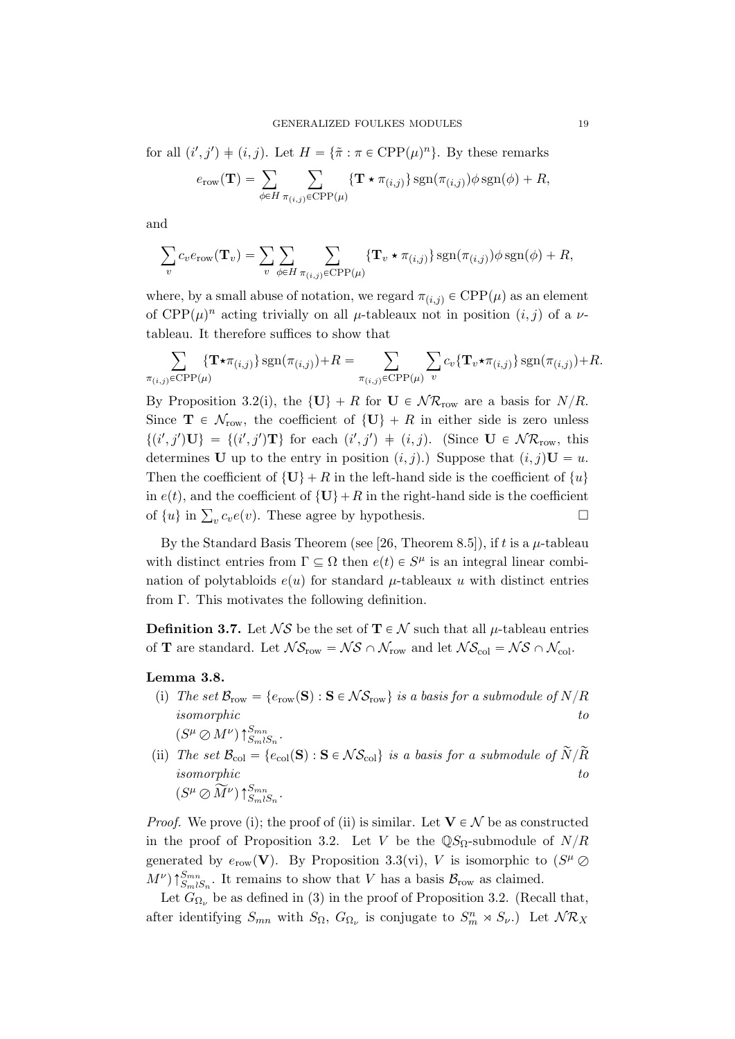for all $(i', j') \neq (i, j)$. Let $H = \{\tilde{\pi} : \pi \in \mathrm{CPP}(\mu)^n\}$. By these remarks

$$e_{\mathrm{row}}(\mathbf{T}) = \sum_{\phi \in H} \sum_{\pi_{(i,j)} \in \mathrm{CPP}(\mu)} \{\mathbf{T} \star \pi_{(i,j)}\} \operatorname{sgn}(\pi_{(i,j)}) \phi \operatorname{sgn}(\phi) + R,$$

and

$$\sum_v c_v e_{\mathrm{row}}(\mathbf{T}_v) = \sum_v \sum_{\phi \in H} \sum_{\pi_{(i,j)} \in \mathrm{CPP}(\mu)} \{\mathbf{T}_v \star \pi_{(i,j)}\} \operatorname{sgn}(\pi_{(i,j)}) \phi \operatorname{sgn}(\phi) + R,$$

where, by a small abuse of notation, we regard $\pi_{(i,j)} \in \mathrm{CPP}(\mu)$ as an element of $\mathrm{CPP}(\mu)^n$ acting trivially on all $\mu$-tableaux not in position $(i, j)$ of a $\nu$-tableau. It therefore suffices to show that

$$\sum_{\pi_{(i,j)} \in \mathrm{CPP}(\mu)} \{\mathbf{T} \star \pi_{(i,j)}\} \operatorname{sgn}(\pi_{(i,j)}) + R = \sum_{\pi_{(i,j)} \in \mathrm{CPP}(\mu)} \sum_v c_v \{\mathbf{T}_v \star \pi_{(i,j)}\} \operatorname{sgn}(\pi_{(i,j)}) + R.$$

By Proposition 3.2(i), the $\{\mathbf{U}\} + R$ for $\mathbf{U} \in \mathcal{NR}_{\mathrm{row}}$ are a basis for $N/R$. Since $\mathbf{T} \in \mathcal{N}_{\mathrm{row}}$, the coefficient of $\{\mathbf{U}\} + R$ in either side is zero unless $\{(i', j')\mathbf{U}\} = \{(i', j')\mathbf{T}\}$ for each $(i', j') \neq (i, j)$. (Since $\mathbf{U} \in \mathcal{NR}_{\mathrm{row}}$, this determines $\mathbf{U}$ up to the entry in position $(i, j)$.) Suppose that $(i, j)\mathbf{U} = u$. Then the coefficient of $\{\mathbf{U}\} + R$ in the left-hand side is the coefficient of $\{u\}$ in $e(t)$, and the coefficient of $\{\mathbf{U}\} + R$ in the right-hand side is the coefficient of $\{u\}$ in $\sum_v c_v e(v)$. These agree by hypothesis. $\square$

By the Standard Basis Theorem (see [26, Theorem 8.5]), if $t$ is a $\mu$-tableau with distinct entries from $\Gamma \subseteq \Omega$ then $e(t) \in S^\mu$ is an integral linear combination of polytabloids $e(u)$ for standard $\mu$-tableaux $u$ with distinct entries from $\Gamma$. This motivates the following definition.

**Definition 3.7.** Let $\mathcal{NS}$ be the set of $\mathbf{T} \in \mathcal{N}$ such that all $\mu$-tableau entries of $\mathbf{T}$ are standard. Let $\mathcal{NS}_{\mathrm{row}} = \mathcal{NS} \cap \mathcal{N}_{\mathrm{row}}$ and let $\mathcal{NS}_{\mathrm{col}} = \mathcal{NS} \cap \mathcal{N}_{\mathrm{col}}$.

**Lemma 3.8.**

(i) *The set $\mathcal{B}_{\mathrm{row}} = \{e_{\mathrm{row}}(\mathbf{S}) : \mathbf{S} \in \mathcal{NS}_{\mathrm{row}}\}$ is a basis for a submodule of $N/R$ isomorphic to $(S^\mu \oslash M^\nu)\uparrow_{S_m \wr S_n}^{S_{mn}}$.*

(ii) *The set $\mathcal{B}_{\mathrm{col}} = \{e_{\mathrm{col}}(\mathbf{S}) : \mathbf{S} \in \mathcal{NS}_{\mathrm{col}}\}$ is a basis for a submodule of $\widetilde{N}/\widetilde{R}$ isomorphic to $(S^\mu \oslash \widetilde{M}^\nu)\uparrow_{S_m \wr S_n}^{S_{mn}}$.*

*Proof.* We prove (i); the proof of (ii) is similar. Let $\mathbf{V} \in \mathcal{N}$ be as constructed in the proof of Proposition 3.2. Let $V$ be the $\mathbb{Q}S_\Omega$-submodule of $N/R$ generated by $e_{\mathrm{row}}(\mathbf{V})$. By Proposition 3.3(vi), $V$ is isomorphic to $(S^\mu \oslash M^\nu)\uparrow_{S_m \wr S_n}^{S_{mn}}$. It remains to show that $V$ has a basis $\mathcal{B}_{\mathrm{row}}$ as claimed.

Let $G_{\Omega_\nu}$ be as defined in (3) in the proof of Proposition 3.2. (Recall that, after identifying $S_{mn}$ with $S_\Omega$, $G_{\Omega_\nu}$ is conjugate to $S_m^n \rtimes S_\nu$.) Let $\mathcal{NR}_X$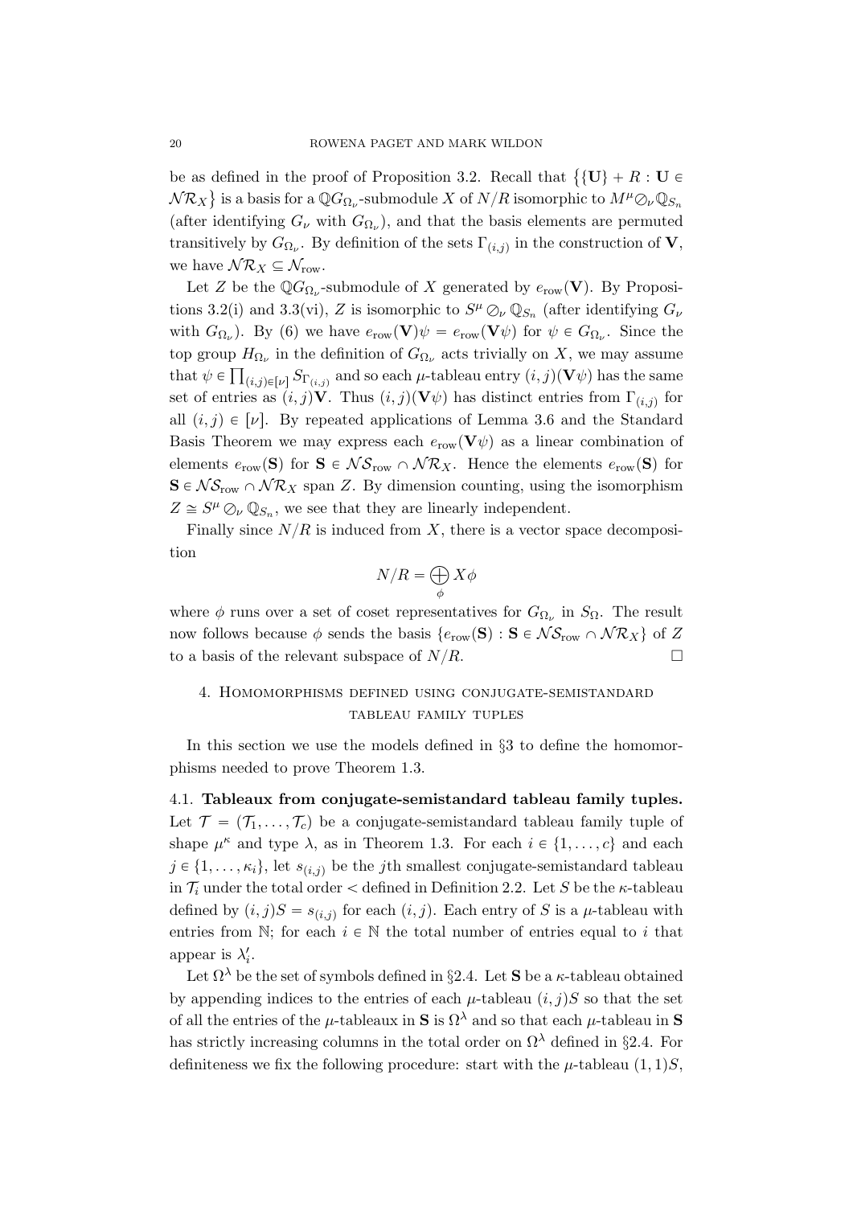be as defined in the proof of Proposition 3.2. Recall that $\big\{\{\mathbf{U}\} + R : \mathbf{U} \in \mathcal{NR}_X\big\}$ is a basis for a $\mathbb{Q}G_{\Omega_\nu}$-submodule $X$ of $N/R$ isomorphic to $M^\mu \oslash_\nu \mathbb{Q}_{S_n}$ (after identifying $G_\nu$ with $G_{\Omega_\nu}$), and that the basis elements are permuted transitively by $G_{\Omega_\nu}$. By definition of the sets $\Gamma_{(i,j)}$ in the construction of $\mathbf{V}$, we have $\mathcal{NR}_X \subseteq \mathcal{N}_{\mathrm{row}}$.

Let $Z$ be the $\mathbb{Q}G_{\Omega_\nu}$-submodule of $X$ generated by $e_{\mathrm{row}}(\mathbf{V})$. By Propositions 3.2(i) and 3.3(vi), $Z$ is isomorphic to $S^\mu \oslash_\nu \mathbb{Q}_{S_n}$ (after identifying $G_\nu$ with $G_{\Omega_\nu}$). By (6) we have $e_{\mathrm{row}}(\mathbf{V})\psi = e_{\mathrm{row}}(\mathbf{V}\psi)$ for $\psi \in G_{\Omega_\nu}$. Since the top group $H_{\Omega_\nu}$ in the definition of $G_{\Omega_\nu}$ acts trivially on $X$, we may assume that $\psi \in \prod_{(i,j)\in[\nu]} S_{\Gamma_{(i,j)}}$ and so each $\mu$-tableau entry $(i,j)(\mathbf{V}\psi)$ has the same set of entries as $(i,j)\mathbf{V}$. Thus $(i,j)(\mathbf{V}\psi)$ has distinct entries from $\Gamma_{(i,j)}$ for all $(i,j) \in [\nu]$. By repeated applications of Lemma 3.6 and the Standard Basis Theorem we may express each $e_{\mathrm{row}}(\mathbf{V}\psi)$ as a linear combination of elements $e_{\mathrm{row}}(\mathbf{S})$ for $\mathbf{S} \in \mathcal{NS}_{\mathrm{row}} \cap \mathcal{NR}_X$. Hence the elements $e_{\mathrm{row}}(\mathbf{S})$ for $\mathbf{S} \in \mathcal{NS}_{\mathrm{row}} \cap \mathcal{NR}_X$ span $Z$. By dimension counting, using the isomorphism $Z \cong S^\mu \oslash_\nu \mathbb{Q}_{S_n}$, we see that they are linearly independent.

Finally since $N/R$ is induced from $X$, there is a vector space decomposition

$$N/R = \bigoplus_\phi X\phi$$

where $\phi$ runs over a set of coset representatives for $G_{\Omega_\nu}$ in $S_\Omega$. The result now follows because $\phi$ sends the basis $\{e_{\mathrm{row}}(\mathbf{S}) : \mathbf{S} \in \mathcal{NS}_{\mathrm{row}} \cap \mathcal{NR}_X\}$ of $Z$ to a basis of the relevant subspace of $N/R$. $\square$

## 4. Homomorphisms defined using conjugate-semistandard tableau family tuples

In this section we use the models defined in §3 to define the homomorphisms needed to prove Theorem 1.3.

**4.1. Tableaux from conjugate-semistandard tableau family tuples.** Let $\mathcal{T} = (\mathcal{T}_1, \ldots, \mathcal{T}_c)$ be a conjugate-semistandard tableau family tuple of shape $\mu^\kappa$ and type $\lambda$, as in Theorem 1.3. For each $i \in \{1, \ldots, c\}$ and each $j \in \{1, \ldots, \kappa_i\}$, let $s_{(i,j)}$ be the $j$th smallest conjugate-semistandard tableau in $\mathcal{T}_i$ under the total order $<$ defined in Definition 2.2. Let $S$ be the $\kappa$-tableau defined by $(i,j)S = s_{(i,j)}$ for each $(i,j)$. Each entry of $S$ is a $\mu$-tableau with entries from $\mathbb{N}$; for each $i \in \mathbb{N}$ the total number of entries equal to $i$ that appear is $\lambda'_i$.

Let $\Omega^\lambda$ be the set of symbols defined in §2.4. Let $\mathbf{S}$ be a $\kappa$-tableau obtained by appending indices to the entries of each $\mu$-tableau $(i,j)S$ so that the set of all the entries of the $\mu$-tableaux in $\mathbf{S}$ is $\Omega^\lambda$ and so that each $\mu$-tableau in $\mathbf{S}$ has strictly increasing columns in the total order on $\Omega^\lambda$ defined in §2.4. For definiteness we fix the following procedure: start with the $\mu$-tableau $(1,1)S$,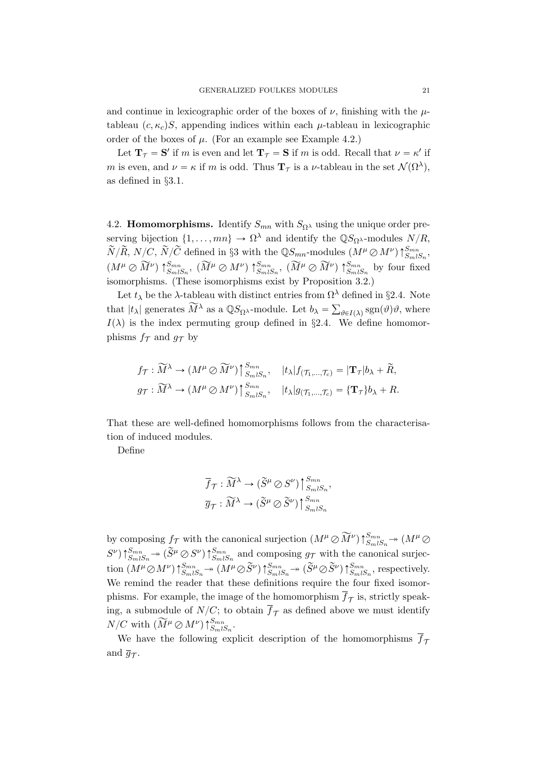and continue in lexicographic order of the boxes of $\nu$, finishing with the $\mu$-tableau $(c,\kappa_c)S$, appending indices within each $\mu$-tableau in lexicographic order of the boxes of $\mu$. (For an example see Example 4.2.)

Let $\mathbf{T}_\mathcal{T} = \mathbf{S}'$ if $m$ is even and let $\mathbf{T}_\mathcal{T} = \mathbf{S}$ if $m$ is odd. Recall that $\nu = \kappa'$ if $m$ is even, and $\nu = \kappa$ if $m$ is odd. Thus $\mathbf{T}_\mathcal{T}$ is a $\nu$-tableau in the set $\mathcal{N}(\Omega^\lambda)$, as defined in §3.1.

4.2. **Homomorphisms.** Identify $S_{mn}$ with $S_{\Omega^\lambda}$ using the unique order preserving bijection $\{1,\ldots,mn\} \to \Omega^\lambda$ and identify the $\mathbb{Q}S_{\Omega^\lambda}$-modules $N/R$, $\widetilde{N}/\widetilde{R}$, $N/C$, $\widetilde{N}/\widetilde{C}$ defined in §3 with the $\mathbb{Q}S_{mn}$-modules $(M^\mu \oslash M^\nu)\uparrow_{S_m \wr S_n}^{S_{mn}}$, $(M^\mu \oslash \widetilde{M}^\nu)\uparrow_{S_m \wr S_n}^{S_{mn}}$, $(\widetilde{M}^\mu \oslash M^\nu)\uparrow_{S_m \wr S_n}^{S_{mn}}$, $(\widetilde{M}^\mu \oslash \widetilde{M}^\nu)\uparrow_{S_m \wr S_n}^{S_{mn}}$ by four fixed isomorphisms. (These isomorphisms exist by Proposition 3.2.)

Let $t_\lambda$ be the $\lambda$-tableau with distinct entries from $\Omega^\lambda$ defined in §2.4. Note that $|t_\lambda|$ generates $\widetilde{M}^\lambda$ as a $\mathbb{Q}S_{\Omega^\lambda}$-module. Let $b_\lambda = \sum_{\vartheta \in I(\lambda)} \operatorname{sgn}(\vartheta)\vartheta$, where $I(\lambda)$ is the index permuting group defined in §2.4. We define homomorphisms $f_\mathcal{T}$ and $g_\mathcal{T}$ by

$$
\begin{aligned}
f_\mathcal{T} &: \widetilde{M}^\lambda \to (M^\mu \oslash \widetilde{M}^\nu)\big\uparrow_{S_m \wr S_n}^{S_{mn}}, \quad |t_\lambda| f_{(\mathcal{T}_1,\ldots,\mathcal{T}_c)} = |\mathbf{T}_\mathcal{T}| b_\lambda + \widetilde{R}, \\
g_\mathcal{T} &: \widetilde{M}^\lambda \to (M^\mu \oslash M^\nu)\big\uparrow_{S_m \wr S_n}^{S_{mn}}, \quad |t_\lambda| g_{(\mathcal{T}_1,\ldots,\mathcal{T}_c)} = \{\mathbf{T}_\mathcal{T}\} b_\lambda + R.
\end{aligned}
$$

That these are well-defined homomorphisms follows from the characterisation of induced modules.

Define

$$
\begin{aligned}
\overline{f}_\mathcal{T} &: \widetilde{M}^\lambda \to (\widetilde{S}^\mu \oslash S^\nu)\big\uparrow_{S_m \wr S_n}^{S_{mn}}, \\
\overline{g}_\mathcal{T} &: \widetilde{M}^\lambda \to (\widetilde{S}^\mu \oslash \widetilde{S}^\nu)\big\uparrow_{S_m \wr S_n}^{S_{mn}}
\end{aligned}
$$

by composing $f_\mathcal{T}$ with the canonical surjection $(M^\mu \oslash \widetilde{M}^\nu)\uparrow_{S_m \wr S_n}^{S_{mn}} \twoheadrightarrow (M^\mu \oslash S^\nu)\uparrow_{S_m \wr S_n}^{S_{mn}} \twoheadrightarrow (\widetilde{S}^\mu \oslash S^\nu)\uparrow_{S_m \wr S_n}^{S_{mn}}$ and composing $g_\mathcal{T}$ with the canonical surjection $(M^\mu \oslash M^\nu)\uparrow_{S_m \wr S_n}^{S_{mn}} \twoheadrightarrow (M^\mu \oslash \widetilde{S}^\nu)\uparrow_{S_m \wr S_n}^{S_{mn}} \twoheadrightarrow (\widetilde{S}^\mu \oslash \widetilde{S}^\nu)\uparrow_{S_m \wr S_n}^{S_{mn}}$, respectively. We remind the reader that these definitions require the four fixed isomorphisms. For example, the image of the homomorphism $\overline{f}_\mathcal{T}$ is, strictly speaking, a submodule of $N/C$; to obtain $\overline{f}_\mathcal{T}$ as defined above we must identify $N/C$ with $(\widetilde{M}^\mu \oslash M^\nu)\uparrow_{S_m \wr S_n}^{S_{mn}}$.

We have the following explicit description of the homomorphisms $\overline{f}_\mathcal{T}$ and $\overline{g}_\mathcal{T}$.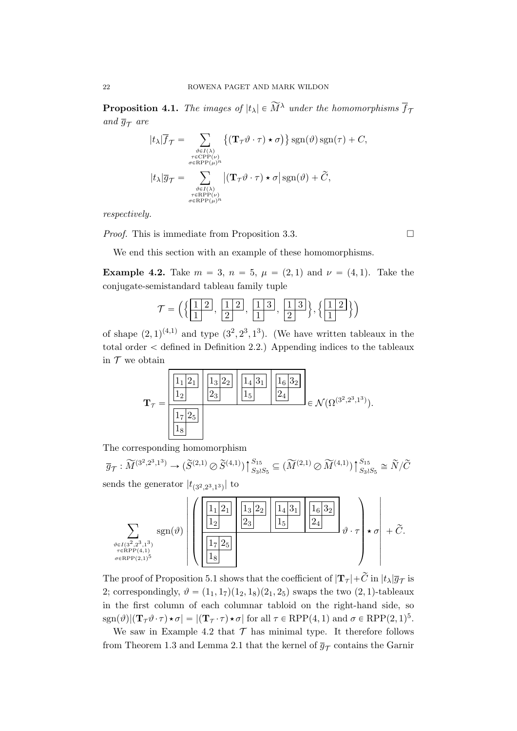**Proposition 4.1.** *The images of* $|t_\lambda| \in \widetilde{M}^\lambda$ *under the homomorphisms* $\overline{f}_{\mathcal{T}}$ *and* $\overline{g}_{\mathcal{T}}$ *are*

$$|t_\lambda|\overline{f}_{\mathcal{T}} = \sum_{\substack{\vartheta \in I(\lambda) \\ \tau \in \mathrm{CPP}(\nu) \\ \sigma \in \mathrm{RPP}(\mu)^n}} \big\{(\mathbf{T}_{\mathcal{T}}\vartheta \cdot \tau) \star \sigma\big)\big\} \operatorname{sgn}(\vartheta)\operatorname{sgn}(\tau) + C,$$

$$|t_\lambda|\overline{g}_{\mathcal{T}} = \sum_{\substack{\vartheta \in I(\lambda) \\ \tau \in \mathrm{RPP}(\nu) \\ \sigma \in \mathrm{RPP}(\mu)^n}} \big|(\mathbf{T}_{\mathcal{T}}\vartheta \cdot \tau) \star \sigma\big| \operatorname{sgn}(\vartheta) + \widetilde{C},$$

*respectively.*

*Proof.* This is immediate from Proposition 3.3. □

We end this section with an example of these homomorphisms.

**Example 4.2.** Take $m = 3$, $n = 5$, $\mu = (2,1)$ and $\nu = (4,1)$. Take the conjugate-semistandard tableau family tuple

$$\mathcal{T} = \left( \left\{ \begin{smallmatrix} 1 & 2 \\ 1 & \end{smallmatrix},\ \begin{smallmatrix} 1 & 2 \\ 2 & \end{smallmatrix},\ \begin{smallmatrix} 1 & 3 \\ 1 & \end{smallmatrix},\ \begin{smallmatrix} 1 & 3 \\ 2 & \end{smallmatrix} \right\}, \left\{ \begin{smallmatrix} 1 & 2 \\ 1 & \end{smallmatrix} \right\} \right)$$

of shape $(2,1)^{(4,1)}$ and type $(3^2, 2^3, 1^3)$. (We have written tableaux in the total order $<$ defined in Definition 2.2.) Appending indices to the tableaux in $\mathcal{T}$ we obtain

$$\mathbf{T}_{\mathcal{T}} = \begin{array}{|c|c|c|c|} \hline \begin{smallmatrix} 1_1 & 2_1 \\ 1_2 & \end{smallmatrix} & \begin{smallmatrix} 1_3 & 2_2 \\ 2_3 & \end{smallmatrix} & \begin{smallmatrix} 1_4 & 3_1 \\ 1_5 & \end{smallmatrix} & \begin{smallmatrix} 1_6 & 3_2 \\ 2_4 & \end{smallmatrix} \\ \hline \begin{smallmatrix} 1_7 & 2_5 \\ 1_8 & \end{smallmatrix} & \multicolumn{3}{c}{} \\ \cline{1-1} \end{array} \in \mathcal{N}(\Omega^{(3^2,2^3,1^3)}).$$

The corresponding homomorphism

$$\overline{g}_{\mathcal{T}} : \widetilde{M}^{(3^2,2^3,1^3)} \to (\widetilde{S}^{(2,1)} \oslash \widetilde{S}^{(4,1)})\big\uparrow_{S_3 \wr S_5}^{S_{15}} \subseteq (\widetilde{M}^{(2,1)} \oslash \widetilde{M}^{(4,1)})\big\uparrow_{S_3 \wr S_5}^{S_{15}} \cong \widetilde{N}/\widetilde{C}$$

sends the generator $|t_{(3^2,2^3,1^3)}|$ to

$$\sum_{\substack{\vartheta \in I(3^2,2^3,1^3) \\ \tau \in \mathrm{RPP}(4,1) \\ \sigma \in \mathrm{RPP}(2,1)^5}} \operatorname{sgn}(\vartheta) \left| \left( \begin{array}{|c|c|c|c|} \hline \begin{smallmatrix} 1_1 & 2_1 \\ 1_2 & \end{smallmatrix} & \begin{smallmatrix} 1_3 & 2_2 \\ 2_3 & \end{smallmatrix} & \begin{smallmatrix} 1_4 & 3_1 \\ 1_5 & \end{smallmatrix} & \begin{smallmatrix} 1_6 & 3_2 \\ 2_4 & \end{smallmatrix} \\ \hline \begin{smallmatrix} 1_7 & 2_5 \\ 1_8 & \end{smallmatrix} & \multicolumn{3}{c}{} \\ \cline{1-1} \end{array} \vartheta \cdot \tau \right) \star \sigma \right| + \widetilde{C}.$$

The proof of Proposition 5.1 shows that the coefficient of $|\mathbf{T}_{\mathcal{T}}| + \widetilde{C}$ in $|t_\lambda|\overline{g}_{\mathcal{T}}$ is 2; correspondingly, $\vartheta = (1_1, 1_7)(1_2, 1_8)(2_1, 2_5)$ swaps the two $(2,1)$-tableaux in the first column of each columnar tabloid on the right-hand side, so $\operatorname{sgn}(\vartheta)|(\mathbf{T}_{\mathcal{T}}\vartheta \cdot \tau) \star \sigma| = |(\mathbf{T}_{\mathcal{T}} \cdot \tau) \star \sigma|$ for all $\tau \in \mathrm{RPP}(4,1)$ and $\sigma \in \mathrm{RPP}(2,1)^5$.

We saw in Example 4.2 that $\mathcal{T}$ has minimal type. It therefore follows from Theorem 1.3 and Lemma 2.1 that the kernel of $\overline{g}_{\mathcal{T}}$ contains the Garnir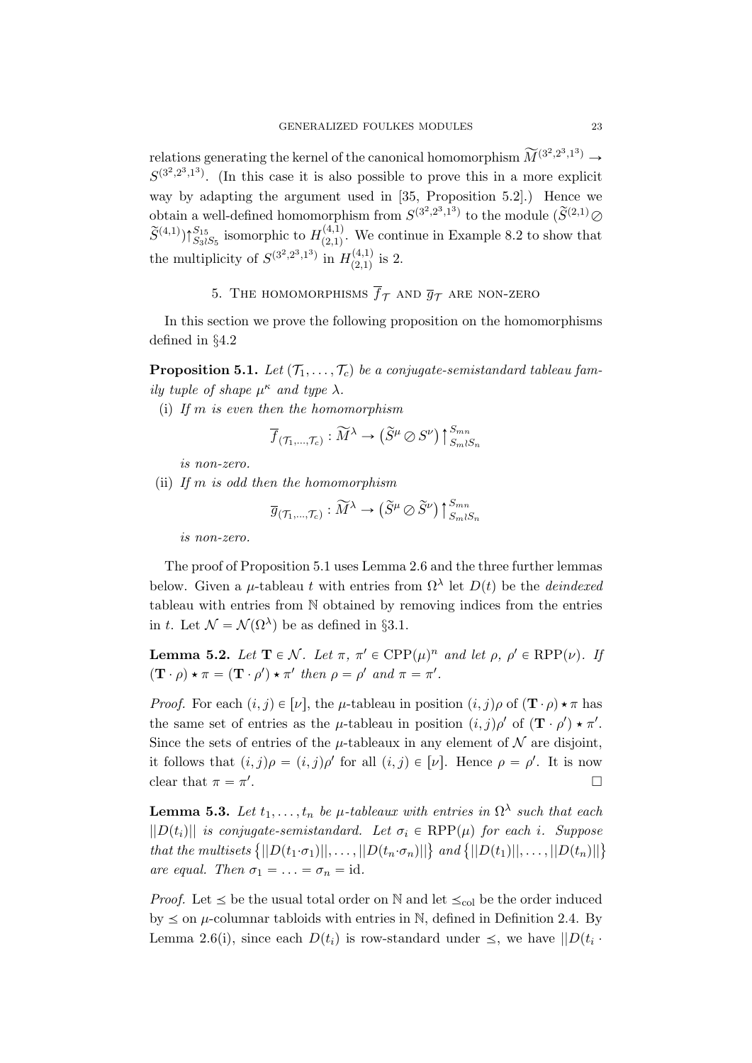relations generating the kernel of the canonical homomorphism $\widetilde{M}^{(3^2,2^3,1^3)} \to S^{(3^2,2^3,1^3)}$. (In this case it is also possible to prove this in a more explicit way by adapting the argument used in [35, Proposition 5.2].) Hence we obtain a well-defined homomorphism from $S^{(3^2,2^3,1^3)}$ to the module $(\widetilde{S}^{(2,1)} \oslash \widetilde{S}^{(4,1)})\big\uparrow_{S_3 \wr S_5}^{S_{15}}$ isomorphic to $H^{(4,1)}_{(2,1)}$. We continue in Example 8.2 to show that the multiplicity of $S^{(3^2,2^3,1^3)}$ in $H^{(4,1)}_{(2,1)}$ is 2.

## 5. The homomorphisms $\overline{f}_{\mathcal{T}}$ and $\overline{g}_{\mathcal{T}}$ are non-zero

In this section we prove the following proposition on the homomorphisms defined in §4.2

**Proposition 5.1.** *Let $(\mathcal{T}_1, \ldots, \mathcal{T}_c)$ be a conjugate-semistandard tableau family tuple of shape $\mu^\kappa$ and type $\lambda$.*

(i) *If $m$ is even then the homomorphism*
$$\overline{f}_{(\mathcal{T}_1,\ldots,\mathcal{T}_c)} : \widetilde{M}^\lambda \to \big(\widetilde{S}^\mu \oslash S^\nu\big)\big\uparrow_{S_m \wr S_n}^{S_{mn}}$$
*is non-zero.*

(ii) *If $m$ is odd then the homomorphism*
$$\overline{g}_{(\mathcal{T}_1,\ldots,\mathcal{T}_c)} : \widetilde{M}^\lambda \to \big(\widetilde{S}^\mu \oslash \widetilde{S}^\nu\big)\big\uparrow_{S_m \wr S_n}^{S_{mn}}$$
*is non-zero.*

The proof of Proposition 5.1 uses Lemma 2.6 and the three further lemmas below. Given a $\mu$-tableau $t$ with entries from $\Omega^\lambda$ let $D(t)$ be the *deindexed* tableau with entries from $\mathbb{N}$ obtained by removing indices from the entries in $t$. Let $\mathcal{N} = \mathcal{N}(\Omega^\lambda)$ be as defined in §3.1.

**Lemma 5.2.** *Let $\mathbf{T} \in \mathcal{N}$. Let $\pi$, $\pi' \in \mathrm{CPP}(\mu)^n$ and let $\rho$, $\rho' \in \mathrm{RPP}(\nu)$. If $(\mathbf{T} \cdot \rho) \star \pi = (\mathbf{T} \cdot \rho') \star \pi'$ then $\rho = \rho'$ and $\pi = \pi'$.*

*Proof.* For each $(i,j) \in [\nu]$, the $\mu$-tableau in position $(i,j)\rho$ of $(\mathbf{T} \cdot \rho) \star \pi$ has the same set of entries as the $\mu$-tableau in position $(i,j)\rho'$ of $(\mathbf{T} \cdot \rho') \star \pi'$. Since the sets of entries of the $\mu$-tableaux in any element of $\mathcal{N}$ are disjoint, it follows that $(i,j)\rho = (i,j)\rho'$ for all $(i,j) \in [\nu]$. Hence $\rho = \rho'$. It is now clear that $\pi = \pi'$. □

**Lemma 5.3.** *Let $t_1, \ldots, t_n$ be $\mu$-tableaux with entries in $\Omega^\lambda$ such that each $||D(t_i)||$ is conjugate-semistandard. Let $\sigma_i \in \mathrm{RPP}(\mu)$ for each $i$. Suppose that the multisets $\big\{||D(t_1 \cdot \sigma_1)||, \ldots, ||D(t_n \cdot \sigma_n)||\big\}$ and $\big\{||D(t_1)||, \ldots, ||D(t_n)||\big\}$ are equal. Then $\sigma_1 = \ldots = \sigma_n = \mathrm{id}$.*

*Proof.* Let $\preceq$ be the usual total order on $\mathbb{N}$ and let $\preceq_{\mathrm{col}}$ be the order induced by $\preceq$ on $\mu$-columnar tabloids with entries in $\mathbb{N}$, defined in Definition 2.4. By Lemma 2.6(i), since each $D(t_i)$ is row-standard under $\preceq$, we have $||D(t_i \cdot$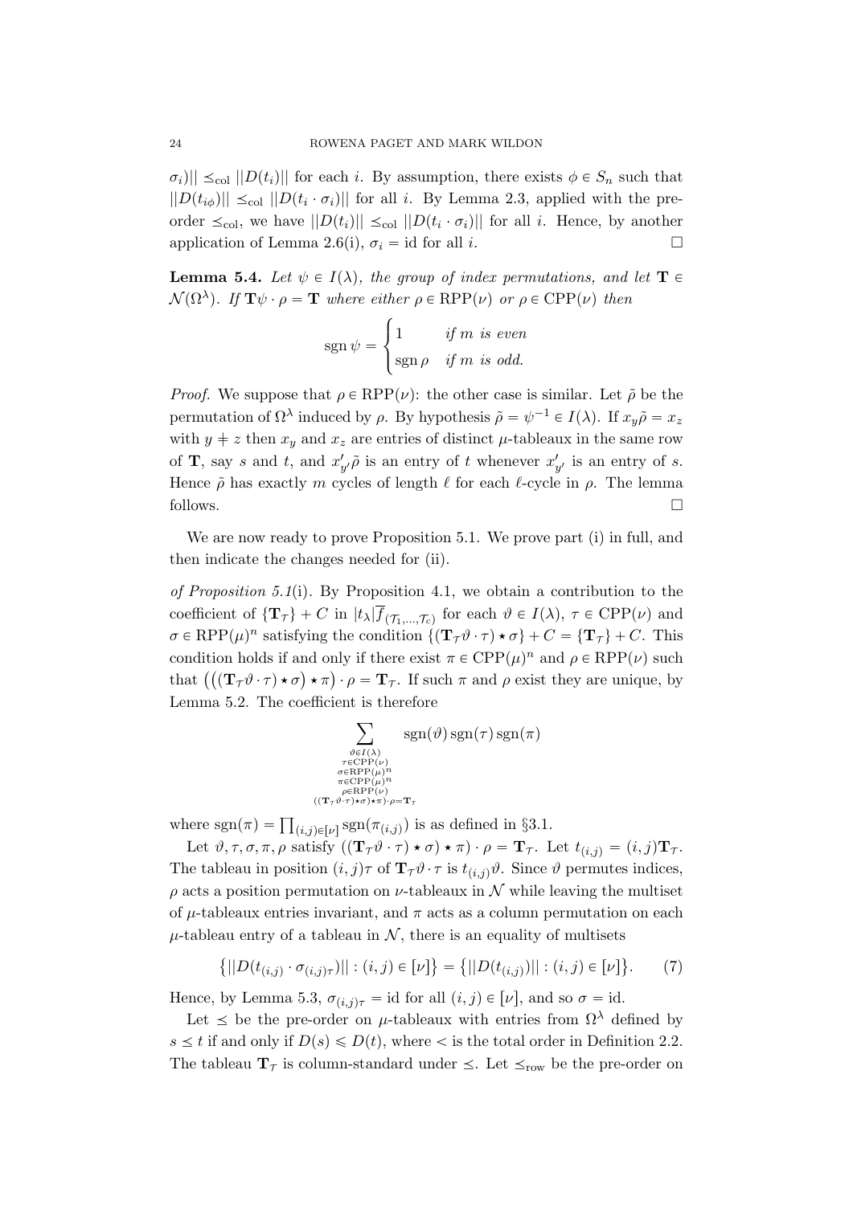$\sigma_i)|| \preceq_{\mathrm{col}} ||D(t_i)||$ for each $i$. By assumption, there exists $\phi \in S_n$ such that $||D(t_{i\phi})|| \preceq_{\mathrm{col}} ||D(t_i \cdot \sigma_i)||$ for all $i$. By Lemma 2.3, applied with the pre-order $\preceq_{\mathrm{col}}$, we have $||D(t_i)|| \preceq_{\mathrm{col}} ||D(t_i \cdot \sigma_i)||$ for all $i$. Hence, by another application of Lemma 2.6(i), $\sigma_i = \mathrm{id}$ for all $i$. $\square$

**Lemma 5.4.** *Let $\psi \in I(\lambda)$, the group of index permutations, and let $\mathbf{T} \in \mathcal{N}(\Omega^\lambda)$. If $\mathbf{T}\psi \cdot \rho = \mathbf{T}$ where either $\rho \in \mathrm{RPP}(\nu)$ or $\rho \in \mathrm{CPP}(\nu)$ then*

$$\operatorname{sgn} \psi = \begin{cases} 1 & \text{if } m \text{ is even} \\ \operatorname{sgn} \rho & \text{if } m \text{ is odd.} \end{cases}$$

*Proof.* We suppose that $\rho \in \mathrm{RPP}(\nu)$: the other case is similar. Let $\tilde{\rho}$ be the permutation of $\Omega^\lambda$ induced by $\rho$. By hypothesis $\tilde{\rho} = \psi^{-1} \in I(\lambda)$. If $x_y\tilde{\rho} = x_z$ with $y \neq z$ then $x_y$ and $x_z$ are entries of distinct $\mu$-tableaux in the same row of $\mathbf{T}$, say $s$ and $t$, and $x'_{y'}\tilde{\rho}$ is an entry of $t$ whenever $x'_{y'}$ is an entry of $s$. Hence $\tilde{\rho}$ has exactly $m$ cycles of length $\ell$ for each $\ell$-cycle in $\rho$. The lemma follows. $\square$

We are now ready to prove Proposition 5.1. We prove part (i) in full, and then indicate the changes needed for (ii).

*of Proposition 5.1*(i). By Proposition 4.1, we obtain a contribution to the coefficient of $\{\mathbf{T}_\mathcal{T}\} + C$ in $|t_\lambda|\overline{f}_{(\mathcal{T}_1,\ldots,\mathcal{T}_c)}$ for each $\vartheta \in I(\lambda)$, $\tau \in \mathrm{CPP}(\nu)$ and $\sigma \in \mathrm{RPP}(\mu)^n$ satisfying the condition $\{(\mathbf{T}_\mathcal{T}\vartheta \cdot \tau) \star \sigma\} + C = \{\mathbf{T}_\mathcal{T}\} + C$. This condition holds if and only if there exist $\pi \in \mathrm{CPP}(\mu)^n$ and $\rho \in \mathrm{RPP}(\nu)$ such that $\big(\big((\mathbf{T}_\mathcal{T}\vartheta \cdot \tau) \star \sigma\big) \star \pi\big) \cdot \rho = \mathbf{T}_\mathcal{T}$. If such $\pi$ and $\rho$ exist they are unique, by Lemma 5.2. The coefficient is therefore

$$\sum_{\substack{\vartheta \in I(\lambda) \\ \tau \in \mathrm{CPP}(\nu) \\ \sigma \in \mathrm{RPP}(\mu)^n \\ \pi \in \mathrm{CPP}(\mu)^n \\ \rho \in \mathrm{RPP}(\nu) \\ ((\mathbf{T}_\mathcal{T}\vartheta \cdot \tau) \star \sigma) \star \pi) \cdot \rho = \mathbf{T}_\mathcal{T}}} \operatorname{sgn}(\vartheta) \operatorname{sgn}(\tau) \operatorname{sgn}(\pi)$$

where $\operatorname{sgn}(\pi) = \prod_{(i,j) \in [\nu]} \operatorname{sgn}(\pi_{(i,j)})$ is as defined in §3.1.

Let $\vartheta, \tau, \sigma, \pi, \rho$ satisfy $((\mathbf{T}_\mathcal{T}\vartheta \cdot \tau) \star \sigma) \star \pi) \cdot \rho = \mathbf{T}_\mathcal{T}$. Let $t_{(i,j)} = (i,j)\mathbf{T}_\mathcal{T}$. The tableau in position $(i,j)\tau$ of $\mathbf{T}_\mathcal{T}\vartheta \cdot \tau$ is $t_{(i,j)}\vartheta$. Since $\vartheta$ permutes indices, $\rho$ acts a position permutation on $\nu$-tableaux in $\mathcal{N}$ while leaving the multiset of $\mu$-tableaux entries invariant, and $\pi$ acts as a column permutation on each $\mu$-tableau entry of a tableau in $\mathcal{N}$, there is an equality of multisets

$$\big\{||D(t_{(i,j)} \cdot \sigma_{(i,j)\tau})|| : (i,j) \in [\nu]\big\} = \big\{||D(t_{(i,j)})|| : (i,j) \in [\nu]\big\}. \tag{7}$$

Hence, by Lemma 5.3, $\sigma_{(i,j)\tau} = \mathrm{id}$ for all $(i,j) \in [\nu]$, and so $\sigma = \mathrm{id}$.

Let $\preceq$ be the pre-order on $\mu$-tableaux with entries from $\Omega^\lambda$ defined by $s \preceq t$ if and only if $D(s) \leqslant D(t)$, where $<$ is the total order in Definition 2.2. The tableau $\mathbf{T}_\mathcal{T}$ is column-standard under $\preceq$. Let $\preceq_{\mathrm{row}}$ be the pre-order on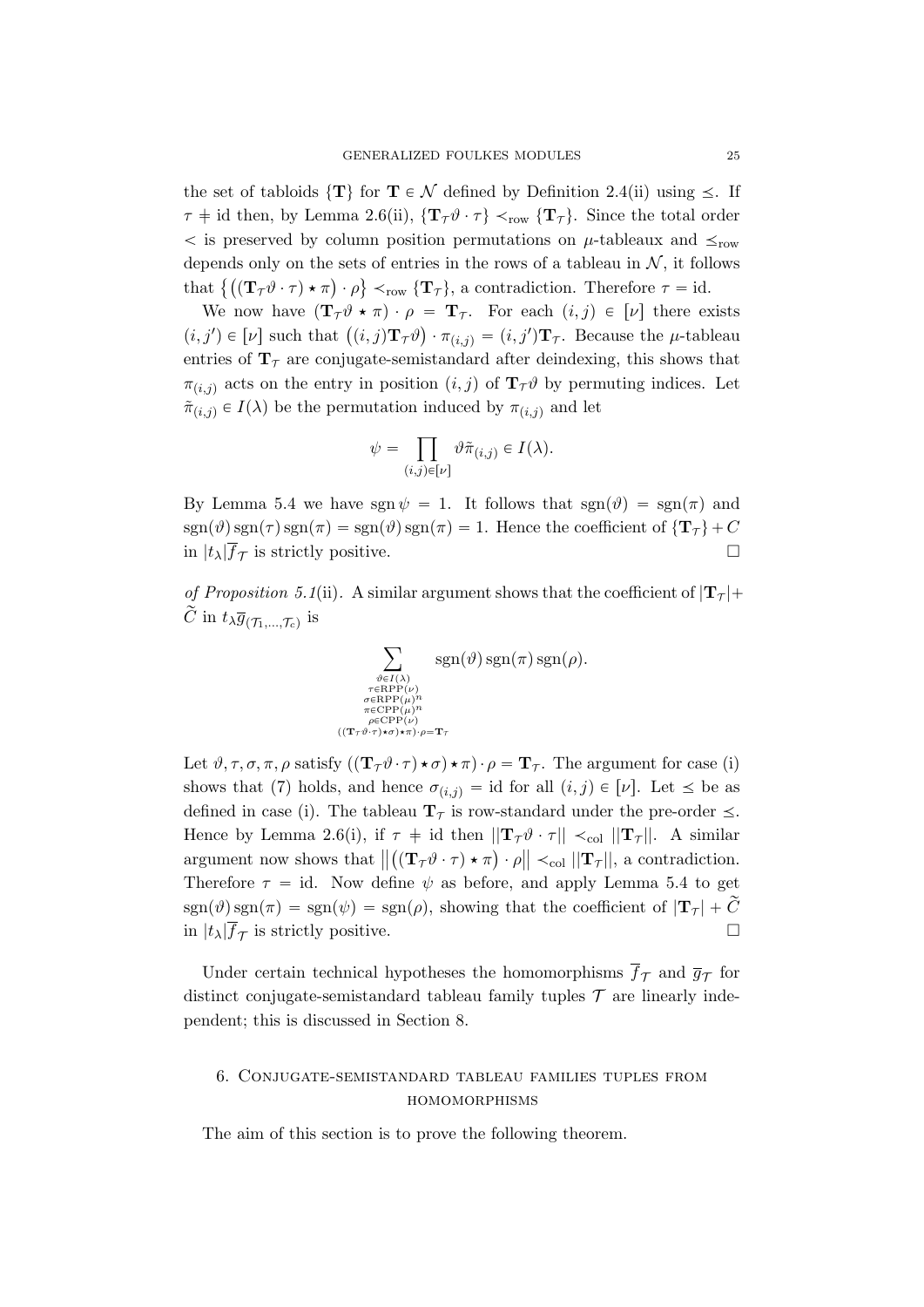the set of tabloids $\{\mathbf{T}\}$ for $\mathbf{T} \in \mathcal{N}$ defined by Definition 2.4(ii) using $\preceq$. If $\tau \neq \mathrm{id}$ then, by Lemma 2.6(ii), $\{\mathbf{T}_{\mathcal{T}}\vartheta \cdot \tau\} \prec_{\mathrm{row}} \{\mathbf{T}_{\mathcal{T}}\}$. Since the total order $<$ is preserved by column position permutations on $\mu$-tableaux and $\preceq_{\mathrm{row}}$ depends only on the sets of entries in the rows of a tableau in $\mathcal{N}$, it follows that $\{((\mathbf{T}_{\mathcal{T}}\vartheta \cdot \tau) \star \pi) \cdot \rho\} \prec_{\mathrm{row}} \{\mathbf{T}_{\mathcal{T}}\}$, a contradiction. Therefore $\tau = \mathrm{id}$.

We now have $(\mathbf{T}_{\mathcal{T}}\vartheta \star \pi) \cdot \rho = \mathbf{T}_{\mathcal{T}}$. For each $(i,j) \in [\nu]$ there exists $(i,j') \in [\nu]$ such that $((i,j)\mathbf{T}_{\mathcal{T}}\vartheta) \cdot \pi_{(i,j)} = (i,j')\mathbf{T}_{\mathcal{T}}$. Because the $\mu$-tableau entries of $\mathbf{T}_{\mathcal{T}}$ are conjugate-semistandard after deindexing, this shows that $\pi_{(i,j)}$ acts on the entry in position $(i,j)$ of $\mathbf{T}_{\mathcal{T}}\vartheta$ by permuting indices. Let $\tilde{\pi}_{(i,j)} \in I(\lambda)$ be the permutation induced by $\pi_{(i,j)}$ and let

$$\psi = \prod_{(i,j)\in[\nu]} \vartheta\tilde{\pi}_{(i,j)} \in I(\lambda).$$

By Lemma 5.4 we have $\operatorname{sgn}\psi = 1$. It follows that $\operatorname{sgn}(\vartheta) = \operatorname{sgn}(\pi)$ and $\operatorname{sgn}(\vartheta)\operatorname{sgn}(\tau)\operatorname{sgn}(\pi) = \operatorname{sgn}(\vartheta)\operatorname{sgn}(\pi) = 1$. Hence the coefficient of $\{\mathbf{T}_{\mathcal{T}}\} + C$ in $|t_\lambda|\overline{f}_{\mathcal{T}}$ is strictly positive. □

*of Proposition 5.1*(ii). A similar argument shows that the coefficient of $|\mathbf{T}_{\mathcal{T}}| + \widetilde{C}$ in $t_\lambda \overline{g}_{(\mathcal{T}_1,\ldots,\mathcal{T}_c)}$ is

$$\sum_{\substack{\vartheta\in I(\lambda)\\ \tau\in\mathrm{RPP}(\nu)\\ \sigma\in\mathrm{RPP}(\mu)^n\\ \pi\in\mathrm{CPP}(\mu)^n\\ \rho\in\mathrm{CPP}(\nu)\\ ((\mathbf{T}_{\mathcal{T}}\vartheta\cdot\tau)\star\sigma)\star\pi)\cdot\rho=\mathbf{T}_{\mathcal{T}}}} \operatorname{sgn}(\vartheta)\operatorname{sgn}(\pi)\operatorname{sgn}(\rho).$$

Let $\vartheta, \tau, \sigma, \pi, \rho$ satisfy $((\mathbf{T}_{\mathcal{T}}\vartheta \cdot \tau) \star \sigma) \star \pi) \cdot \rho = \mathbf{T}_{\mathcal{T}}$. The argument for case (i) shows that (7) holds, and hence $\sigma_{(i,j)} = \mathrm{id}$ for all $(i,j) \in [\nu]$. Let $\preceq$ be as defined in case (i). The tableau $\mathbf{T}_{\mathcal{T}}$ is row-standard under the pre-order $\preceq$. Hence by Lemma 2.6(i), if $\tau \neq \mathrm{id}$ then $||\mathbf{T}_{\mathcal{T}}\vartheta \cdot \tau|| \prec_{\mathrm{col}} ||\mathbf{T}_{\mathcal{T}}||$. A similar argument now shows that $\left|\left|((\mathbf{T}_{\mathcal{T}}\vartheta \cdot \tau) \star \pi) \cdot \rho\right|\right| \prec_{\mathrm{col}} ||\mathbf{T}_{\mathcal{T}}||$, a contradiction. Therefore $\tau = \mathrm{id}$. Now define $\psi$ as before, and apply Lemma 5.4 to get $\operatorname{sgn}(\vartheta)\operatorname{sgn}(\pi) = \operatorname{sgn}(\psi) = \operatorname{sgn}(\rho)$, showing that the coefficient of $|\mathbf{T}_{\mathcal{T}}| + \widetilde{C}$ in $|t_\lambda|\overline{f}_{\mathcal{T}}$ is strictly positive. □

Under certain technical hypotheses the homomorphisms $\overline{f}_{\mathcal{T}}$ and $\overline{g}_{\mathcal{T}}$ for distinct conjugate-semistandard tableau family tuples $\mathcal{T}$ are linearly independent; this is discussed in Section 8.

## 6. Conjugate-semistandard tableau families tuples from homomorphisms

The aim of this section is to prove the following theorem.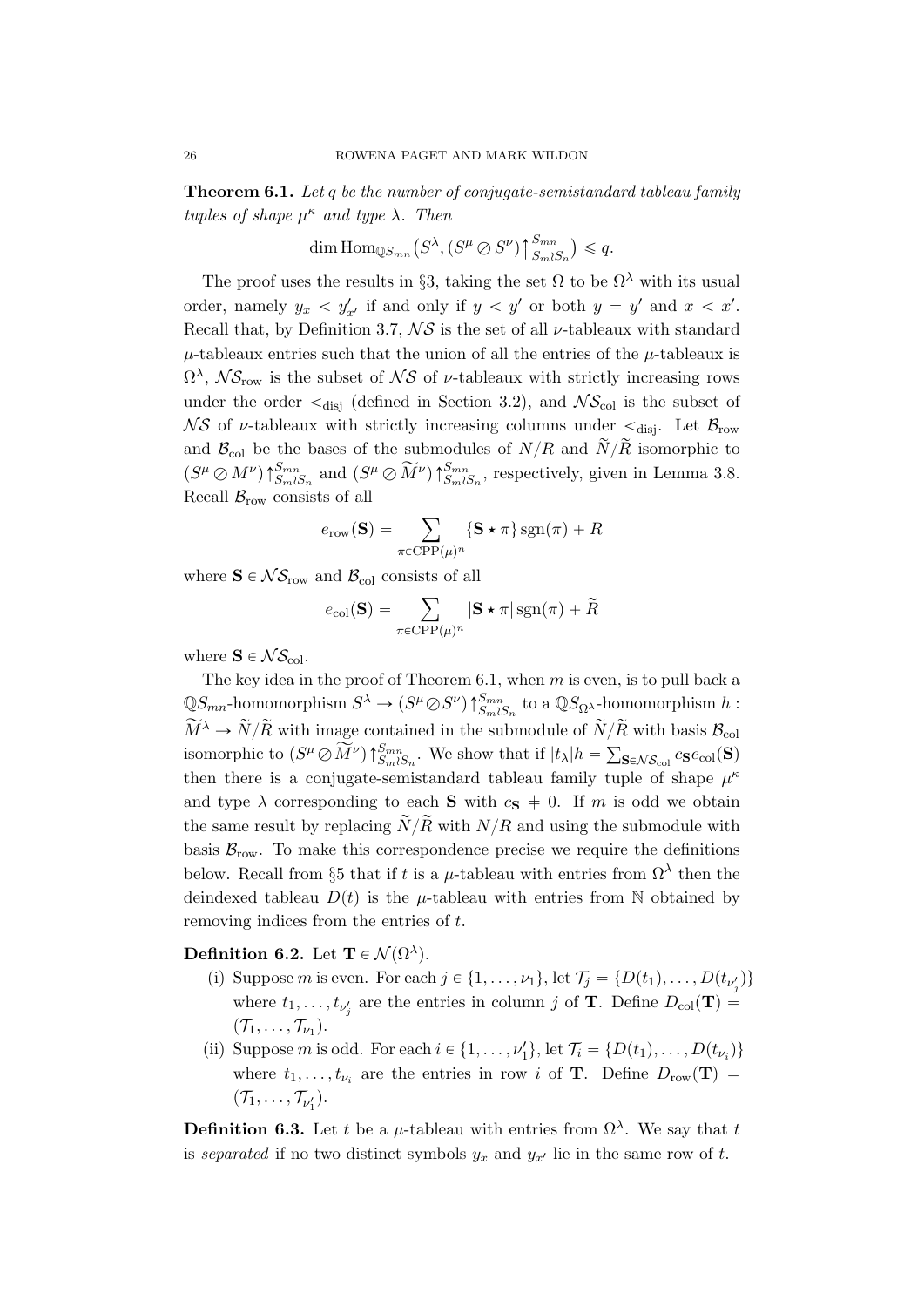**Theorem 6.1.** *Let $q$ be the number of conjugate-semistandard tableau family tuples of shape $\mu^\kappa$ and type $\lambda$. Then*

$$\dim \operatorname{Hom}_{\mathbb{Q}S_{mn}}\big(S^\lambda, (S^\mu \oslash S^\nu)\big\uparrow_{S_m \wr S_n}^{S_{mn}}\big) \leqslant q.$$

The proof uses the results in §3, taking the set $\Omega$ to be $\Omega^\lambda$ with its usual order, namely $y_x < y'_{x'}$ if and only if $y < y'$ or both $y = y'$ and $x < x'$. Recall that, by Definition 3.7, $\mathcal{NS}$ is the set of all $\nu$-tableaux with standard $\mu$-tableaux entries such that the union of all the entries of the $\mu$-tableaux is $\Omega^\lambda$, $\mathcal{NS}_{\text{row}}$ is the subset of $\mathcal{NS}$ of $\nu$-tableaux with strictly increasing rows under the order $<_{\text{disj}}$ (defined in Section 3.2), and $\mathcal{NS}_{\text{col}}$ is the subset of $\mathcal{NS}$ of $\nu$-tableaux with strictly increasing columns under $<_{\text{disj}}$. Let $\mathcal{B}_{\text{row}}$ and $\mathcal{B}_{\text{col}}$ be the bases of the submodules of $N/R$ and $\widetilde{N}/\widetilde{R}$ isomorphic to $(S^\mu \oslash M^\nu)\big\uparrow_{S_m \wr S_n}^{S_{mn}}$ and $(S^\mu \oslash \widetilde{M}^\nu)\big\uparrow_{S_m \wr S_n}^{S_{mn}}$, respectively, given in Lemma 3.8. Recall $\mathcal{B}_{\text{row}}$ consists of all

$$e_{\text{row}}(\mathbf{S}) = \sum_{\pi \in \text{CPP}(\mu)^n} \{\mathbf{S} \star \pi\} \operatorname{sgn}(\pi) + R$$

where $\mathbf{S} \in \mathcal{NS}_{\text{row}}$ and $\mathcal{B}_{\text{col}}$ consists of all

$$e_{\text{col}}(\mathbf{S}) = \sum_{\pi \in \text{CPP}(\mu)^n} |\mathbf{S} \star \pi| \operatorname{sgn}(\pi) + \widetilde{R}$$

where $\mathbf{S} \in \mathcal{NS}_{\text{col}}$.

The key idea in the proof of Theorem 6.1, when $m$ is even, is to pull back a $\mathbb{Q}S_{mn}$-homomorphism $S^\lambda \to (S^\mu \oslash S^\nu)\big\uparrow_{S_m \wr S_n}^{S_{mn}}$ to a $\mathbb{Q}S_{\Omega^\lambda}$-homomorphism $h : \widetilde{M}^\lambda \to \widetilde{N}/\widetilde{R}$ with image contained in the submodule of $\widetilde{N}/\widetilde{R}$ with basis $\mathcal{B}_{\text{col}}$ isomorphic to $(S^\mu \oslash \widetilde{M}^\nu)\big\uparrow_{S_m \wr S_n}^{S_{mn}}$. We show that if $|t_\lambda| h = \sum_{\mathbf{S} \in \mathcal{NS}_{\text{col}}} c_{\mathbf{S}} e_{\text{col}}(\mathbf{S})$ then there is a conjugate-semistandard tableau family tuple of shape $\mu^\kappa$ and type $\lambda$ corresponding to each $\mathbf{S}$ with $c_{\mathbf{S}} \neq 0$. If $m$ is odd we obtain the same result by replacing $\widetilde{N}/\widetilde{R}$ with $N/R$ and using the submodule with basis $\mathcal{B}_{\text{row}}$. To make this correspondence precise we require the definitions below. Recall from §5 that if $t$ is a $\mu$-tableau with entries from $\Omega^\lambda$ then the deindexed tableau $D(t)$ is the $\mu$-tableau with entries from $\mathbb{N}$ obtained by removing indices from the entries of $t$.

**Definition 6.2.** Let $\mathbf{T} \in \mathcal{N}(\Omega^\lambda)$.

(i) Suppose $m$ is even. For each $j \in \{1, \ldots, \nu_1\}$, let $\mathcal{T}_j = \{D(t_1), \ldots, D(t_{\nu'_j})\}$ where $t_1, \ldots, t_{\nu'_j}$ are the entries in column $j$ of $\mathbf{T}$. Define $D_{\text{col}}(\mathbf{T}) = (\mathcal{T}_1, \ldots, \mathcal{T}_{\nu_1})$.

(ii) Suppose $m$ is odd. For each $i \in \{1, \ldots, \nu'_1\}$, let $\mathcal{T}_i = \{D(t_1), \ldots, D(t_{\nu_i})\}$ where $t_1, \ldots, t_{\nu_i}$ are the entries in row $i$ of $\mathbf{T}$. Define $D_{\text{row}}(\mathbf{T}) = (\mathcal{T}_1, \ldots, \mathcal{T}_{\nu'_1})$.

**Definition 6.3.** Let $t$ be a $\mu$-tableau with entries from $\Omega^\lambda$. We say that $t$ is *separated* if no two distinct symbols $y_x$ and $y_{x'}$ lie in the same row of $t$.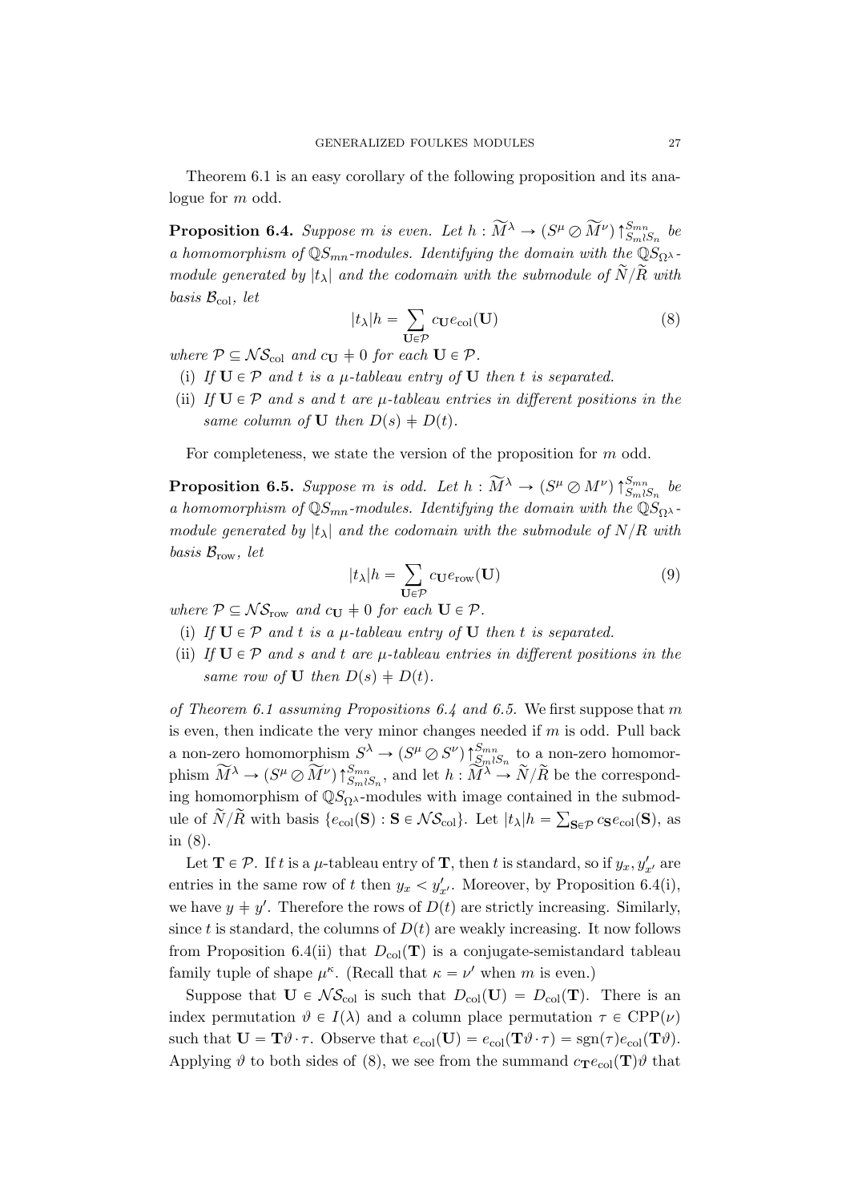Theorem 6.1 is an easy corollary of the following proposition and its analogue for $m$ odd.

**Proposition 6.4.** *Suppose $m$ is even. Let $h : \widetilde{M}^\lambda \to (S^\mu \oslash \widetilde{M}^\nu)\uparrow_{S_m \wr S_n}^{S_{mn}}$ be a homomorphism of $\mathbb{Q}S_{mn}$-modules. Identifying the domain with the $\mathbb{Q}S_{\Omega^\lambda}$-module generated by $|t_\lambda|$ and the codomain with the submodule of $\widetilde{N}/\widetilde{R}$ with basis $\mathcal{B}_{\mathrm{col}}$, let*

$$|t_\lambda|h = \sum_{\mathbf{U}\in\mathcal{P}} c_{\mathbf{U}} e_{\mathrm{col}}(\mathbf{U}) \tag{8}$$

*where $\mathcal{P} \subseteq \mathcal{NS}_{\mathrm{col}}$ and $c_{\mathbf{U}} \neq 0$ for each $\mathbf{U} \in \mathcal{P}$.*

- (i) *If $\mathbf{U} \in \mathcal{P}$ and $t$ is a $\mu$-tableau entry of $\mathbf{U}$ then $t$ is separated.*
- (ii) *If $\mathbf{U} \in \mathcal{P}$ and $s$ and $t$ are $\mu$-tableau entries in different positions in the same column of $\mathbf{U}$ then $D(s) \neq D(t)$.*

For completeness, we state the version of the proposition for $m$ odd.

**Proposition 6.5.** *Suppose $m$ is odd. Let $h : \widetilde{M}^\lambda \to (S^\mu \oslash M^\nu)\uparrow_{S_m \wr S_n}^{S_{mn}}$ be a homomorphism of $\mathbb{Q}S_{mn}$-modules. Identifying the domain with the $\mathbb{Q}S_{\Omega^\lambda}$-module generated by $|t_\lambda|$ and the codomain with the submodule of $N/R$ with basis $\mathcal{B}_{\mathrm{row}}$, let*

$$|t_\lambda|h = \sum_{\mathbf{U}\in\mathcal{P}} c_{\mathbf{U}} e_{\mathrm{row}}(\mathbf{U}) \tag{9}$$

*where $\mathcal{P} \subseteq \mathcal{NS}_{\mathrm{row}}$ and $c_{\mathbf{U}} \neq 0$ for each $\mathbf{U} \in \mathcal{P}$.*

- (i) *If $\mathbf{U} \in \mathcal{P}$ and $t$ is a $\mu$-tableau entry of $\mathbf{U}$ then $t$ is separated.*
- (ii) *If $\mathbf{U} \in \mathcal{P}$ and $s$ and $t$ are $\mu$-tableau entries in different positions in the same row of $\mathbf{U}$ then $D(s) \neq D(t)$.*

*of Theorem 6.1 assuming Propositions 6.4 and 6.5.* We first suppose that $m$ is even, then indicate the very minor changes needed if $m$ is odd. Pull back a non-zero homomorphism $S^\lambda \to (S^\mu \oslash S^\nu)\uparrow_{S_m \wr S_n}^{S_{mn}}$ to a non-zero homomorphism $\widetilde{M}^\lambda \to (S^\mu \oslash \widetilde{M}^\nu)\uparrow_{S_m \wr S_n}^{S_{mn}}$, and let $h : \widetilde{M}^\lambda \to \widetilde{N}/\widetilde{R}$ be the corresponding homomorphism of $\mathbb{Q}S_{\Omega^\lambda}$-modules with image contained in the submodule of $\widetilde{N}/\widetilde{R}$ with basis $\{e_{\mathrm{col}}(\mathbf{S}) : \mathbf{S} \in \mathcal{NS}_{\mathrm{col}}\}$. Let $|t_\lambda|h = \sum_{\mathbf{S}\in\mathcal{P}} c_{\mathbf{S}} e_{\mathrm{col}}(\mathbf{S})$, as in (8).

Let $\mathbf{T} \in \mathcal{P}$. If $t$ is a $\mu$-tableau entry of $\mathbf{T}$, then $t$ is standard, so if $y_x, y'_{x'}$ are entries in the same row of $t$ then $y_x < y'_{x'}$. Moreover, by Proposition 6.4(i), we have $y \neq y'$. Therefore the rows of $D(t)$ are strictly increasing. Similarly, since $t$ is standard, the columns of $D(t)$ are weakly increasing. It now follows from Proposition 6.4(ii) that $D_{\mathrm{col}}(\mathbf{T})$ is a conjugate-semistandard tableau family tuple of shape $\mu^\kappa$. (Recall that $\kappa = \nu'$ when $m$ is even.)

Suppose that $\mathbf{U} \in \mathcal{NS}_{\mathrm{col}}$ is such that $D_{\mathrm{col}}(\mathbf{U}) = D_{\mathrm{col}}(\mathbf{T})$. There is an index permutation $\vartheta \in I(\lambda)$ and a column place permutation $\tau \in \mathrm{CPP}(\nu)$ such that $\mathbf{U} = \mathbf{T}\vartheta \cdot \tau$. Observe that $e_{\mathrm{col}}(\mathbf{U}) = e_{\mathrm{col}}(\mathbf{T}\vartheta \cdot \tau) = \mathrm{sgn}(\tau) e_{\mathrm{col}}(\mathbf{T}\vartheta)$. Applying $\vartheta$ to both sides of (8), we see from the summand $c_{\mathbf{T}} e_{\mathrm{col}}(\mathbf{T})\vartheta$ that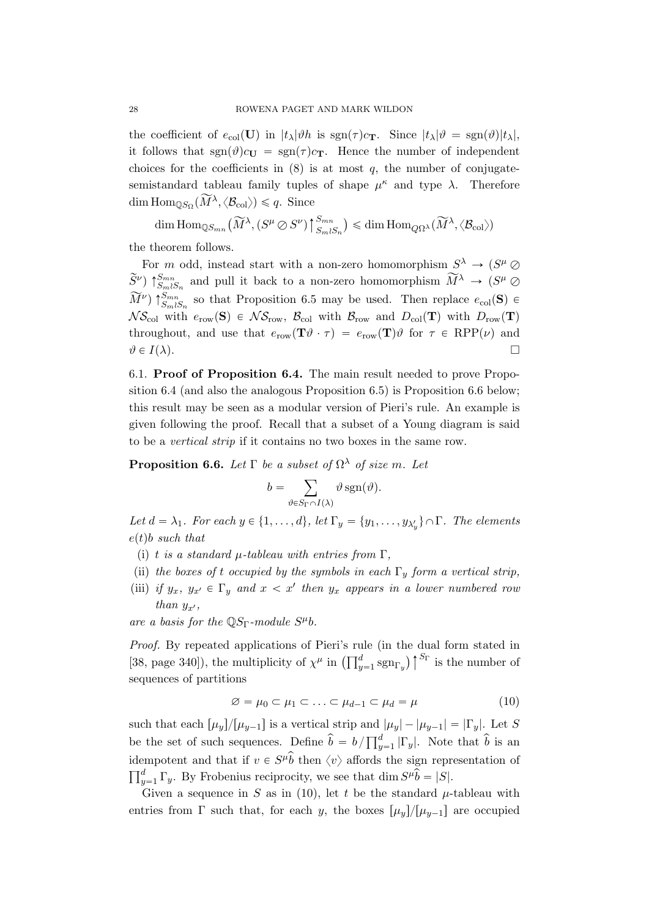the coefficient of $e_{\mathrm{col}}(\mathbf{U})$ in $|t_\lambda|\vartheta h$ is $\mathrm{sgn}(\tau)c_{\mathbf{T}}$. Since $|t_\lambda|\vartheta = \mathrm{sgn}(\vartheta)|t_\lambda|$, it follows that $\mathrm{sgn}(\vartheta)c_{\mathbf{U}} = \mathrm{sgn}(\tau)c_{\mathbf{T}}$. Hence the number of independent choices for the coefficients in (8) is at most $q$, the number of conjugate-semistandard tableau family tuples of shape $\mu^\kappa$ and type $\lambda$. Therefore $\dim \mathrm{Hom}_{\mathbb{Q}S_\Omega}(\widetilde{M}^\lambda, \langle \mathcal{B}_{\mathrm{col}}\rangle) \leqslant q$. Since

$$\dim \mathrm{Hom}_{\mathbb{Q}S_{mn}}\big(\widetilde{M}^\lambda, (S^\mu \oslash S^\nu)\big\uparrow_{S_m \wr S_n}^{S_{mn}}\big) \leqslant \dim \mathrm{Hom}_{Q\Omega^\lambda}(\widetilde{M}^\lambda, \langle \mathcal{B}_{\mathrm{col}}\rangle)$$

the theorem follows.

For $m$ odd, instead start with a non-zero homomorphism $S^\lambda \rightarrow (S^\mu \oslash \widetilde{S}^\nu)\uparrow_{S_m \wr S_n}^{S_{mn}}$ and pull it back to a non-zero homomorphism $\widetilde{M}^\lambda \rightarrow (S^\mu \oslash \widetilde{M}^\nu)\uparrow_{S_m \wr S_n}^{S_{mn}}$ so that Proposition 6.5 may be used. Then replace $e_{\mathrm{col}}(\mathbf{S}) \in \mathcal{NS}_{\mathrm{col}}$ with $e_{\mathrm{row}}(\mathbf{S}) \in \mathcal{NS}_{\mathrm{row}}$, $\mathcal{B}_{\mathrm{col}}$ with $\mathcal{B}_{\mathrm{row}}$ and $D_{\mathrm{col}}(\mathbf{T})$ with $D_{\mathrm{row}}(\mathbf{T})$ throughout, and use that $e_{\mathrm{row}}(\mathbf{T}\vartheta \cdot \tau) = e_{\mathrm{row}}(\mathbf{T})\vartheta$ for $\tau \in \mathrm{RPP}(\nu)$ and $\vartheta \in I(\lambda)$. $\square$

## 6.1. Proof of Proposition 6.4.

The main result needed to prove Proposition 6.4 (and also the analogous Proposition 6.5) is Proposition 6.6 below; this result may be seen as a modular version of Pieri's rule. An example is given following the proof. Recall that a subset of a Young diagram is said to be a *vertical strip* if it contains no two boxes in the same row.

**Proposition 6.6.** *Let $\Gamma$ be a subset of $\Omega^\lambda$ of size $m$. Let*

$$b = \sum_{\vartheta \in S_\Gamma \cap I(\lambda)} \vartheta \,\mathrm{sgn}(\vartheta).$$

*Let $d = \lambda_1$. For each $y \in \{1,\ldots,d\}$, let $\Gamma_y = \{y_1, \ldots, y_{\lambda'_y}\} \cap \Gamma$. The elements $e(t)b$ such that*

(i) *$t$ is a standard $\mu$-tableau with entries from $\Gamma$,*
(ii) *the boxes of $t$ occupied by the symbols in each $\Gamma_y$ form a vertical strip,*
(iii) *if $y_x$, $y_{x'} \in \Gamma_y$ and $x < x'$ then $y_x$ appears in a lower numbered row than $y_{x'}$,*

*are a basis for the $\mathbb{Q}S_\Gamma$-module $S^\mu b$.*

*Proof.* By repeated applications of Pieri's rule (in the dual form stated in [38, page 340]), the multiplicity of $\chi^\mu$ in $\big(\prod_{y=1}^d \mathrm{sgn}_{\Gamma_y}\big)\big\uparrow^{S_\Gamma}$ is the number of sequences of partitions

$$\varnothing = \mu_0 \subset \mu_1 \subset \ldots \subset \mu_{d-1} \subset \mu_d = \mu \tag{10}$$

such that each $[\mu_y]/[\mu_{y-1}]$ is a vertical strip and $|\mu_y| - |\mu_{y-1}| = |\Gamma_y|$. Let $S$ be the set of such sequences. Define $\widehat{b} = b/\prod_{y=1}^d |\Gamma_y|$. Note that $\widehat{b}$ is an idempotent and that if $v \in S^\mu \widehat{b}$ then $\langle v\rangle$ affords the sign representation of $\prod_{y=1}^d \Gamma_y$. By Frobenius reciprocity, we see that $\dim S^\mu \widehat{b} = |S|$.

Given a sequence in $S$ as in (10), let $t$ be the standard $\mu$-tableau with entries from $\Gamma$ such that, for each $y$, the boxes $[\mu_y]/[\mu_{y-1}]$ are occupied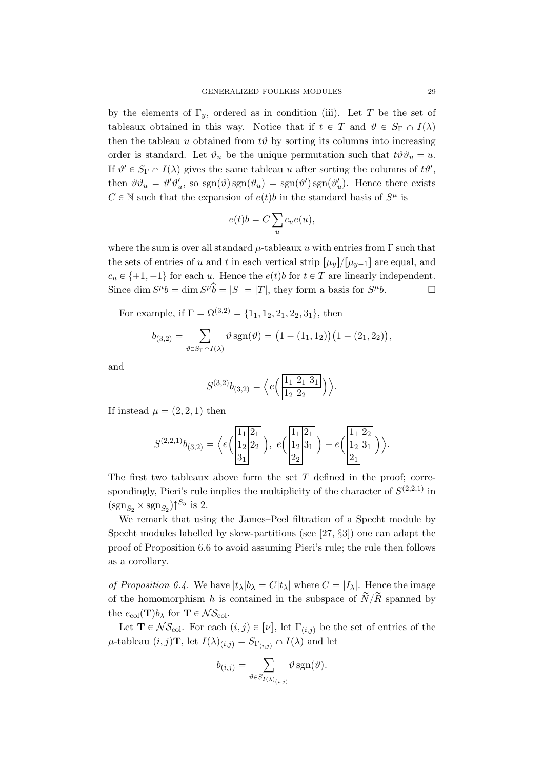by the elements of $\Gamma_y$, ordered as in condition (iii). Let $T$ be the set of tableaux obtained in this way. Notice that if $t \in T$ and $\vartheta \in S_\Gamma \cap I(\lambda)$ then the tableau $u$ obtained from $t\vartheta$ by sorting its columns into increasing order is standard. Let $\vartheta_u$ be the unique permutation such that $t\vartheta\vartheta_u = u$. If $\vartheta' \in S_\Gamma \cap I(\lambda)$ gives the same tableau $u$ after sorting the columns of $t\vartheta'$, then $\vartheta\vartheta_u = \vartheta'\vartheta'_u$, so $\operatorname{sgn}(\vartheta)\operatorname{sgn}(\vartheta_u) = \operatorname{sgn}(\vartheta')\operatorname{sgn}(\vartheta'_u)$. Hence there exists $C \in \mathbb{N}$ such that the expansion of $e(t)b$ in the standard basis of $S^\mu$ is

$$e(t)b = C \sum_u c_u e(u),$$

where the sum is over all standard $\mu$-tableaux $u$ with entries from $\Gamma$ such that the sets of entries of $u$ and $t$ in each vertical strip $[\mu_y]/[\mu_{y-1}]$ are equal, and $c_u \in \{+1, -1\}$ for each $u$. Hence the $e(t)b$ for $t \in T$ are linearly independent. Since $\dim S^\mu b = \dim S^\mu \widehat{b} = |S| = |T|$, they form a basis for $S^\mu b$. □

For example, if $\Gamma = \Omega^{(3,2)} = \{1_1, 1_2, 2_1, 2_2, 3_1\}$, then

$$b_{(3,2)} = \sum_{\vartheta \in S_\Gamma \cap I(\lambda)} \vartheta \operatorname{sgn}(\vartheta) = \big(1 - (1_1, 1_2)\big)\big(1 - (2_1, 2_2)\big),$$

and

$$S^{(3,2)} b_{(3,2)} = \Big\langle e\Big( \begin{array}{|c|c|c|} \hline 1_1 & 2_1 & 3_1 \\ \hline 1_2 & 2_2 \\ \cline{1-2} \end{array} \Big) \Big\rangle.$$

If instead $\mu = (2, 2, 1)$ then

$$S^{(2,2,1)} b_{(3,2)} = \Big\langle e\Big( \begin{array}{|c|c|} \hline 1_1 & 2_1 \\ \hline 1_2 & 2_2 \\ \hline 3_1 \\ \cline{1-1} \end{array} \Big),\ e\Big( \begin{array}{|c|c|} \hline 1_1 & 2_1 \\ \hline 1_2 & 3_1 \\ \hline 2_2 \\ \cline{1-1} \end{array} \Big) - e\Big( \begin{array}{|c|c|} \hline 1_1 & 2_2 \\ \hline 1_2 & 3_1 \\ \hline 2_1 \\ \cline{1-1} \end{array} \Big) \Big\rangle.$$

The first two tableaux above form the set $T$ defined in the proof; correspondingly, Pieri's rule implies the multiplicity of the character of $S^{(2,2,1)}$ in $(\operatorname{sgn}_{S_2} \times \operatorname{sgn}_{S_2})\big\uparrow^{S_5}$ is 2.

We remark that using the James–Peel filtration of a Specht module by Specht modules labelled by skew-partitions (see [27, §3]) one can adapt the proof of Proposition 6.6 to avoid assuming Pieri's rule; the rule then follows as a corollary.

*of Proposition 6.4.* We have $|t_\lambda| b_\lambda = C|t_\lambda|$ where $C = |I_\lambda|$. Hence the image of the homomorphism $h$ is contained in the subspace of $\widetilde{N}/\widetilde{R}$ spanned by the $e_{\mathrm{col}}(\mathbf{T})b_\lambda$ for $\mathbf{T} \in \mathcal{NS}_{\mathrm{col}}$.

Let $\mathbf{T} \in \mathcal{NS}_{\mathrm{col}}$. For each $(i,j) \in [\nu]$, let $\Gamma_{(i,j)}$ be the set of entries of the $\mu$-tableau $(i,j)\mathbf{T}$, let $I(\lambda)_{(i,j)} = S_{\Gamma_{(i,j)}} \cap I(\lambda)$ and let

$$b_{(i,j)} = \sum_{\vartheta \in S_{I(\lambda)_{(i,j)}}} \vartheta \operatorname{sgn}(\vartheta).$$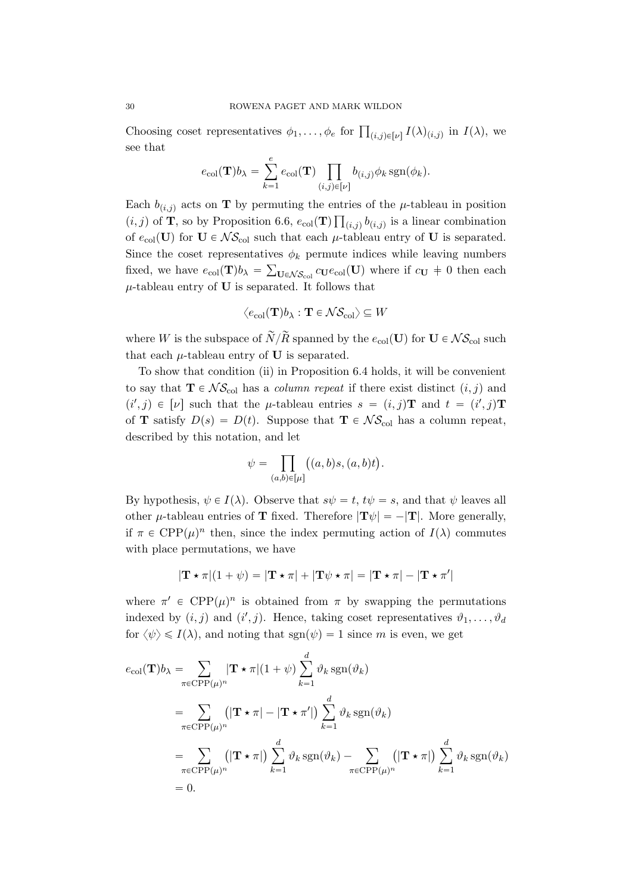Choosing coset representatives $\phi_1, \ldots, \phi_e$ for $\prod_{(i,j)\in[\nu]} I(\lambda)_{(i,j)}$ in $I(\lambda)$, we see that

$$e_{\mathrm{col}}(\mathbf{T}) b_\lambda = \sum_{k=1}^{e} e_{\mathrm{col}}(\mathbf{T}) \prod_{(i,j)\in[\nu]} b_{(i,j)} \phi_k \operatorname{sgn}(\phi_k).$$

Each $b_{(i,j)}$ acts on $\mathbf{T}$ by permuting the entries of the $\mu$-tableau in position $(i,j)$ of $\mathbf{T}$, so by Proposition 6.6, $e_{\mathrm{col}}(\mathbf{T}) \prod_{(i,j)} b_{(i,j)}$ is a linear combination of $e_{\mathrm{col}}(\mathbf{U})$ for $\mathbf{U} \in \mathcal{NS}_{\mathrm{col}}$ such that each $\mu$-tableau entry of $\mathbf{U}$ is separated. Since the coset representatives $\phi_k$ permute indices while leaving numbers fixed, we have $e_{\mathrm{col}}(\mathbf{T}) b_\lambda = \sum_{\mathbf{U}\in\mathcal{NS}_{\mathrm{col}}} c_{\mathbf{U}} e_{\mathrm{col}}(\mathbf{U})$ where if $c_{\mathbf{U}} \neq 0$ then each $\mu$-tableau entry of $\mathbf{U}$ is separated. It follows that

$$\langle e_{\mathrm{col}}(\mathbf{T}) b_\lambda : \mathbf{T} \in \mathcal{NS}_{\mathrm{col}} \rangle \subseteq W$$

where $W$ is the subspace of $\widetilde{N}/\widetilde{R}$ spanned by the $e_{\mathrm{col}}(\mathbf{U})$ for $\mathbf{U} \in \mathcal{NS}_{\mathrm{col}}$ such that each $\mu$-tableau entry of $\mathbf{U}$ is separated.

To show that condition (ii) in Proposition 6.4 holds, it will be convenient to say that $\mathbf{T} \in \mathcal{NS}_{\mathrm{col}}$ has a *column repeat* if there exist distinct $(i,j)$ and $(i',j) \in [\nu]$ such that the $\mu$-tableau entries $s = (i,j)\mathbf{T}$ and $t = (i',j)\mathbf{T}$ of $\mathbf{T}$ satisfy $D(s) = D(t)$. Suppose that $\mathbf{T} \in \mathcal{NS}_{\mathrm{col}}$ has a column repeat, described by this notation, and let

$$\psi = \prod_{(a,b)\in[\mu]} \big((a,b)s, (a,b)t\big).$$

By hypothesis, $\psi \in I(\lambda)$. Observe that $s\psi = t$, $t\psi = s$, and that $\psi$ leaves all other $\mu$-tableau entries of $\mathbf{T}$ fixed. Therefore $|\mathbf{T}\psi| = -|\mathbf{T}|$. More generally, if $\pi \in \mathrm{CPP}(\mu)^n$ then, since the index permuting action of $I(\lambda)$ commutes with place permutations, we have

$$|\mathbf{T} \star \pi|(1+\psi) = |\mathbf{T} \star \pi| + |\mathbf{T}\psi \star \pi| = |\mathbf{T} \star \pi| - |\mathbf{T} \star \pi'|$$

where $\pi' \in \mathrm{CPP}(\mu)^n$ is obtained from $\pi$ by swapping the permutations indexed by $(i,j)$ and $(i',j)$. Hence, taking coset representatives $\vartheta_1, \ldots, \vartheta_d$ for $\langle \psi \rangle \leqslant I(\lambda)$, and noting that $\operatorname{sgn}(\psi) = 1$ since $m$ is even, we get

$$\begin{aligned}
e_{\mathrm{col}}(\mathbf{T}) b_\lambda &= \sum_{\pi \in \mathrm{CPP}(\mu)^n} |\mathbf{T} \star \pi|(1+\psi) \sum_{k=1}^{d} \vartheta_k \operatorname{sgn}(\vartheta_k) \\
&= \sum_{\pi \in \mathrm{CPP}(\mu)^n} \big(|\mathbf{T} \star \pi| - |\mathbf{T} \star \pi'|\big) \sum_{k=1}^{d} \vartheta_k \operatorname{sgn}(\vartheta_k) \\
&= \sum_{\pi \in \mathrm{CPP}(\mu)^n} \big(|\mathbf{T} \star \pi|\big) \sum_{k=1}^{d} \vartheta_k \operatorname{sgn}(\vartheta_k) - \sum_{\pi \in \mathrm{CPP}(\mu)^n} \big(|\mathbf{T} \star \pi|\big) \sum_{k=1}^{d} \vartheta_k \operatorname{sgn}(\vartheta_k) \\
&= 0.
\end{aligned}$$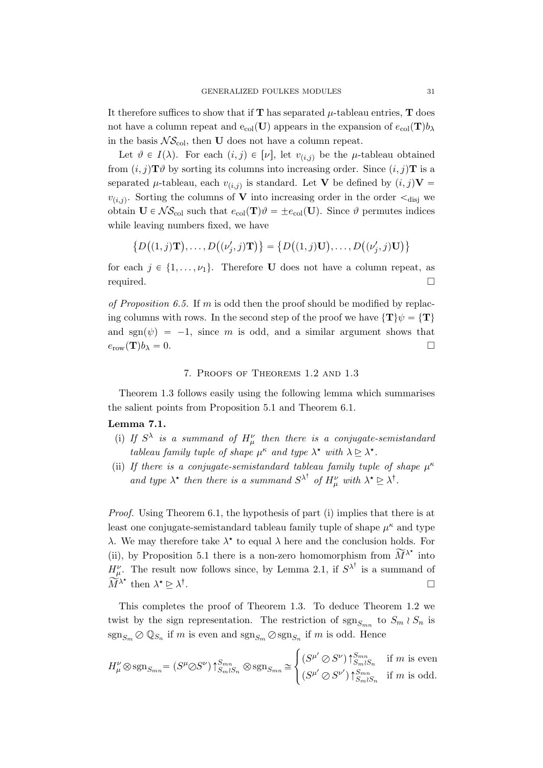It therefore suffices to show that if $\mathbf{T}$ has separated $\mu$-tableau entries, $\mathbf{T}$ does not have a column repeat and $e_{\mathrm{col}}(\mathbf{U})$ appears in the expansion of $e_{\mathrm{col}}(\mathbf{T})b_\lambda$ in the basis $\mathcal{NS}_{\mathrm{col}}$, then $\mathbf{U}$ does not have a column repeat.

Let $\vartheta \in I(\lambda)$. For each $(i,j) \in [\nu]$, let $v_{(i,j)}$ be the $\mu$-tableau obtained from $(i,j)\mathbf{T}\vartheta$ by sorting its columns into increasing order. Since $(i,j)\mathbf{T}$ is a separated $\mu$-tableau, each $v_{(i,j)}$ is standard. Let $\mathbf{V}$ be defined by $(i,j)\mathbf{V} = v_{(i,j)}$. Sorting the columns of $\mathbf{V}$ into increasing order in the order $<_{\mathrm{disj}}$ we obtain $\mathbf{U} \in \mathcal{NS}_{\mathrm{col}}$ such that $e_{\mathrm{col}}(\mathbf{T})\vartheta = \pm e_{\mathrm{col}}(\mathbf{U})$. Since $\vartheta$ permutes indices while leaving numbers fixed, we have

$$\left\{D\big((1,j)\mathbf{T}\big), \ldots, D\big((\nu_j',j)\mathbf{T}\big)\right\} = \left\{D\big((1,j)\mathbf{U}\big), \ldots, D\big((\nu_j',j)\mathbf{U}\big)\right\}$$

for each $j \in \{1, \ldots, \nu_1\}$. Therefore $\mathbf{U}$ does not have a column repeat, as required. □

*of Proposition 6.5.* If $m$ is odd then the proof should be modified by replacing columns with rows. In the second step of the proof we have $\{\mathbf{T}\}\psi = \{\mathbf{T}\}$ and $\mathrm{sgn}(\psi) = -1$, since $m$ is odd, and a similar argument shows that $e_{\mathrm{row}}(\mathbf{T})b_\lambda = 0$. □

## 7. Proofs of Theorems 1.2 and 1.3

Theorem 1.3 follows easily using the following lemma which summarises the salient points from Proposition 5.1 and Theorem 6.1.

**Lemma 7.1.**

(i) *If $S^\lambda$ is a summand of $H^\nu_\mu$ then there is a conjugate-semistandard tableau family tuple of shape $\mu^\kappa$ and type $\lambda^\star$ with $\lambda \trianglerighteq \lambda^\star$.*

(ii) *If there is a conjugate-semistandard tableau family tuple of shape $\mu^\kappa$ and type $\lambda^\star$ then there is a summand $S^{\lambda^\dagger}$ of $H^\nu_\mu$ with $\lambda^\star \trianglerighteq \lambda^\dagger$.*

*Proof.* Using Theorem 6.1, the hypothesis of part (i) implies that there is at least one conjugate-semistandard tableau family tuple of shape $\mu^\kappa$ and type $\lambda$. We may therefore take $\lambda^\star$ to equal $\lambda$ here and the conclusion holds. For (ii), by Proposition 5.1 there is a non-zero homomorphism from $\widetilde{M}^{\lambda^\star}$ into $H^\nu_\mu$. The result now follows since, by Lemma 2.1, if $S^{\lambda^\dagger}$ is a summand of $\widetilde{M}^{\lambda^\star}$ then $\lambda^\star \trianglerighteq \lambda^\dagger$. □

This completes the proof of Theorem 1.3. To deduce Theorem 1.2 we twist by the sign representation. The restriction of $\mathrm{sgn}_{S_{mn}}$ to $S_m \wr S_n$ is $\mathrm{sgn}_{S_m} \oslash \mathbb{Q}_{S_n}$ if $m$ is even and $\mathrm{sgn}_{S_m} \oslash \mathrm{sgn}_{S_n}$ if $m$ is odd. Hence

$$H^\nu_\mu \otimes \mathrm{sgn}_{S_{mn}} = (S^\mu \oslash S^\nu)\big\uparrow^{S_{mn}}_{S_m \wr S_n} \otimes \mathrm{sgn}_{S_{mn}} \cong \begin{cases} (S^{\mu'} \oslash S^\nu)\big\uparrow^{S_{mn}}_{S_m \wr S_n} & \text{if } m \text{ is even} \\ (S^{\mu'} \oslash S^{\nu'})\big\uparrow^{S_{mn}}_{S_m \wr S_n} & \text{if } m \text{ is odd.} \end{cases}$$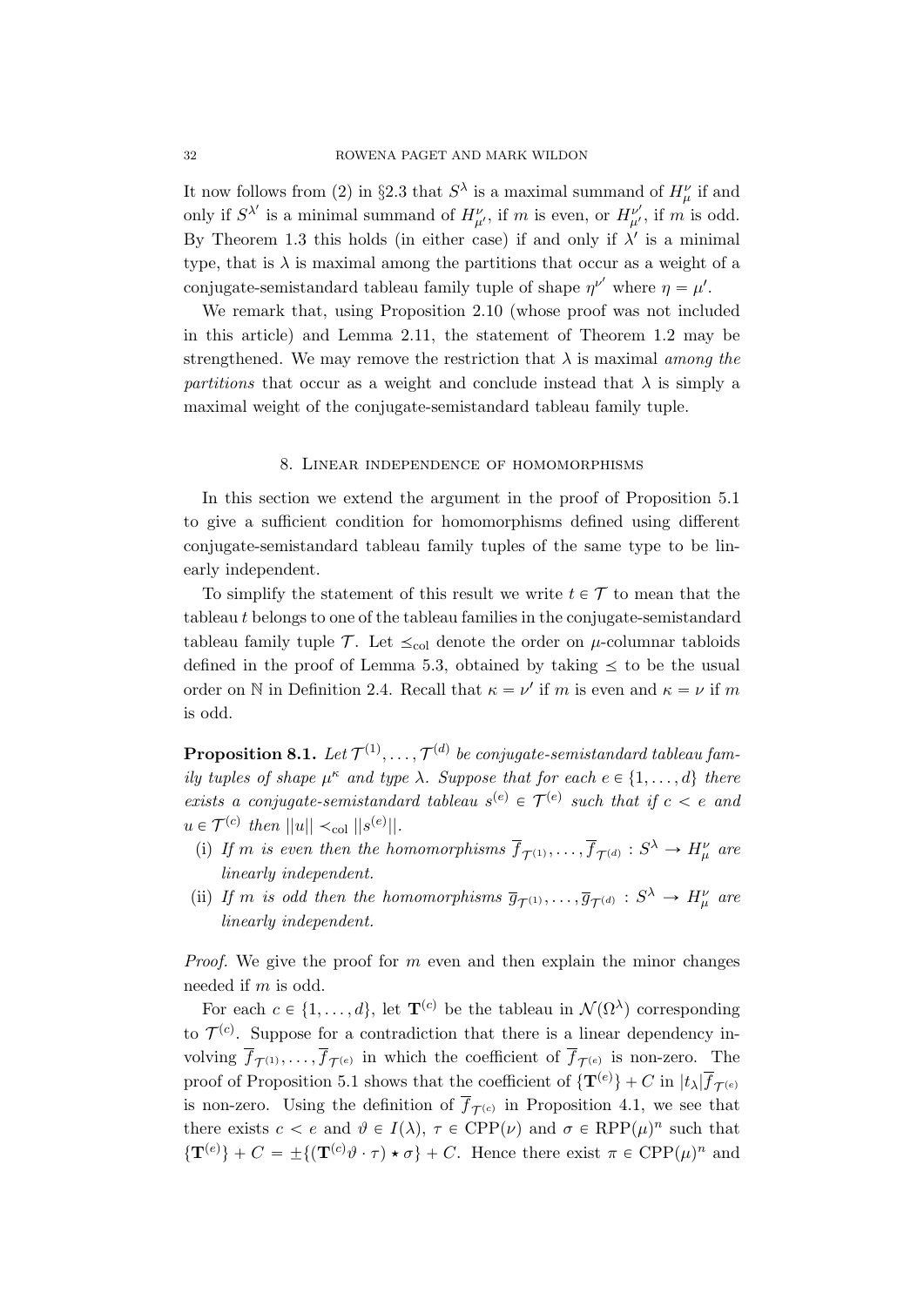It now follows from (2) in §2.3 that $S^\lambda$ is a maximal summand of $H^\nu_\mu$ if and only if $S^{\lambda'}$ is a minimal summand of $H^\nu_{\mu'}$, if $m$ is even, or $H^{\nu'}_{\mu'}$, if $m$ is odd. By Theorem 1.3 this holds (in either case) if and only if $\lambda'$ is a minimal type, that is $\lambda$ is maximal among the partitions that occur as a weight of a conjugate-semistandard tableau family tuple of shape $\eta^{\nu'}$ where $\eta = \mu'$.

We remark that, using Proposition 2.10 (whose proof was not included in this article) and Lemma 2.11, the statement of Theorem 1.2 may be strengthened. We may remove the restriction that $\lambda$ is maximal *among the partitions* that occur as a weight and conclude instead that $\lambda$ is simply a maximal weight of the conjugate-semistandard tableau family tuple.

## 8. Linear independence of homomorphisms

In this section we extend the argument in the proof of Proposition 5.1 to give a sufficient condition for homomorphisms defined using different conjugate-semistandard tableau family tuples of the same type to be linearly independent.

To simplify the statement of this result we write $t \in \mathcal{T}$ to mean that the tableau $t$ belongs to one of the tableau families in the conjugate-semistandard tableau family tuple $\mathcal{T}$. Let $\preceq_{\mathrm{col}}$ denote the order on $\mu$-columnar tabloids defined in the proof of Lemma 5.3, obtained by taking $\preceq$ to be the usual order on $\mathbb{N}$ in Definition 2.4. Recall that $\kappa = \nu'$ if $m$ is even and $\kappa = \nu$ if $m$ is odd.

**Proposition 8.1.** *Let $\mathcal{T}^{(1)}, \ldots, \mathcal{T}^{(d)}$ be conjugate-semistandard tableau family tuples of shape $\mu^\kappa$ and type $\lambda$. Suppose that for each $e \in \{1, \ldots, d\}$ there exists a conjugate-semistandard tableau $s^{(e)} \in \mathcal{T}^{(e)}$ such that if $c < e$ and $u \in \mathcal{T}^{(c)}$ then $||u|| \prec_{\mathrm{col}} ||s^{(e)}||$.*

- (i) *If $m$ is even then the homomorphisms $\overline{f}_{\mathcal{T}^{(1)}}, \ldots, \overline{f}_{\mathcal{T}^{(d)}} : S^\lambda \to H^\nu_\mu$ are linearly independent.*
- (ii) *If $m$ is odd then the homomorphisms $\overline{g}_{\mathcal{T}^{(1)}}, \ldots, \overline{g}_{\mathcal{T}^{(d)}} : S^\lambda \to H^\nu_\mu$ are linearly independent.*

*Proof.* We give the proof for $m$ even and then explain the minor changes needed if $m$ is odd.

For each $c \in \{1, \ldots, d\}$, let $\mathbf{T}^{(c)}$ be the tableau in $\mathcal{N}(\Omega^\lambda)$ corresponding to $\mathcal{T}^{(c)}$. Suppose for a contradiction that there is a linear dependency involving $\overline{f}_{\mathcal{T}^{(1)}}, \ldots, \overline{f}_{\mathcal{T}^{(e)}}$ in which the coefficient of $\overline{f}_{\mathcal{T}^{(e)}}$ is non-zero. The proof of Proposition 5.1 shows that the coefficient of $\{\mathbf{T}^{(e)}\} + C$ in $|t_\lambda|\overline{f}_{\mathcal{T}^{(e)}}$ is non-zero. Using the definition of $\overline{f}_{\mathcal{T}^{(c)}}$ in Proposition 4.1, we see that there exists $c < e$ and $\vartheta \in I(\lambda)$, $\tau \in \mathrm{CPP}(\nu)$ and $\sigma \in \mathrm{RPP}(\mu)^n$ such that $\{\mathbf{T}^{(e)}\} + C = \pm\{(\mathbf{T}^{(c)}\vartheta \cdot \tau) \star \sigma\} + C$. Hence there exist $\pi \in \mathrm{CPP}(\mu)^n$ and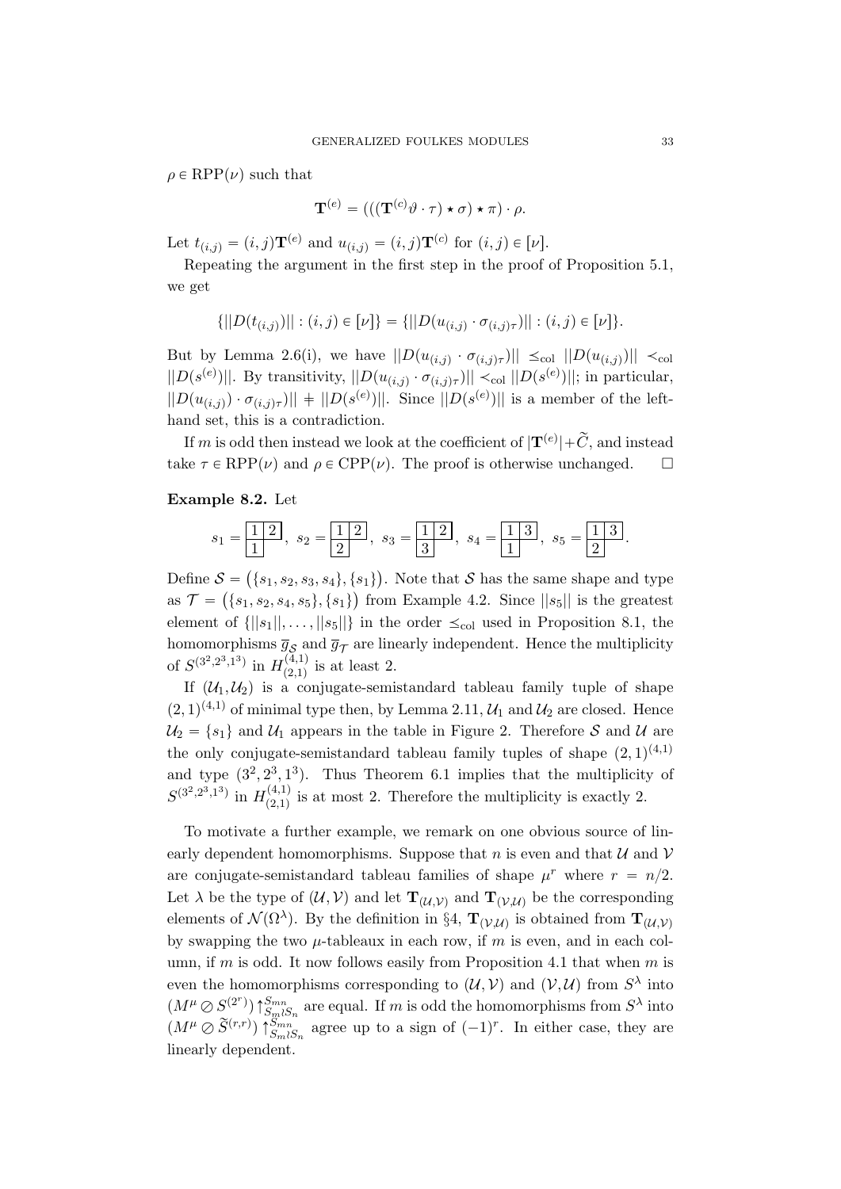$\rho \in \mathrm{RPP}(\nu)$ such that

$$\mathbf{T}^{(e)} = (((\mathbf{T}^{(c)}\vartheta \cdot \tau) \star \sigma) \star \pi) \cdot \rho.$$

Let $t_{(i,j)} = (i,j)\mathbf{T}^{(e)}$ and $u_{(i,j)} = (i,j)\mathbf{T}^{(c)}$ for $(i,j) \in [\nu]$.

Repeating the argument in the first step in the proof of Proposition 5.1, we get

$$\{||D(t_{(i,j)})|| : (i,j) \in [\nu]\} = \{||D(u_{(i,j)} \cdot \sigma_{(i,j)\tau})|| : (i,j) \in [\nu]\}.$$

But by Lemma 2.6(i), we have $||D(u_{(i,j)} \cdot \sigma_{(i,j)\tau})|| \preceq_{\mathrm{col}} ||D(u_{(i,j)})|| \prec_{\mathrm{col}} ||D(s^{(e)})||$. By transitivity, $||D(u_{(i,j)} \cdot \sigma_{(i,j)\tau})|| \prec_{\mathrm{col}} ||D(s^{(e)})||$; in particular, $||D(u_{(i,j)}) \cdot \sigma_{(i,j)\tau})|| \neq ||D(s^{(e)})||$. Since $||D(s^{(e)})||$ is a member of the left-hand set, this is a contradiction.

If $m$ is odd then instead we look at the coefficient of $|\mathbf{T}^{(e)}| + \widetilde{C}$, and instead take $\tau \in \mathrm{RPP}(\nu)$ and $\rho \in \mathrm{CPP}(\nu)$. The proof is otherwise unchanged. $\square$

**Example 8.2.** Let

$$s_1 = \begin{array}{|c|c|}\hline 1 & 2 \\ \hline 1 \\ \cline{1-1}\end{array},\ s_2 = \begin{array}{|c|c|}\hline 1 & 2 \\ \hline 2 \\ \cline{1-1}\end{array},\ s_3 = \begin{array}{|c|c|}\hline 1 & 2 \\ \hline 3 \\ \cline{1-1}\end{array},\ s_4 = \begin{array}{|c|c|}\hline 1 & 3 \\ \hline 1 \\ \cline{1-1}\end{array},\ s_5 = \begin{array}{|c|c|}\hline 1 & 3 \\ \hline 2 \\ \cline{1-1}\end{array}.$$

Define $\mathcal{S} = \big(\{s_1, s_2, s_3, s_4\}, \{s_1\}\big)$. Note that $\mathcal{S}$ has the same shape and type as $\mathcal{T} = \big(\{s_1, s_2, s_4, s_5\}, \{s_1\}\big)$ from Example 4.2. Since $||s_5||$ is the greatest element of $\{||s_1||, \ldots, ||s_5||\}$ in the order $\preceq_{\mathrm{col}}$ used in Proposition 8.1, the homomorphisms $\overline{g}_{\mathcal{S}}$ and $\overline{g}_{\mathcal{T}}$ are linearly independent. Hence the multiplicity of $S^{(3^2,2^3,1^3)}$ in $H^{(4,1)}_{(2,1)}$ is at least 2.

If $(\mathcal{U}_1, \mathcal{U}_2)$ is a conjugate-semistandard tableau family tuple of shape $(2,1)^{(4,1)}$ of minimal type then, by Lemma 2.11, $\mathcal{U}_1$ and $\mathcal{U}_2$ are closed. Hence $\mathcal{U}_2 = \{s_1\}$ and $\mathcal{U}_1$ appears in the table in Figure 2. Therefore $\mathcal{S}$ and $\mathcal{U}$ are the only conjugate-semistandard tableau family tuples of shape $(2,1)^{(4,1)}$ and type $(3^2, 2^3, 1^3)$. Thus Theorem 6.1 implies that the multiplicity of $S^{(3^2,2^3,1^3)}$ in $H^{(4,1)}_{(2,1)}$ is at most 2. Therefore the multiplicity is exactly 2.

To motivate a further example, we remark on one obvious source of linearly dependent homomorphisms. Suppose that $n$ is even and that $\mathcal{U}$ and $\mathcal{V}$ are conjugate-semistandard tableau families of shape $\mu^r$ where $r = n/2$. Let $\lambda$ be the type of $(\mathcal{U}, \mathcal{V})$ and let $\mathbf{T}_{(\mathcal{U},\mathcal{V})}$ and $\mathbf{T}_{(\mathcal{V},\mathcal{U})}$ be the corresponding elements of $\mathcal{N}(\Omega^\lambda)$. By the definition in §4, $\mathbf{T}_{(\mathcal{V},\mathcal{U})}$ is obtained from $\mathbf{T}_{(\mathcal{U},\mathcal{V})}$ by swapping the two $\mu$-tableaux in each row, if $m$ is even, and in each column, if $m$ is odd. It now follows easily from Proposition 4.1 that when $m$ is even the homomorphisms corresponding to $(\mathcal{U}, \mathcal{V})$ and $(\mathcal{V}, \mathcal{U})$ from $S^\lambda$ into $(M^\mu \oslash S^{(2^r)}) \big\uparrow^{S_{mn}}_{S_m \wr S_n}$ are equal. If $m$ is odd the homomorphisms from $S^\lambda$ into $(M^\mu \oslash \widetilde{S}^{(r,r)}) \big\uparrow^{S_{mn}}_{S_m \wr S_n}$ agree up to a sign of $(-1)^r$. In either case, they are linearly dependent.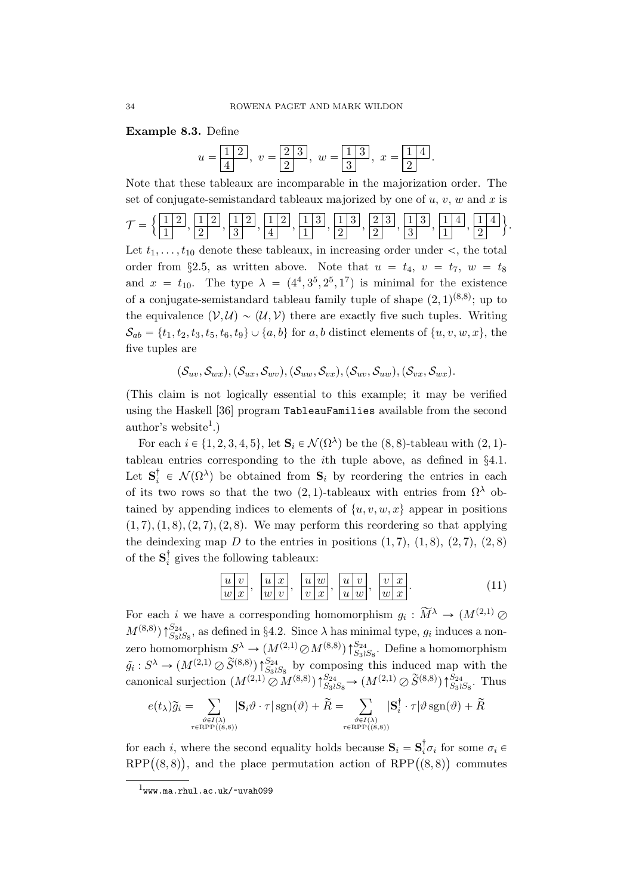**Example 8.3.** Define

$$u = \begin{array}{|c|c|}\hline 1 & 2 \\ \hline 4 \\ \cline{1-1}\end{array},\ v = \begin{array}{|c|c|}\hline 2 & 3 \\ \hline 2 \\ \cline{1-1}\end{array},\ w = \begin{array}{|c|c|}\hline 1 & 3 \\ \hline 3 \\ \cline{1-1}\end{array},\ x = \begin{array}{|c|c|}\hline 1 & 4 \\ \hline 2 \\ \cline{1-1}\end{array}.$$

Note that these tableaux are incomparable in the majorization order. The set of conjugate-semistandard tableaux majorized by one of $u$, $v$, $w$ and $x$ is

$$\mathcal{T} = \Big\{ \begin{array}{|c|c|}\hline 1 & 2 \\ \hline 1 \\ \cline{1-1}\end{array}, \begin{array}{|c|c|}\hline 1 & 2 \\ \hline 2 \\ \cline{1-1}\end{array}, \begin{array}{|c|c|}\hline 1 & 2 \\ \hline 3 \\ \cline{1-1}\end{array}, \begin{array}{|c|c|}\hline 1 & 2 \\ \hline 4 \\ \cline{1-1}\end{array}, \begin{array}{|c|c|}\hline 1 & 3 \\ \hline 1 \\ \cline{1-1}\end{array}, \begin{array}{|c|c|}\hline 1 & 3 \\ \hline 2 \\ \cline{1-1}\end{array}, \begin{array}{|c|c|}\hline 2 & 3 \\ \hline 2 \\ \cline{1-1}\end{array}, \begin{array}{|c|c|}\hline 1 & 3 \\ \hline 3 \\ \cline{1-1}\end{array}, \begin{array}{|c|c|}\hline 1 & 4 \\ \hline 1 \\ \cline{1-1}\end{array}, \begin{array}{|c|c|}\hline 1 & 4 \\ \hline 2 \\ \cline{1-1}\end{array} \Big\}.$$

Let $t_1, \ldots, t_{10}$ denote these tableaux, in increasing order under $<$, the total order from §2.5, as written above. Note that $u = t_4$, $v = t_7$, $w = t_8$ and $x = t_{10}$. The type $\lambda = (4^4, 3^5, 2^5, 1^7)$ is minimal for the existence of a conjugate-semistandard tableau family tuple of shape $(2,1)^{(8,8)}$; up to the equivalence $(\mathcal{V}, \mathcal{U}) \sim (\mathcal{U}, \mathcal{V})$ there are exactly five such tuples. Writing $\mathcal{S}_{ab} = \{t_1, t_2, t_3, t_5, t_6, t_9\} \cup \{a, b\}$ for $a, b$ distinct elements of $\{u, v, w, x\}$, the five tuples are

$$(\mathcal{S}_{uv}, \mathcal{S}_{wx}), (\mathcal{S}_{ux}, \mathcal{S}_{wv}), (\mathcal{S}_{uw}, \mathcal{S}_{vx}), (\mathcal{S}_{uv}, \mathcal{S}_{uw}), (\mathcal{S}_{vx}, \mathcal{S}_{wx}).$$

(This claim is not logically essential to this example; it may be verified using the Haskell [36] program `TableauFamilies` available from the second author's website[1].)

For each $i \in \{1, 2, 3, 4, 5\}$, let $\mathbf{S}_i \in \mathcal{N}(\Omega^\lambda)$ be the $(8,8)$-tableau with $(2,1)$-tableau entries corresponding to the $i$th tuple above, as defined in §4.1. Let $\mathbf{S}_i^\dagger \in \mathcal{N}(\Omega^\lambda)$ be obtained from $\mathbf{S}_i$ by reordering the entries in each of its two rows so that the two $(2,1)$-tableaux with entries from $\Omega^\lambda$ obtained by appending indices to elements of $\{u, v, w, x\}$ appear in positions $(1,7), (1,8), (2,7), (2,8)$. We may perform this reordering so that applying the deindexing map $D$ to the entries in positions $(1,7)$, $(1,8)$, $(2,7)$, $(2,8)$ of the $\mathbf{S}_i^\dagger$ gives the following tableaux:

$$\begin{array}{|c|c|}\hline u & v \\ \hline w & x \\ \hline\end{array},\ \begin{array}{|c|c|}\hline u & x \\ \hline w & v \\ \hline\end{array},\ \begin{array}{|c|c|}\hline u & w \\ \hline v & x \\ \hline\end{array},\ \begin{array}{|c|c|}\hline u & v \\ \hline u & w \\ \hline\end{array},\ \begin{array}{|c|c|}\hline v & x \\ \hline w & x \\ \hline\end{array}. \tag{11}$$

For each $i$ we have a corresponding homomorphism $g_i : \widetilde{M}^\lambda \to (M^{(2,1)} \oslash M^{(8,8)}) \big\uparrow_{S_3 \wr S_8}^{S_{24}}$, as defined in §4.2. Since $\lambda$ has minimal type, $g_i$ induces a nonzero homomorphism $S^\lambda \to (M^{(2,1)} \oslash M^{(8,8)}) \big\uparrow_{S_3 \wr S_8}^{S_{24}}$. Define a homomorphism $\tilde{g}_i : S^\lambda \to (M^{(2,1)} \oslash \widetilde{S}^{(8,8)}) \big\uparrow_{S_3 \wr S_8}^{S_{24}}$ by composing this induced map with the canonical surjection $(M^{(2,1)} \oslash M^{(8,8)}) \big\uparrow_{S_3 \wr S_8}^{S_{24}} \to (M^{(2,1)} \oslash \widetilde{S}^{(8,8)}) \big\uparrow_{S_3 \wr S_8}^{S_{24}}$. Thus

$$e(t_\lambda)\widetilde{g}_i = \sum_{\substack{\vartheta \in I(\lambda) \\ \tau \in \mathrm{RPP}((8,8))}} |\mathbf{S}_i \vartheta \cdot \tau| \operatorname{sgn}(\vartheta) + \widetilde{R} = \sum_{\substack{\vartheta \in I(\lambda) \\ \tau \in \mathrm{RPP}((8,8))}} |\mathbf{S}_i^\dagger \cdot \tau| \vartheta \operatorname{sgn}(\vartheta) + \widetilde{R}$$

for each $i$, where the second equality holds because $\mathbf{S}_i = \mathbf{S}_i^\dagger \sigma_i$ for some $\sigma_i \in \mathrm{RPP}\big((8,8)\big)$, and the place permutation action of $\mathrm{RPP}\big((8,8)\big)$ commutes

[1] `www.ma.rhul.ac.uk/~uvah099`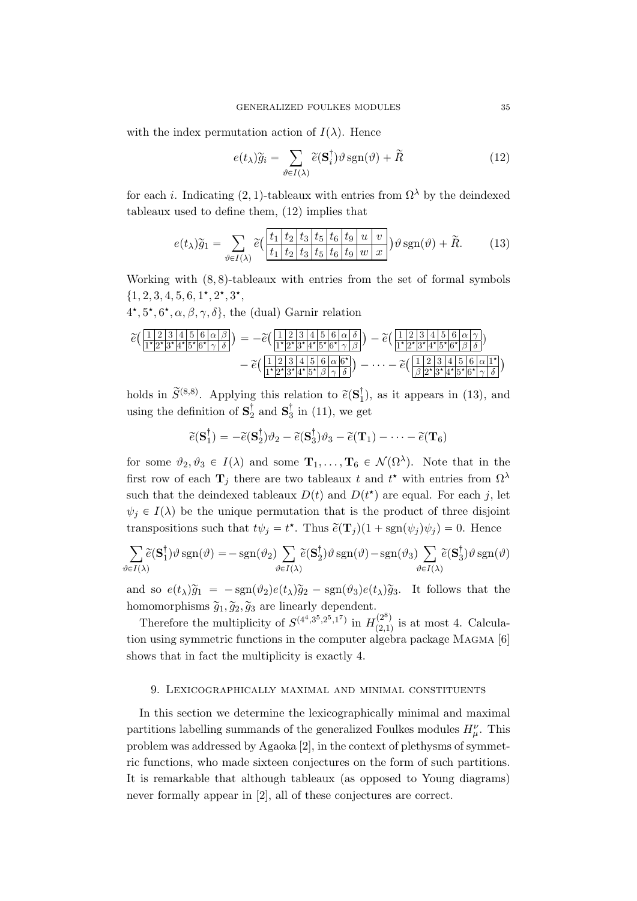with the index permutation action of $I(\lambda)$. Hence

$$e(t_\lambda)\widetilde{g}_i = \sum_{\vartheta \in I(\lambda)} \widetilde{e}(\mathbf{S}_i^\dagger)\vartheta \operatorname{sgn}(\vartheta) + \widetilde{R} \tag{12}$$

for each $i$. Indicating $(2,1)$-tableaux with entries from $\Omega^\lambda$ by the deindexed tableaux used to define them, (12) implies that

$$e(t_\lambda)\widetilde{g}_1 = \sum_{\vartheta \in I(\lambda)} \widetilde{e}\Big( \begin{array}{|c|c|c|c|c|c|c|c|} \hline t_1 & t_2 & t_3 & t_5 & t_6 & t_9 & u & v \\ \hline t_1 & t_2 & t_3 & t_5 & t_6 & t_9 & w & x \\ \hline \end{array} \Big)\vartheta \operatorname{sgn}(\vartheta) + \widetilde{R}. \tag{13}$$

Working with $(8,8)$-tableaux with entries from the set of formal symbols $\{1,2,3,4,5,6,1^\star,2^\star,3^\star,$
$4^\star,5^\star,6^\star,\alpha,\beta,\gamma,\delta\}$, the (dual) Garnir relation

$$\widetilde{e}\Big( \begin{array}{|c|c|c|c|c|c|c|c|} \hline 1 & 2 & 3 & 4 & 5 & 6 & \alpha & \beta \\ \hline 1^\star & 2^\star & 3^\star & 4^\star & 5^\star & 6^\star & \gamma & \delta \\ \hline \end{array} \Big) = -\widetilde{e}\Big( \begin{array}{|c|c|c|c|c|c|c|c|} \hline 1 & 2 & 3 & 4 & 5 & 6 & \alpha & \delta \\ \hline 1^\star & 2^\star & 3^\star & 4^\star & 5^\star & 6^\star & \gamma & \beta \\ \hline \end{array} \Big) - \widetilde{e}\Big( \begin{array}{|c|c|c|c|c|c|c|c|} \hline 1 & 2 & 3 & 4 & 5 & 6 & \alpha & \gamma \\ \hline 1^\star & 2^\star & 3^\star & 4^\star & 5^\star & 6^\star & \beta & \delta \\ \hline \end{array} \Big)$$
$$- \widetilde{e}\Big( \begin{array}{|c|c|c|c|c|c|c|c|} \hline 1 & 2 & 3 & 4 & 5 & 6 & \alpha & 6^\star \\ \hline 1^\star & 2^\star & 3^\star & 4^\star & 5^\star & \beta & \gamma & \delta \\ \hline \end{array} \Big) - \cdots - \widetilde{e}\Big( \begin{array}{|c|c|c|c|c|c|c|c|} \hline 1 & 2 & 3 & 4 & 5 & 6 & \alpha & 1^\star \\ \hline \beta & 2^\star & 3^\star & 4^\star & 5^\star & 6^\star & \gamma & \delta \\ \hline \end{array} \Big)$$

holds in $\widetilde{S}^{(8,8)}$. Applying this relation to $\widetilde{e}(\mathbf{S}_1^\dagger)$, as it appears in (13), and using the definition of $\mathbf{S}_2^\dagger$ and $\mathbf{S}_3^\dagger$ in (11), we get

$$\widetilde{e}(\mathbf{S}_1^\dagger) = -\widetilde{e}(\mathbf{S}_2^\dagger)\vartheta_2 - \widetilde{e}(\mathbf{S}_3^\dagger)\vartheta_3 - \widetilde{e}(\mathbf{T}_1) - \cdots - \widetilde{e}(\mathbf{T}_6)$$

for some $\vartheta_2, \vartheta_3 \in I(\lambda)$ and some $\mathbf{T}_1, \ldots, \mathbf{T}_6 \in \mathcal{N}(\Omega^\lambda)$. Note that in the first row of each $\mathbf{T}_j$ there are two tableaux $t$ and $t^\star$ with entries from $\Omega^\lambda$ such that the deindexed tableaux $D(t)$ and $D(t^\star)$ are equal. For each $j$, let $\psi_j \in I(\lambda)$ be the unique permutation that is the product of three disjoint transpositions such that $t\psi_j = t^\star$. Thus $\widetilde{e}(\mathbf{T}_j)(1 + \operatorname{sgn}(\psi_j)\psi_j) = 0$. Hence

$$\sum_{\vartheta \in I(\lambda)} \widetilde{e}(\mathbf{S}_1^\dagger)\vartheta \operatorname{sgn}(\vartheta) = -\operatorname{sgn}(\vartheta_2) \sum_{\vartheta \in I(\lambda)} \widetilde{e}(\mathbf{S}_2^\dagger)\vartheta \operatorname{sgn}(\vartheta) - \operatorname{sgn}(\vartheta_3) \sum_{\vartheta \in I(\lambda)} \widetilde{e}(\mathbf{S}_3^\dagger)\vartheta \operatorname{sgn}(\vartheta)$$

and so $e(t_\lambda)\widetilde{g}_1 = -\operatorname{sgn}(\vartheta_2)e(t_\lambda)\widetilde{g}_2 - \operatorname{sgn}(\vartheta_3)e(t_\lambda)\widetilde{g}_3$. It follows that the homomorphisms $\widetilde{g}_1, \widetilde{g}_2, \widetilde{g}_3$ are linearly dependent.

Therefore the multiplicity of $S^{(4^4,3^5,2^5,1^7)}$ in $H^{(2^8)}_{(2,1)}$ is at most 4. Calculation using symmetric functions in the computer algebra package Magma [6] shows that in fact the multiplicity is exactly 4.

## 9. Lexicographically maximal and minimal constituents

In this section we determine the lexicographically minimal and maximal partitions labelling summands of the generalized Foulkes modules $H^\nu_\mu$. This problem was addressed by Agaoka [2], in the context of plethysms of symmetric functions, who made sixteen conjectures on the form of such partitions. It is remarkable that although tableaux (as opposed to Young diagrams) never formally appear in [2], all of these conjectures are correct.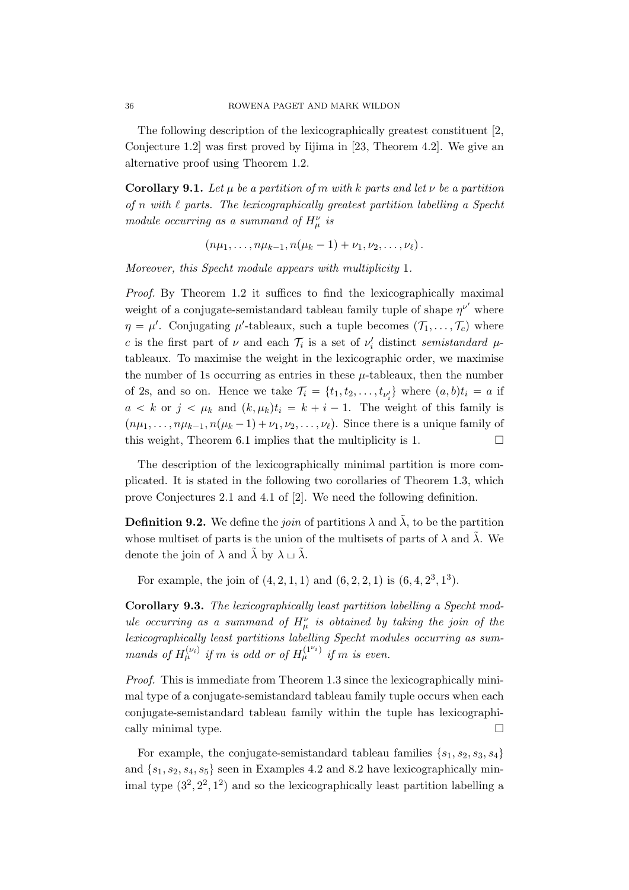The following description of the lexicographically greatest constituent [2, Conjecture 1.2] was first proved by Iijima in [23, Theorem 4.2]. We give an alternative proof using Theorem 1.2.

**Corollary 9.1.** *Let $\mu$ be a partition of $m$ with $k$ parts and let $\nu$ be a partition of $n$ with $\ell$ parts. The lexicographically greatest partition labelling a Specht module occurring as a summand of $H^\nu_\mu$ is*

$$(n\mu_1, \ldots, n\mu_{k-1}, n(\mu_k - 1) + \nu_1, \nu_2, \ldots, \nu_\ell).$$

*Moreover, this Specht module appears with multiplicity* 1.

*Proof.* By Theorem 1.2 it suffices to find the lexicographically maximal weight of a conjugate-semistandard tableau family tuple of shape $\eta^{\nu'}$ where $\eta = \mu'$. Conjugating $\mu'$-tableaux, such a tuple becomes $(\mathcal{T}_1, \ldots, \mathcal{T}_c)$ where $c$ is the first part of $\nu$ and each $\mathcal{T}_i$ is a set of $\nu'_i$ distinct *semistandard* $\mu$-tableaux. To maximise the weight in the lexicographic order, we maximise the number of 1s occurring as entries in these $\mu$-tableaux, then the number of 2s, and so on. Hence we take $\mathcal{T}_i = \{t_1, t_2, \ldots, t_{\nu'_i}\}$ where $(a, b)t_i = a$ if $a < k$ or $j < \mu_k$ and $(k, \mu_k)t_i = k + i - 1$. The weight of this family is $(n\mu_1, \ldots, n\mu_{k-1}, n(\mu_k - 1) + \nu_1, \nu_2, \ldots, \nu_\ell)$. Since there is a unique family of this weight, Theorem 6.1 implies that the multiplicity is 1. □

The description of the lexicographically minimal partition is more complicated. It is stated in the following two corollaries of Theorem 1.3, which prove Conjectures 2.1 and 4.1 of [2]. We need the following definition.

**Definition 9.2.** We define the *join* of partitions $\lambda$ and $\tilde{\lambda}$, to be the partition whose multiset of parts is the union of the multisets of parts of $\lambda$ and $\tilde{\lambda}$. We denote the join of $\lambda$ and $\tilde{\lambda}$ by $\lambda \sqcup \tilde{\lambda}$.

For example, the join of $(4, 2, 1, 1)$ and $(6, 2, 2, 1)$ is $(6, 4, 2^3, 1^3)$.

**Corollary 9.3.** *The lexicographically least partition labelling a Specht module occurring as a summand of $H^\nu_\mu$ is obtained by taking the join of the lexicographically least partitions labelling Specht modules occurring as summands of $H^{(\nu_i)}_\mu$ if $m$ is odd or of $H^{(1^{\nu_i})}_\mu$ if $m$ is even.*

*Proof.* This is immediate from Theorem 1.3 since the lexicographically minimal type of a conjugate-semistandard tableau family tuple occurs when each conjugate-semistandard tableau family within the tuple has lexicographically minimal type. □

For example, the conjugate-semistandard tableau families $\{s_1, s_2, s_3, s_4\}$ and $\{s_1, s_2, s_4, s_5\}$ seen in Examples 4.2 and 8.2 have lexicographically minimal type $(3^2, 2^2, 1^2)$ and so the lexicographically least partition labelling a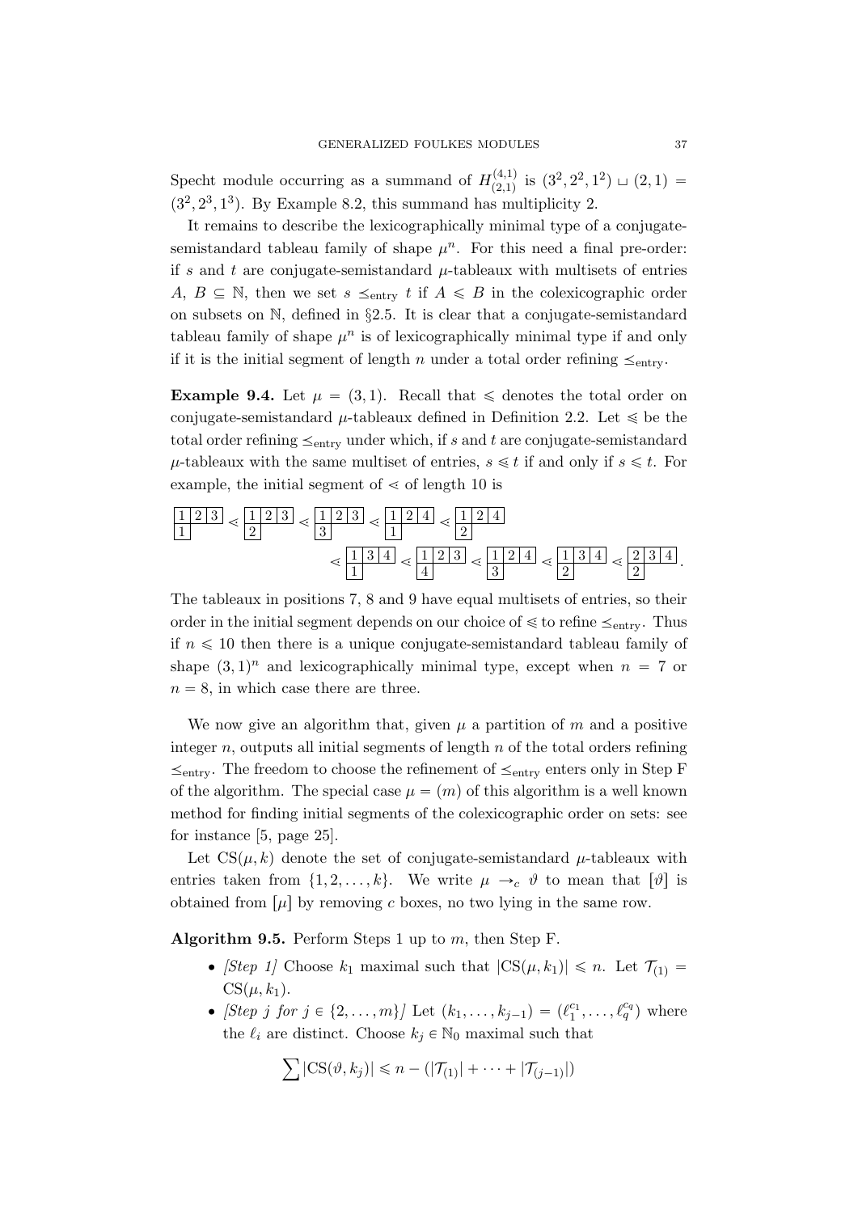Specht module occurring as a summand of $H^{(4,1)}_{(2,1)}$ is $(3^2, 2^2, 1^2) \sqcup (2,1) = (3^2, 2^3, 1^3)$. By Example 8.2, this summand has multiplicity 2.

It remains to describe the lexicographically minimal type of a conjugate-semistandard tableau family of shape $\mu^n$. For this need a final pre-order: if $s$ and $t$ are conjugate-semistandard $\mu$-tableaux with multisets of entries $A$, $B \subseteq \mathbb{N}$, then we set $s \preceq_{\text{entry}} t$ if $A \leqslant B$ in the colexicographic order on subsets on $\mathbb{N}$, defined in §2.5. It is clear that a conjugate-semistandard tableau family of shape $\mu^n$ is of lexicographically minimal type if and only if it is the initial segment of length $n$ under a total order refining $\preceq_{\text{entry}}$.

**Example 9.4.** Let $\mu = (3,1)$. Recall that $\lessdot$ denotes the total order on conjugate-semistandard $\mu$-tableaux defined in Definition 2.2. Let $\leqslant$ be the total order refining $\preceq_{\text{entry}}$ under which, if $s$ and $t$ are conjugate-semistandard $\mu$-tableaux with the same multiset of entries, $s \leqslant t$ if and only if $s \lessdot t$. For example, the initial segment of $<$ of length 10 is

$$\begin{smallmatrix}1&2&3\\1\end{smallmatrix} < \begin{smallmatrix}1&2&3\\2\end{smallmatrix} < \begin{smallmatrix}1&2&3\\3\end{smallmatrix} < \begin{smallmatrix}1&2&4\\1\end{smallmatrix} < \begin{smallmatrix}1&2&4\\2\end{smallmatrix}$$
$$< \begin{smallmatrix}1&3&4\\1\end{smallmatrix} < \begin{smallmatrix}1&2&3\\4\end{smallmatrix} < \begin{smallmatrix}1&2&4\\3\end{smallmatrix} < \begin{smallmatrix}1&3&4\\2\end{smallmatrix} < \begin{smallmatrix}2&3&4\\2\end{smallmatrix}.$$

The tableaux in positions 7, 8 and 9 have equal multisets of entries, so their order in the initial segment depends on our choice of $\leqslant$ to refine $\preceq_{\text{entry}}$. Thus if $n \leqslant 10$ then there is a unique conjugate-semistandard tableau family of shape $(3,1)^n$ and lexicographically minimal type, except when $n = 7$ or $n = 8$, in which case there are three.

We now give an algorithm that, given $\mu$ a partition of $m$ and a positive integer $n$, outputs all initial segments of length $n$ of the total orders refining $\preceq_{\text{entry}}$. The freedom to choose the refinement of $\preceq_{\text{entry}}$ enters only in Step F of the algorithm. The special case $\mu = (m)$ of this algorithm is a well known method for finding initial segments of the colexicographic order on sets: see for instance [5, page 25].

Let $\mathrm{CS}(\mu, k)$ denote the set of conjugate-semistandard $\mu$-tableaux with entries taken from $\{1, 2, \ldots, k\}$. We write $\mu \to_c \vartheta$ to mean that $[\vartheta]$ is obtained from $[\mu]$ by removing $c$ boxes, no two lying in the same row.

**Algorithm 9.5.** Perform Steps 1 up to $m$, then Step F.

- *[Step 1]* Choose $k_1$ maximal such that $|\mathrm{CS}(\mu, k_1)| \leqslant n$. Let $\mathcal{T}_{(1)} = \mathrm{CS}(\mu, k_1)$.
- *[Step $j$ for $j \in \{2, \ldots, m\}$]* Let $(k_1, \ldots, k_{j-1}) = (\ell_1^{c_1}, \ldots, \ell_q^{c_q})$ where the $\ell_i$ are distinct. Choose $k_j \in \mathbb{N}_0$ maximal such that

$$\sum |\mathrm{CS}(\vartheta, k_j)| \leqslant n - (|\mathcal{T}_{(1)}| + \cdots + |\mathcal{T}_{(j-1)}|)$$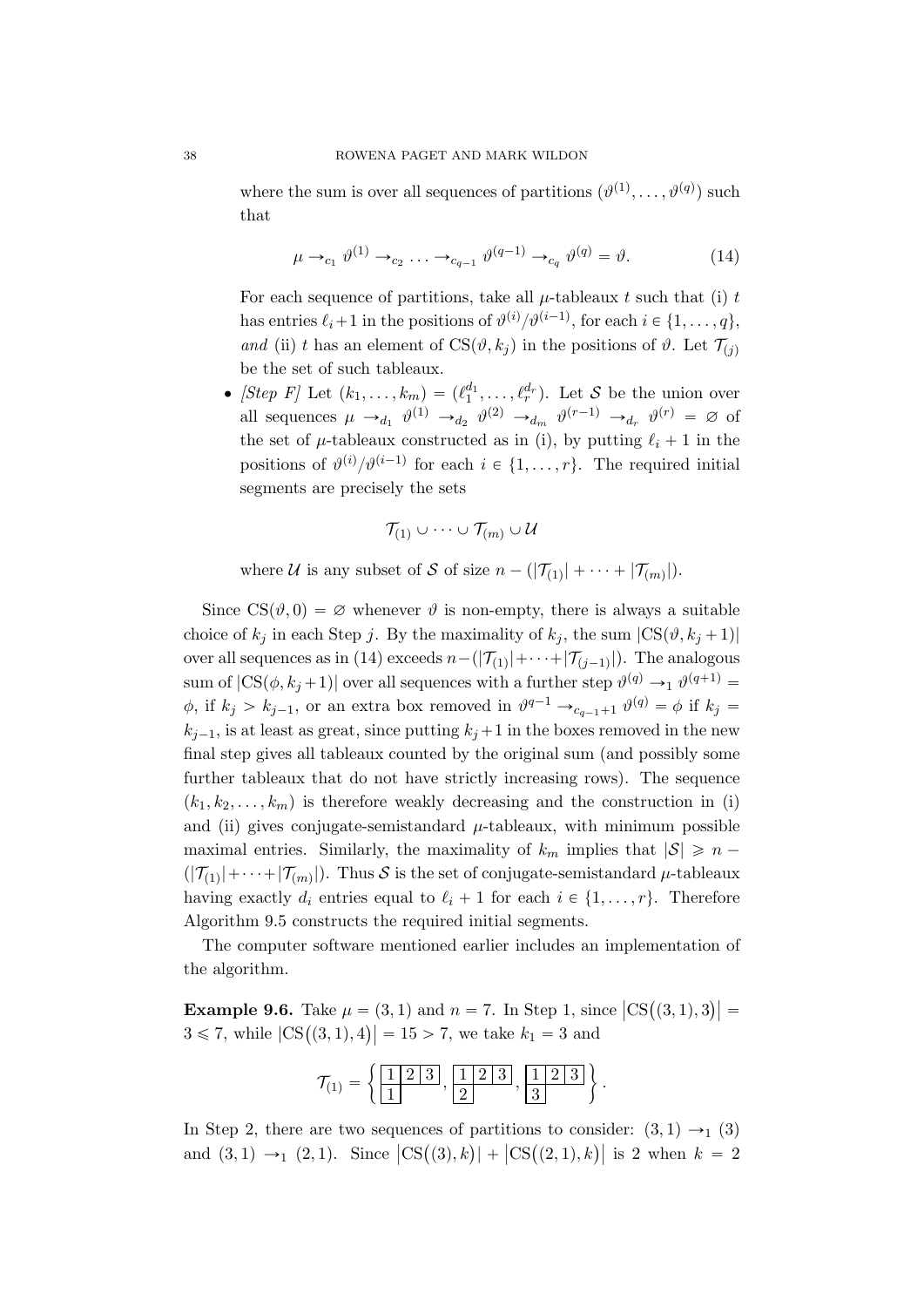where the sum is over all sequences of partitions $(\vartheta^{(1)}, \ldots, \vartheta^{(q)})$ such that

$$\mu \rightarrow_{c_1} \vartheta^{(1)} \rightarrow_{c_2} \ldots \rightarrow_{c_{q-1}} \vartheta^{(q-1)} \rightarrow_{c_q} \vartheta^{(q)} = \vartheta. \tag{14}$$

For each sequence of partitions, take all $\mu$-tableaux $t$ such that (i) $t$ has entries $\ell_i+1$ in the positions of $\vartheta^{(i)}/\vartheta^{(i-1)}$, for each $i \in \{1, \ldots, q\}$, *and* (ii) $t$ has an element of $\mathrm{CS}(\vartheta, k_j)$ in the positions of $\vartheta$. Let $\mathcal{T}_{(j)}$ be the set of such tableaux.

- *[Step F]* Let $(k_1, \ldots, k_m) = (\ell_1^{d_1}, \ldots, \ell_r^{d_r})$. Let $\mathcal{S}$ be the union over all sequences $\mu \rightarrow_{d_1} \vartheta^{(1)} \rightarrow_{d_2} \vartheta^{(2)} \rightarrow_{d_m} \vartheta^{(r-1)} \rightarrow_{d_r} \vartheta^{(r)} = \varnothing$ of the set of $\mu$-tableaux constructed as in (i), by putting $\ell_i + 1$ in the positions of $\vartheta^{(i)}/\vartheta^{(i-1)}$ for each $i \in \{1, \ldots, r\}$. The required initial segments are precisely the sets

$$\mathcal{T}_{(1)} \cup \cdots \cup \mathcal{T}_{(m)} \cup \mathcal{U}$$

where $\mathcal{U}$ is any subset of $\mathcal{S}$ of size $n - (|\mathcal{T}_{(1)}| + \cdots + |\mathcal{T}_{(m)}|)$.

Since $\mathrm{CS}(\vartheta, 0) = \varnothing$ whenever $\vartheta$ is non-empty, there is always a suitable choice of $k_j$ in each Step $j$. By the maximality of $k_j$, the sum $|\mathrm{CS}(\vartheta, k_j+1)|$ over all sequences as in (14) exceeds $n-(|\mathcal{T}_{(1)}|+\cdots+|\mathcal{T}_{(j-1)}|)$. The analogous sum of $|\mathrm{CS}(\phi, k_j+1)|$ over all sequences with a further step $\vartheta^{(q)} \rightarrow_1 \vartheta^{(q+1)} = \phi$, if $k_j > k_{j-1}$, or an extra box removed in $\vartheta^{q-1} \rightarrow_{c_{q-1}+1} \vartheta^{(q)} = \phi$ if $k_j = k_{j-1}$, is at least as great, since putting $k_j+1$ in the boxes removed in the new final step gives all tableaux counted by the original sum (and possibly some further tableaux that do not have strictly increasing rows). The sequence $(k_1, k_2, \ldots, k_m)$ is therefore weakly decreasing and the construction in (i) and (ii) gives conjugate-semistandard $\mu$-tableaux, with minimum possible maximal entries. Similarly, the maximality of $k_m$ implies that $|\mathcal{S}| \geqslant n - (|\mathcal{T}_{(1)}|+\cdots+|\mathcal{T}_{(m)}|)$. Thus $\mathcal{S}$ is the set of conjugate-semistandard $\mu$-tableaux having exactly $d_i$ entries equal to $\ell_i + 1$ for each $i \in \{1, \ldots, r\}$. Therefore Algorithm 9.5 constructs the required initial segments.

The computer software mentioned earlier includes an implementation of the algorithm.

**Example 9.6.** Take $\mu = (3, 1)$ and $n = 7$. In Step 1, since $|\mathrm{CS}((3,1), 3)| = 3 \leqslant 7$, while $|\mathrm{CS}((3,1), 4)| = 15 > 7$, we take $k_1 = 3$ and

$$\mathcal{T}_{(1)} = \left\{ \begin{array}{|c|c|c|}\hline 1 & 2 & 3 \\ \hline 1 \\ \cline{1-1}\end{array}, \begin{array}{|c|c|c|}\hline 1 & 2 & 3 \\ \hline 2 \\ \cline{1-1}\end{array}, \begin{array}{|c|c|c|}\hline 1 & 2 & 3 \\ \hline 3 \\ \cline{1-1}\end{array} \right\}.$$

In Step 2, there are two sequences of partitions to consider: $(3, 1) \rightarrow_1 (3)$ and $(3, 1) \rightarrow_1 (2, 1)$. Since $|\mathrm{CS}((3), k)| + |\mathrm{CS}((2, 1), k)|$ is 2 when $k = 2$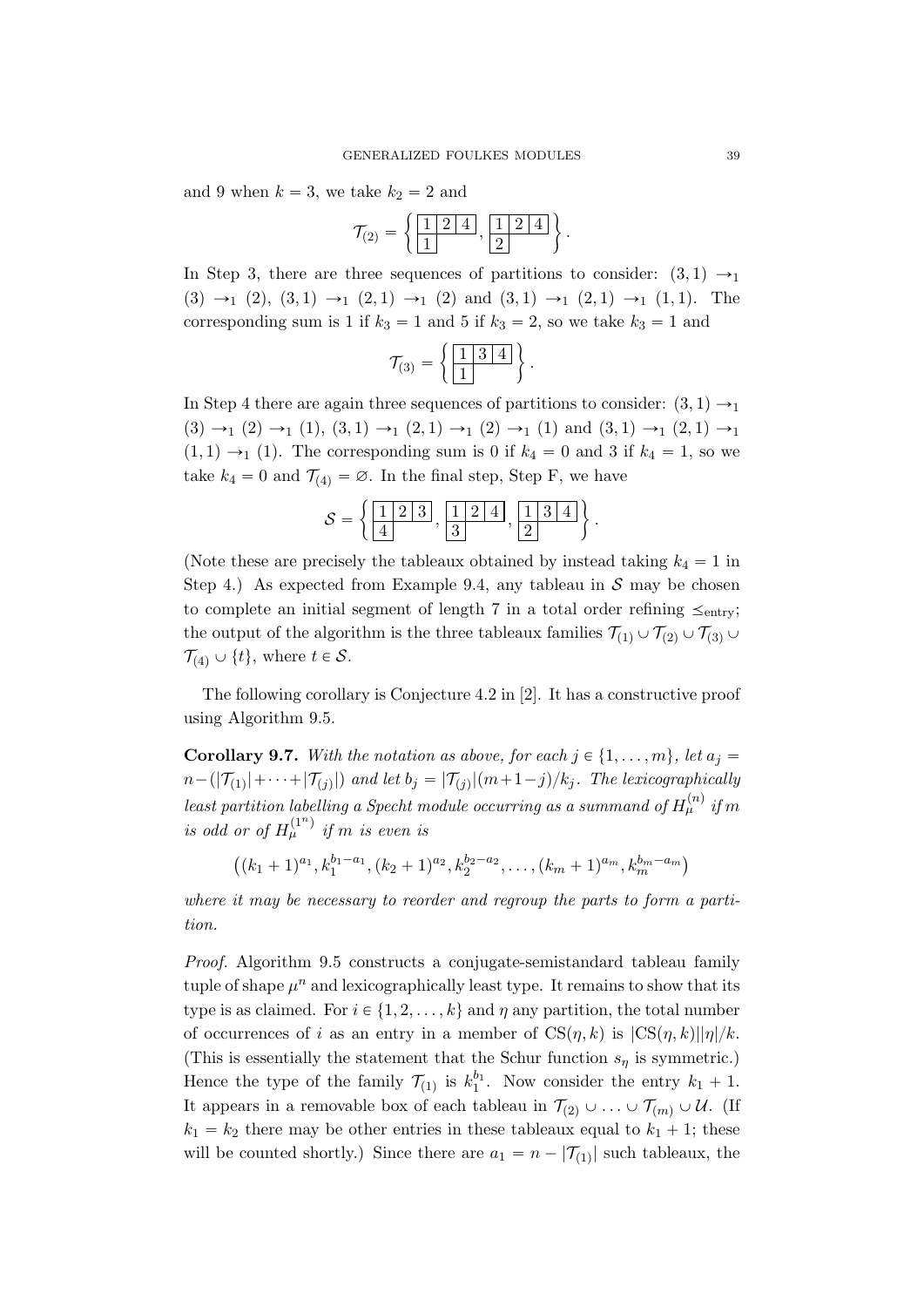and 9 when $k = 3$, we take $k_2 = 2$ and

$$\mathcal{T}_{(2)} = \left\{ \begin{array}{|c|c|c|}\hline 1 & 2 & 4 \\ \hline 1 \\ \cline{1-1}\end{array}, \begin{array}{|c|c|c|}\hline 1 & 2 & 4 \\ \hline 2 \\ \cline{1-1}\end{array} \right\}.$$

In Step 3, there are three sequences of partitions to consider: $(3,1) \to_1 (3) \to_1 (2)$, $(3,1) \to_1 (2,1) \to_1 (2)$ and $(3,1) \to_1 (2,1) \to_1 (1,1)$. The corresponding sum is 1 if $k_3 = 1$ and 5 if $k_3 = 2$, so we take $k_3 = 1$ and

$$\mathcal{T}_{(3)} = \left\{ \begin{array}{|c|c|c|}\hline 1 & 3 & 4 \\ \hline 1 \\ \cline{1-1}\end{array} \right\}.$$

In Step 4 there are again three sequences of partitions to consider: $(3,1) \to_1 (3) \to_1 (2) \to_1 (1)$, $(3,1) \to_1 (2,1) \to_1 (2) \to_1 (1)$ and $(3,1) \to_1 (2,1) \to_1 (1,1) \to_1 (1)$. The corresponding sum is 0 if $k_4 = 0$ and 3 if $k_4 = 1$, so we take $k_4 = 0$ and $\mathcal{T}_{(4)} = \varnothing$. In the final step, Step F, we have

$$\mathcal{S} = \left\{ \begin{array}{|c|c|c|}\hline 1 & 2 & 3 \\ \hline 4 \\ \cline{1-1}\end{array}, \begin{array}{|c|c|c|}\hline 1 & 2 & 4 \\ \hline 3 \\ \cline{1-1}\end{array}, \begin{array}{|c|c|c|}\hline 1 & 3 & 4 \\ \hline 2 \\ \cline{1-1}\end{array} \right\}.$$

(Note these are precisely the tableaux obtained by instead taking $k_4 = 1$ in Step 4.) As expected from Example 9.4, any tableau in $\mathcal{S}$ may be chosen to complete an initial segment of length 7 in a total order refining $\preceq_{\text{entry}}$; the output of the algorithm is the three tableaux families $\mathcal{T}_{(1)} \cup \mathcal{T}_{(2)} \cup \mathcal{T}_{(3)} \cup \mathcal{T}_{(4)} \cup \{t\}$, where $t \in \mathcal{S}$.

The following corollary is Conjecture 4.2 in [2]. It has a constructive proof using Algorithm 9.5.

**Corollary 9.7.** *With the notation as above, for each $j \in \{1, \ldots, m\}$, let $a_j = n - (|\mathcal{T}_{(1)}| + \cdots + |\mathcal{T}_{(j)}|)$ and let $b_j = |\mathcal{T}_{(j)}|(m+1-j)/k_j$. The lexicographically least partition labelling a Specht module occurring as a summand of $H^{(n)}_\mu$ if $m$ is odd or of $H^{(1^n)}_\mu$ if $m$ is even is*

$$\left((k_1+1)^{a_1}, k_1^{b_1 - a_1}, (k_2+1)^{a_2}, k_2^{b_2 - a_2}, \ldots, (k_m+1)^{a_m}, k_m^{b_m - a_m}\right)$$

*where it may be necessary to reorder and regroup the parts to form a partition.*

*Proof.* Algorithm 9.5 constructs a conjugate-semistandard tableau family tuple of shape $\mu^n$ and lexicographically least type. It remains to show that its type is as claimed. For $i \in \{1, 2, \ldots, k\}$ and $\eta$ any partition, the total number of occurrences of $i$ as an entry in a member of $\mathrm{CS}(\eta, k)$ is $|\mathrm{CS}(\eta, k)||\eta|/k$. (This is essentially the statement that the Schur function $s_\eta$ is symmetric.) Hence the type of the family $\mathcal{T}_{(1)}$ is $k_1^{b_1}$. Now consider the entry $k_1 + 1$. It appears in a removable box of each tableau in $\mathcal{T}_{(2)} \cup \ldots \cup \mathcal{T}_{(m)} \cup \mathcal{U}$. (If $k_1 = k_2$ there may be other entries in these tableaux equal to $k_1 + 1$; these will be counted shortly.) Since there are $a_1 = n - |\mathcal{T}_{(1)}|$ such tableaux, the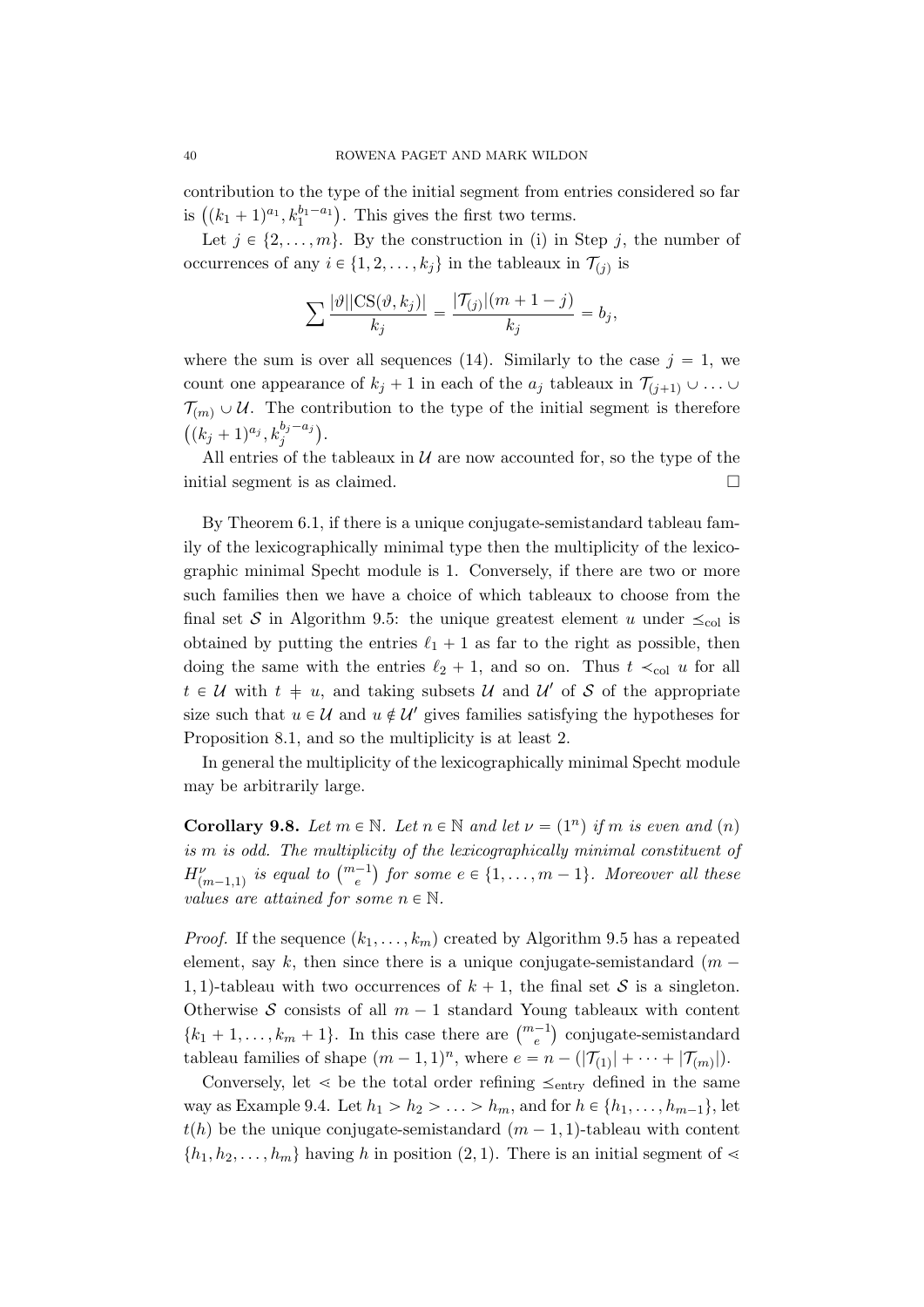contribution to the type of the initial segment from entries considered so far is $\big((k_1+1)^{a_1}, k_1^{b_1-a_1}\big)$. This gives the first two terms.

Let $j \in \{2,\ldots,m\}$. By the construction in (i) in Step $j$, the number of occurrences of any $i \in \{1,2,\ldots,k_j\}$ in the tableaux in $\mathcal{T}_{(j)}$ is

$$\sum \frac{|\vartheta||\mathrm{CS}(\vartheta,k_j)|}{k_j} = \frac{|\mathcal{T}_{(j)}|(m+1-j)}{k_j} = b_j,$$

where the sum is over all sequences (14). Similarly to the case $j=1$, we count one appearance of $k_j+1$ in each of the $a_j$ tableaux in $\mathcal{T}_{(j+1)} \cup \ldots \cup \mathcal{T}_{(m)} \cup \mathcal{U}$. The contribution to the type of the initial segment is therefore $\big((k_j+1)^{a_j}, k_j^{b_j-a_j}\big)$.

All entries of the tableaux in $\mathcal{U}$ are now accounted for, so the type of the initial segment is as claimed. □

By Theorem 6.1, if there is a unique conjugate-semistandard tableau family of the lexicographically minimal type then the multiplicity of the lexicographic minimal Specht module is 1. Conversely, if there are two or more such families then we have a choice of which tableaux to choose from the final set $\mathcal{S}$ in Algorithm 9.5: the unique greatest element $u$ under $\preceq_{\mathrm{col}}$ is obtained by putting the entries $\ell_1+1$ as far to the right as possible, then doing the same with the entries $\ell_2+1$, and so on. Thus $t \prec_{\mathrm{col}} u$ for all $t \in \mathcal{U}$ with $t \neq u$, and taking subsets $\mathcal{U}$ and $\mathcal{U}'$ of $\mathcal{S}$ of the appropriate size such that $u \in \mathcal{U}$ and $u \notin \mathcal{U}'$ gives families satisfying the hypotheses for Proposition 8.1, and so the multiplicity is at least 2.

In general the multiplicity of the lexicographically minimal Specht module may be arbitrarily large.

**Corollary 9.8.** *Let $m \in \mathbb{N}$. Let $n \in \mathbb{N}$ and let $\nu = (1^n)$ if $m$ is even and $(n)$ is $m$ is odd. The multiplicity of the lexicographically minimal constituent of $H^{\nu}_{(m-1,1)}$ is equal to $\binom{m-1}{e}$ for some $e \in \{1,\ldots,m-1\}$. Moreover all these values are attained for some $n \in \mathbb{N}$.*

*Proof.* If the sequence $(k_1,\ldots,k_m)$ created by Algorithm 9.5 has a repeated element, say $k$, then since there is a unique conjugate-semistandard $(m-1,1)$-tableau with two occurrences of $k+1$, the final set $\mathcal{S}$ is a singleton. Otherwise $\mathcal{S}$ consists of all $m-1$ standard Young tableaux with content $\{k_1+1,\ldots,k_m+1\}$. In this case there are $\binom{m-1}{e}$ conjugate-semistandard tableau families of shape $(m-1,1)^n$, where $e = n - (|\mathcal{T}_{(1)}| + \cdots + |\mathcal{T}_{(m)}|)$.

Conversely, let $<$ be the total order refining $\preceq_{\mathrm{entry}}$ defined in the same way as Example 9.4. Let $h_1 > h_2 > \ldots > h_m$, and for $h \in \{h_1,\ldots,h_{m-1}\}$, let $t(h)$ be the unique conjugate-semistandard $(m-1,1)$-tableau with content $\{h_1,h_2,\ldots,h_m\}$ having $h$ in position $(2,1)$. There is an initial segment of $<$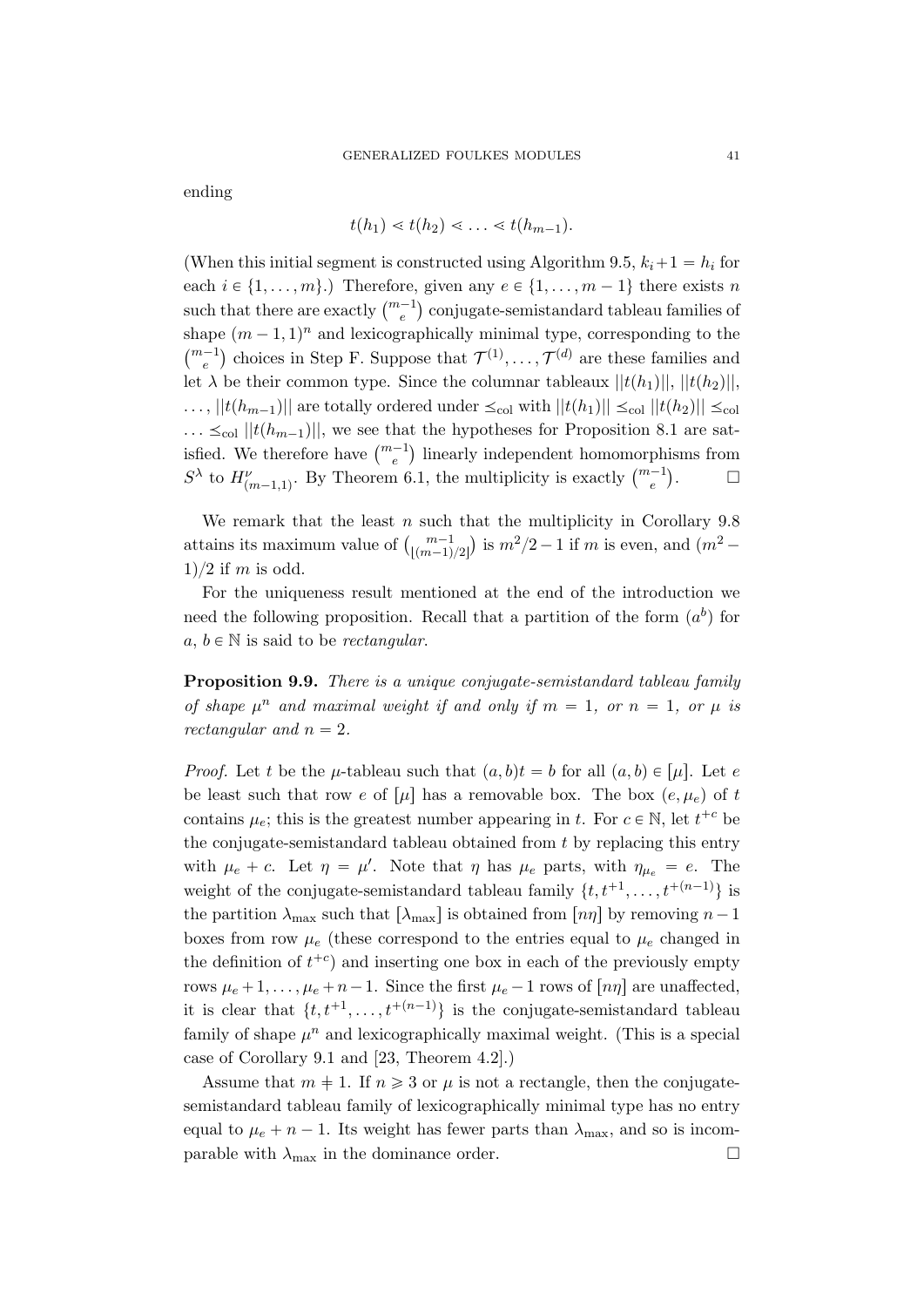ending

$$t(h_1) \lessdot t(h_2) \lessdot \ldots \lessdot t(h_{m-1}).$$

(When this initial segment is constructed using Algorithm 9.5, $k_i + 1 = h_i$ for each $i \in \{1, \ldots, m\}$.) Therefore, given any $e \in \{1, \ldots, m-1\}$ there exists $n$ such that there are exactly $\binom{m-1}{e}$ conjugate-semistandard tableau families of shape $(m-1, 1)^n$ and lexicographically minimal type, corresponding to the $\binom{m-1}{e}$ choices in Step F. Suppose that $\mathcal{T}^{(1)}, \ldots, \mathcal{T}^{(d)}$ are these families and let $\lambda$ be their common type. Since the columnar tableaux $||t(h_1)||$, $||t(h_2)||$, $\ldots, ||t(h_{m-1})||$ are totally ordered under $\preceq_{\mathrm{col}}$ with $||t(h_1)|| \preceq_{\mathrm{col}} ||t(h_2)|| \preceq_{\mathrm{col}} \ldots \preceq_{\mathrm{col}} ||t(h_{m-1})||$, we see that the hypotheses for Proposition 8.1 are satisfied. We therefore have $\binom{m-1}{e}$ linearly independent homomorphisms from $S^\lambda$ to $H^\nu_{(m-1,1)}$. By Theorem 6.1, the multiplicity is exactly $\binom{m-1}{e}$. $\square$

We remark that the least $n$ such that the multiplicity in Corollary 9.8 attains its maximum value of $\binom{m-1}{\lfloor (m-1)/2 \rfloor}$ is $m^2/2 - 1$ if $m$ is even, and $(m^2 - 1)/2$ if $m$ is odd.

For the uniqueness result mentioned at the end of the introduction we need the following proposition. Recall that a partition of the form $(a^b)$ for $a, b \in \mathbb{N}$ is said to be *rectangular*.

**Proposition 9.9.** *There is a unique conjugate-semistandard tableau family of shape $\mu^n$ and maximal weight if and only if $m = 1$, or $n = 1$, or $\mu$ is rectangular and $n = 2$.*

*Proof.* Let $t$ be the $\mu$-tableau such that $(a, b)t = b$ for all $(a, b) \in [\mu]$. Let $e$ be least such that row $e$ of $[\mu]$ has a removable box. The box $(e, \mu_e)$ of $t$ contains $\mu_e$; this is the greatest number appearing in $t$. For $c \in \mathbb{N}$, let $t^{+c}$ be the conjugate-semistandard tableau obtained from $t$ by replacing this entry with $\mu_e + c$. Let $\eta = \mu'$. Note that $\eta$ has $\mu_e$ parts, with $\eta_{\mu_e} = e$. The weight of the conjugate-semistandard tableau family $\{t, t^{+1}, \ldots, t^{+(n-1)}\}$ is the partition $\lambda_{\max}$ such that $[\lambda_{\max}]$ is obtained from $[n\eta]$ by removing $n-1$ boxes from row $\mu_e$ (these correspond to the entries equal to $\mu_e$ changed in the definition of $t^{+c}$) and inserting one box in each of the previously empty rows $\mu_e + 1, \ldots, \mu_e + n - 1$. Since the first $\mu_e - 1$ rows of $[n\eta]$ are unaffected, it is clear that $\{t, t^{+1}, \ldots, t^{+(n-1)}\}$ is the conjugate-semistandard tableau family of shape $\mu^n$ and lexicographically maximal weight. (This is a special case of Corollary 9.1 and [23, Theorem 4.2].)

Assume that $m \neq 1$. If $n \geqslant 3$ or $\mu$ is not a rectangle, then the conjugate-semistandard tableau family of lexicographically minimal type has no entry equal to $\mu_e + n - 1$. Its weight has fewer parts than $\lambda_{\max}$, and so is incomparable with $\lambda_{\max}$ in the dominance order. $\square$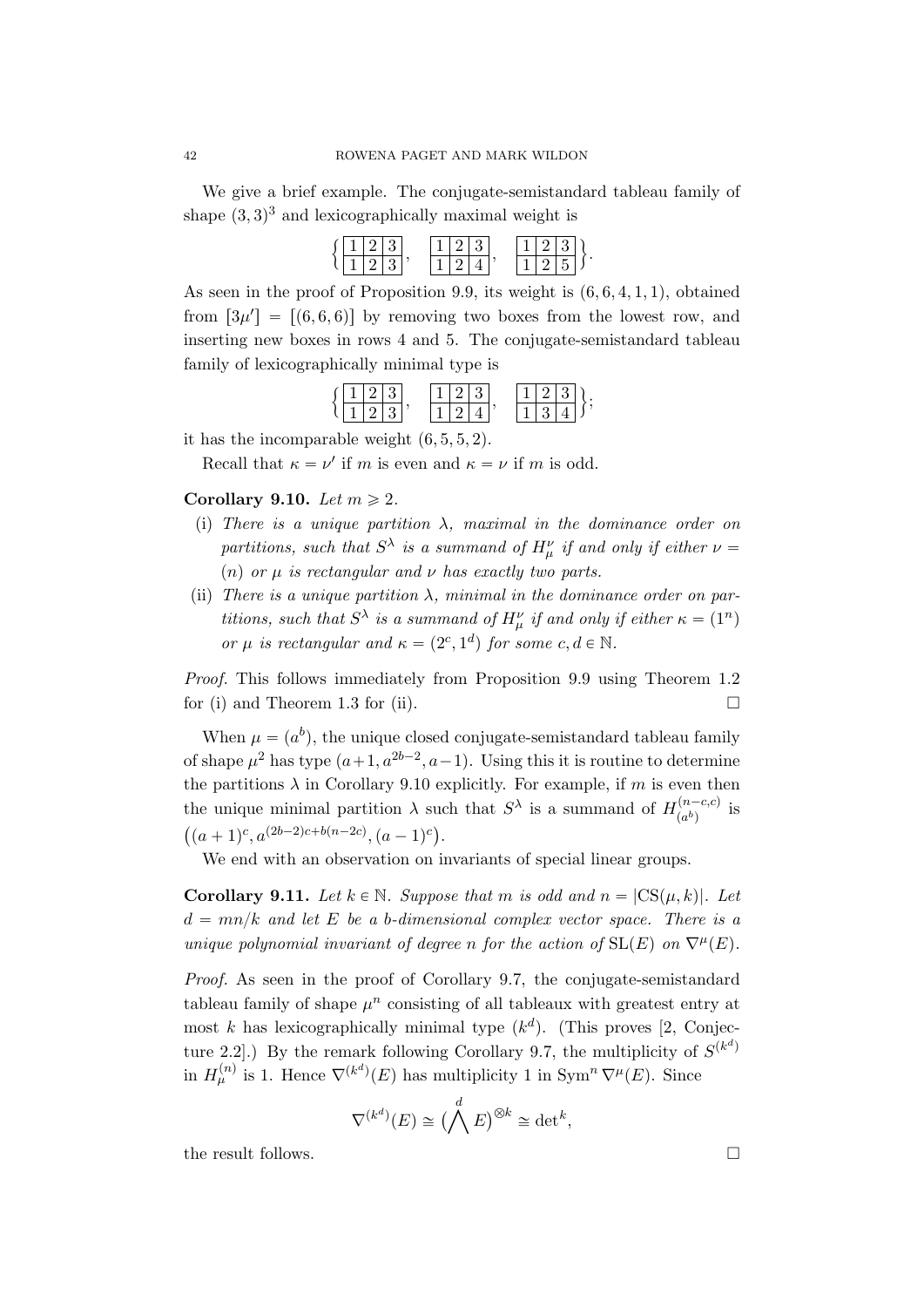We give a brief example. The conjugate-semistandard tableau family of shape $(3,3)^3$ and lexicographically maximal weight is

$$\left\{ \begin{array}{|c|c|c|}\hline 1&2&3\\\hline 1&2&3\\\hline\end{array}\,,\quad \begin{array}{|c|c|c|}\hline 1&2&3\\\hline 1&2&4\\\hline\end{array}\,,\quad \begin{array}{|c|c|c|}\hline 1&2&3\\\hline 1&2&5\\\hline\end{array} \right\}.$$

As seen in the proof of Proposition 9.9, its weight is $(6,6,4,1,1)$, obtained from $[3\mu'] = [(6,6,6)]$ by removing two boxes from the lowest row, and inserting new boxes in rows 4 and 5. The conjugate-semistandard tableau family of lexicographically minimal type is

$$\left\{ \begin{array}{|c|c|c|}\hline 1&2&3\\\hline 1&2&3\\\hline\end{array}\,,\quad \begin{array}{|c|c|c|}\hline 1&2&3\\\hline 1&2&4\\\hline\end{array}\,,\quad \begin{array}{|c|c|c|}\hline 1&2&3\\\hline 1&3&4\\\hline\end{array} \right\};$$

it has the incomparable weight $(6,5,5,2)$.

Recall that $\kappa = \nu'$ if $m$ is even and $\kappa = \nu$ if $m$ is odd.

**Corollary 9.10.** *Let $m \geqslant 2$.*

- (i) *There is a unique partition $\lambda$, maximal in the dominance order on partitions, such that $S^\lambda$ is a summand of $H^\nu_\mu$ if and only if either $\nu = (n)$ or $\mu$ is rectangular and $\nu$ has exactly two parts.*
- (ii) *There is a unique partition $\lambda$, minimal in the dominance order on partitions, such that $S^\lambda$ is a summand of $H^\nu_\mu$ if and only if either $\kappa = (1^n)$ or $\mu$ is rectangular and $\kappa = (2^c, 1^d)$ for some $c, d \in \mathbb{N}$.*

*Proof.* This follows immediately from Proposition 9.9 using Theorem 1.2 for (i) and Theorem 1.3 for (ii). □

When $\mu = (a^b)$, the unique closed conjugate-semistandard tableau family of shape $\mu^2$ has type $(a+1, a^{2b-2}, a-1)$. Using this it is routine to determine the partitions $\lambda$ in Corollary 9.10 explicitly. For example, if $m$ is even then the unique minimal partition $\lambda$ such that $S^\lambda$ is a summand of $H^{(n-c,c)}_{(a^b)}$ is $\big((a+1)^c, a^{(2b-2)c+b(n-2c)}, (a-1)^c\big)$.

We end with an observation on invariants of special linear groups.

**Corollary 9.11.** *Let $k \in \mathbb{N}$. Suppose that $m$ is odd and $n = |\mathrm{CS}(\mu, k)|$. Let $d = mn/k$ and let $E$ be a $b$-dimensional complex vector space. There is a unique polynomial invariant of degree $n$ for the action of $\mathrm{SL}(E)$ on $\nabla^\mu(E)$.*

*Proof.* As seen in the proof of Corollary 9.7, the conjugate-semistandard tableau family of shape $\mu^n$ consisting of all tableaux with greatest entry at most $k$ has lexicographically minimal type $(k^d)$. (This proves [2, Conjecture 2.2].) By the remark following Corollary 9.7, the multiplicity of $S^{(k^d)}$ in $H^{(n)}_\mu$ is 1. Hence $\nabla^{(k^d)}(E)$ has multiplicity 1 in $\mathrm{Sym}^n \nabla^\mu(E)$. Since

$$\nabla^{(k^d)}(E) \cong \big(\bigwedge^d E\big)^{\otimes k} \cong \det{}^k,$$

the result follows. □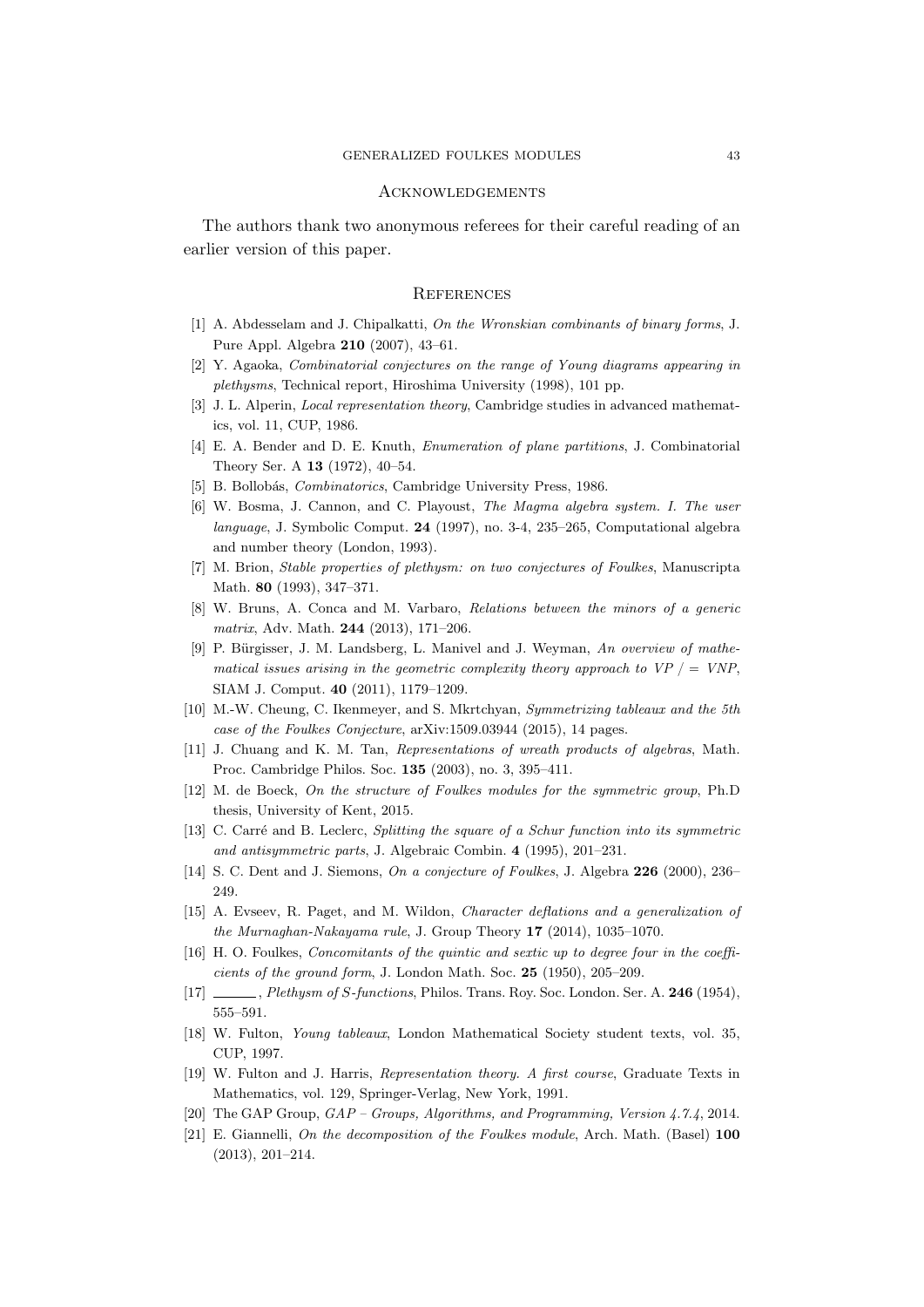## Acknowledgements

The authors thank two anonymous referees for their careful reading of an earlier version of this paper.

## References

[1] A. Abdesselam and J. Chipalkatti, *On the Wronskian combinants of binary forms*, J. Pure Appl. Algebra **210** (2007), 43–61.

[2] Y. Agaoka, *Combinatorial conjectures on the range of Young diagrams appearing in plethysms*, Technical report, Hiroshima University (1998), 101 pp.

[3] J. L. Alperin, *Local representation theory*, Cambridge studies in advanced mathematics, vol. 11, CUP, 1986.

[4] E. A. Bender and D. E. Knuth, *Enumeration of plane partitions*, J. Combinatorial Theory Ser. A **13** (1972), 40–54.

[5] B. Bollobás, *Combinatorics*, Cambridge University Press, 1986.

[6] W. Bosma, J. Cannon, and C. Playoust, *The Magma algebra system. I. The user language*, J. Symbolic Comput. **24** (1997), no. 3-4, 235–265, Computational algebra and number theory (London, 1993).

[7] M. Brion, *Stable properties of plethysm: on two conjectures of Foulkes*, Manuscripta Math. **80** (1993), 347–371.

[8] W. Bruns, A. Conca and M. Varbaro, *Relations between the minors of a generic matrix*, Adv. Math. **244** (2013), 171–206.

[9] P. Bürgisser, J. M. Landsberg, L. Manivel and J. Weyman, *An overview of mathematical issues arising in the geometric complexity theory approach to $VP\ /=\ VNP$*, SIAM J. Comput. **40** (2011), 1179–1209.

[10] M.-W. Cheung, C. Ikenmeyer, and S. Mkrtchyan, *Symmetrizing tableaux and the 5th case of the Foulkes Conjecture*, arXiv:1509.03944 (2015), 14 pages.

[11] J. Chuang and K. M. Tan, *Representations of wreath products of algebras*, Math. Proc. Cambridge Philos. Soc. **135** (2003), no. 3, 395–411.

[12] M. de Boeck, *On the structure of Foulkes modules for the symmetric group*, Ph.D thesis, University of Kent, 2015.

[13] C. Carré and B. Leclerc, *Splitting the square of a Schur function into its symmetric and antisymmetric parts*, J. Algebraic Combin. **4** (1995), 201–231.

[14] S. C. Dent and J. Siemons, *On a conjecture of Foulkes*, J. Algebra **226** (2000), 236–249.

[15] A. Evseev, R. Paget, and M. Wildon, *Character deflations and a generalization of the Murnaghan-Nakayama rule*, J. Group Theory **17** (2014), 1035–1070.

[16] H. O. Foulkes, *Concomitants of the quintic and sextic up to degree four in the coefficients of the ground form*, J. London Math. Soc. **25** (1950), 205–209.

[17] ______, *Plethysm of S-functions*, Philos. Trans. Roy. Soc. London. Ser. A. **246** (1954), 555–591.

[18] W. Fulton, *Young tableaux*, London Mathematical Society student texts, vol. 35, CUP, 1997.

[19] W. Fulton and J. Harris, *Representation theory. A first course*, Graduate Texts in Mathematics, vol. 129, Springer-Verlag, New York, 1991.

[20] The GAP Group, *GAP – Groups, Algorithms, and Programming, Version 4.7.4*, 2014.

[21] E. Giannelli, *On the decomposition of the Foulkes module*, Arch. Math. (Basel) **100** (2013), 201–214.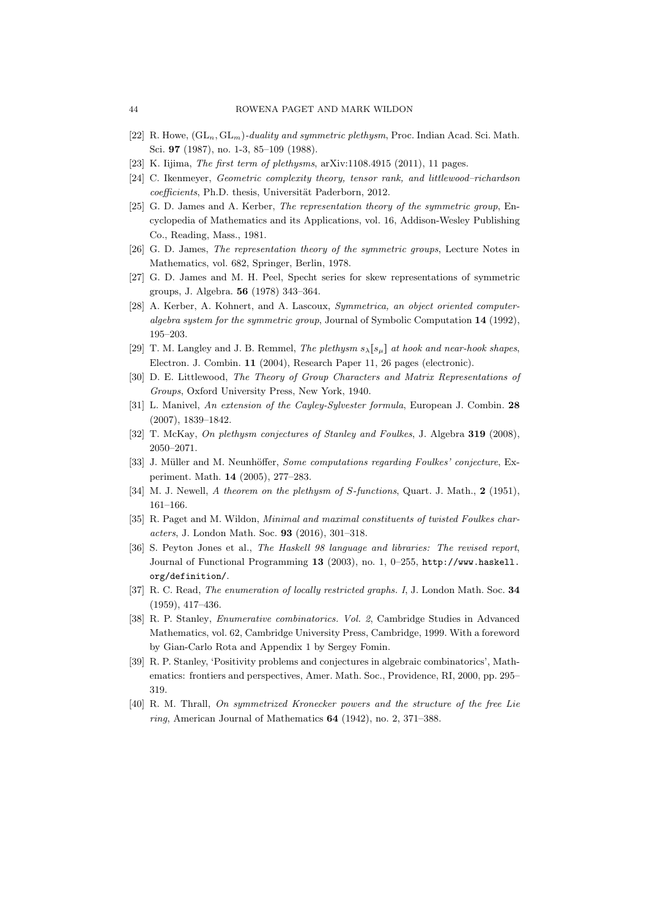[22] R. Howe, $(\mathrm{GL}_n, \mathrm{GL}_m)$*-duality and symmetric plethysm*, Proc. Indian Acad. Sci. Math. Sci. **97** (1987), no. 1-3, 85–109 (1988).

[23] K. Iijima, *The first term of plethysms*, arXiv:1108.4915 (2011), 11 pages.

[24] C. Ikenmeyer, *Geometric complexity theory, tensor rank, and littlewood–richardson coefficients*, Ph.D. thesis, Universität Paderborn, 2012.

[25] G. D. James and A. Kerber, *The representation theory of the symmetric group*, Encyclopedia of Mathematics and its Applications, vol. 16, Addison-Wesley Publishing Co., Reading, Mass., 1981.

[26] G. D. James, *The representation theory of the symmetric groups*, Lecture Notes in Mathematics, vol. 682, Springer, Berlin, 1978.

[27] G. D. James and M. H. Peel, Specht series for skew representations of symmetric groups, J. Algebra. **56** (1978) 343–364.

[28] A. Kerber, A. Kohnert, and A. Lascoux, *Symmetrica, an object oriented computer-algebra system for the symmetric group*, Journal of Symbolic Computation **14** (1992), 195–203.

[29] T. M. Langley and J. B. Remmel, *The plethysm* $s_\lambda[s_\mu]$ *at hook and near-hook shapes*, Electron. J. Combin. **11** (2004), Research Paper 11, 26 pages (electronic).

[30] D. E. Littlewood, *The Theory of Group Characters and Matrix Representations of Groups*, Oxford University Press, New York, 1940.

[31] L. Manivel, *An extension of the Cayley-Sylvester formula*, European J. Combin. **28** (2007), 1839–1842.

[32] T. McKay, *On plethysm conjectures of Stanley and Foulkes*, J. Algebra **319** (2008), 2050–2071.

[33] J. Müller and M. Neunhöffer, *Some computations regarding Foulkes' conjecture*, Experiment. Math. **14** (2005), 277–283.

[34] M. J. Newell, *A theorem on the plethysm of S-functions*, Quart. J. Math., **2** (1951), 161–166.

[35] R. Paget and M. Wildon, *Minimal and maximal constituents of twisted Foulkes characters*, J. London Math. Soc. **93** (2016), 301–318.

[36] S. Peyton Jones et al., *The Haskell 98 language and libraries: The revised report*, Journal of Functional Programming **13** (2003), no. 1, 0–255, `http://www.haskell.org/definition/`.

[37] R. C. Read, *The enumeration of locally restricted graphs. I*, J. London Math. Soc. **34** (1959), 417–436.

[38] R. P. Stanley, *Enumerative combinatorics. Vol. 2*, Cambridge Studies in Advanced Mathematics, vol. 62, Cambridge University Press, Cambridge, 1999. With a foreword by Gian-Carlo Rota and Appendix 1 by Sergey Fomin.

[39] R. P. Stanley, 'Positivity problems and conjectures in algebraic combinatorics', Mathematics: frontiers and perspectives, Amer. Math. Soc., Providence, RI, 2000, pp. 295–319.

[40] R. M. Thrall, *On symmetrized Kronecker powers and the structure of the free Lie ring*, American Journal of Mathematics **64** (1942), no. 2, 371–388.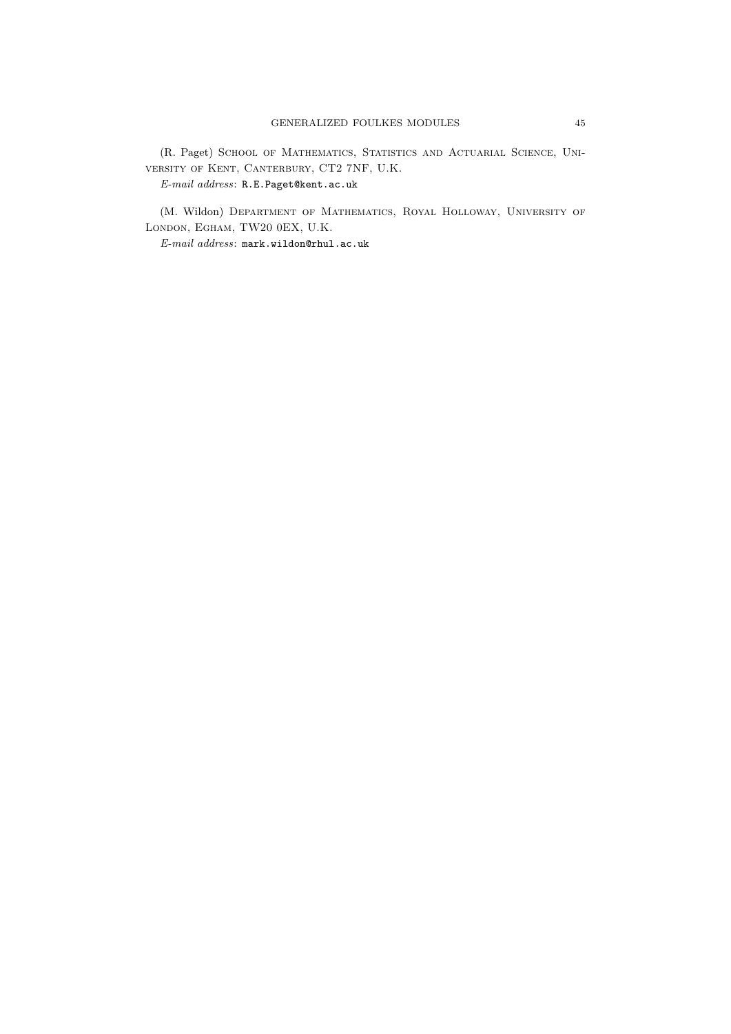(R. Paget) School of Mathematics, Statistics and Actuarial Science, University of Kent, Canterbury, CT2 7NF, U.K.

*E-mail address*: R.E.Paget@kent.ac.uk

(M. Wildon) Department of Mathematics, Royal Holloway, University of London, Egham, TW20 0EX, U.K.

*E-mail address*: mark.wildon@rhul.ac.uk